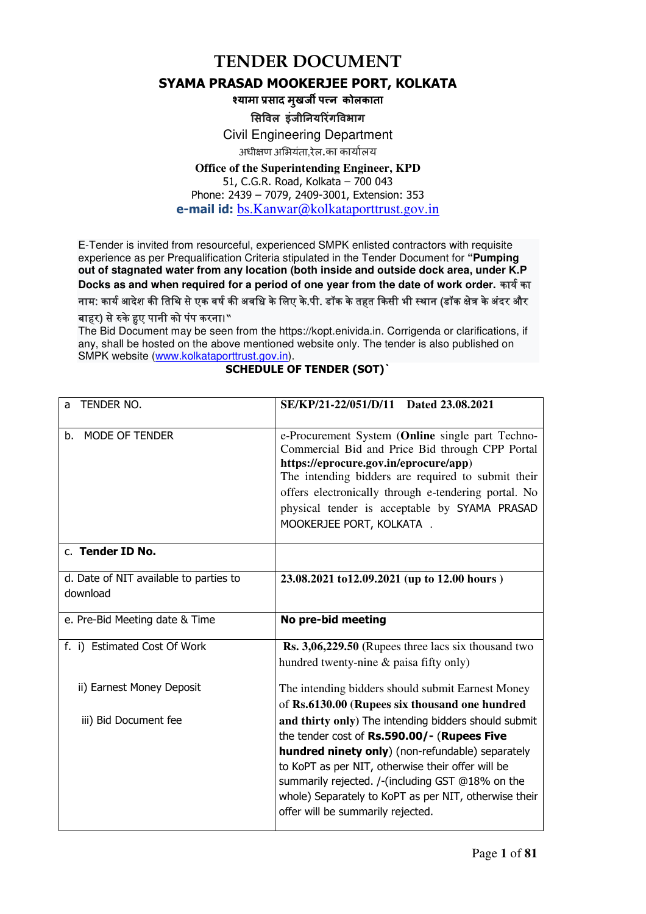# TENDER DOCUMENT

## SYAMA PRASAD MOOKERJEE PORT, KOLKATA

**श्यामा प्रसाद मुखर्जी पत्न कोलकाता**

**सिविल इंजीनियरिंगविभाग**

Civil Engineering Department

अधीक्षण अभियंता,रेल.का कार्यालय

**Office of the Superintending Engineer, KPD**

51, C.G.R. Road, Kolkata – 700 043

Phone: 2439 – 7079, 2409-3001, Extension: 353

**e-mail id:** bs.Kanwar@kolkataporttrust.gov.in

E-Tender is invited from resourceful, experienced SMPK enlisted contractors with requisite experience as per Prequalification Criteria stipulated in the Tender Document for **"Pumping out of stagnated water from any location (both inside and outside dock area, under K.P Docks as and when required for a period of one year from the date of work order.** कार्य का नाम: कार्य आदेश की तिथि से एक वर्ष की अवधि के लिए के.पी. डॉक के तहत किसी भी स्थान (डॉक क्षेत्र के अंदर और बाहर) से रुके हुए पानी को पंप करना।"

The Bid Document may be seen from the https://kopt.enivida.in. Corrigenda or clarifications, if any, shall be hosted on the above mentioned website only. The tender is also published on SMPK website (www.kolkataporttrust.gov.in).

**SCHEDULE OF TENDER (SOT)`**

| | |
|---|---|
| a TENDER NO. | **SE/KP/21-22/051/D/11 Dated 23.08.2021** |
| b. MODE OF TENDER | e-Procurement System (**Online** single part Techno-Commercial Bid and Price Bid through CPP Portal **https://eprocure.gov.in/eprocure/app**)<br>The intending bidders are required to submit their offers electronically through e-tendering portal. No physical tender is acceptable by SYAMA PRASAD MOOKERJEE PORT, KOLKATA . |
| c. **Tender ID No.** | |
| d. Date of NIT available to parties to download | **23.08.2021 to12.09.2021 (up to 12.00 hours )** |
| e. Pre-Bid Meeting date & Time | **No pre-bid meeting** |
| f. i) Estimated Cost Of Work<br><br>ii) Earnest Money Deposit<br><br>iii) Bid Document fee | **Rs. 3,06,229.50** (Rupees three lacs six thousand two hundred twenty-nine & paisa fifty only)<br><br>The intending bidders should submit Earnest Money of **Rs.6130.00 (Rupees six thousand one hundred and thirty only)** The intending bidders should submit the tender cost of **Rs.590.00/- (Rupees Five hundred ninety only**) (non-refundable) separately to KoPT as per NIT, otherwise their offer will be summarily rejected. /-(including GST @18% on the whole) Separately to KoPT as per NIT, otherwise their offer will be summarily rejected. |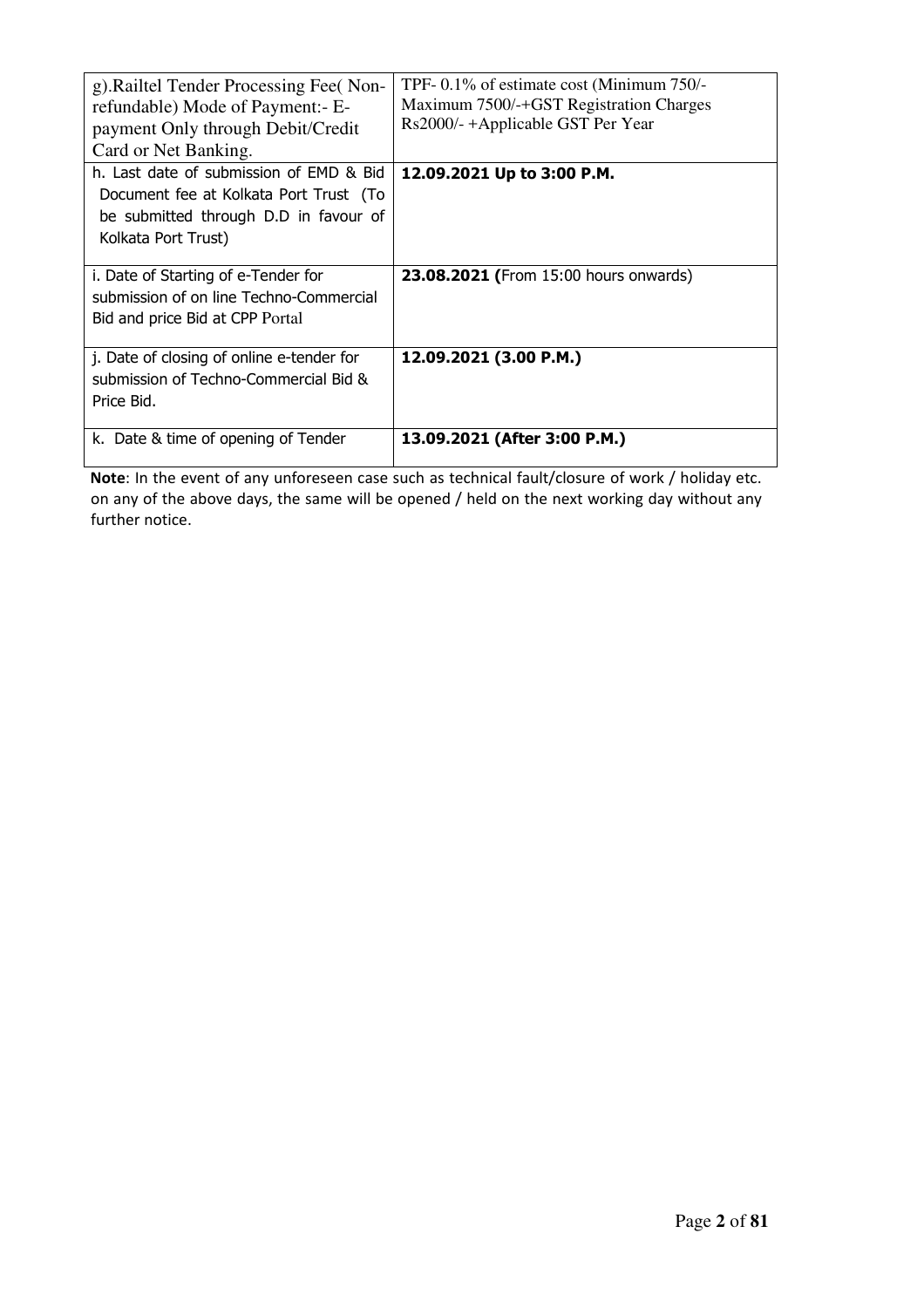| | |
|---|---|
| g).Railtel Tender Processing Fee( Non-refundable) Mode of Payment:- E-payment Only through Debit/Credit Card or Net Banking. | TPF- 0.1% of estimate cost (Minimum 750/- Maximum 7500/-+GST Registration Charges Rs2000/- +Applicable GST Per Year |
| h. Last date of submission of EMD & Bid Document fee at Kolkata Port Trust (To be submitted through D.D in favour of Kolkata Port Trust) | **12.09.2021 Up to 3:00 P.M.** |
| i. Date of Starting of e-Tender for submission of on line Techno-Commercial Bid and price Bid at CPP Portal | **23.08.2021 (**From 15:00 hours onwards) |
| j. Date of closing of online e-tender for submission of Techno-Commercial Bid & Price Bid. | **12.09.2021 (3.00 P.M.)** |
| k. Date & time of opening of Tender | **13.09.2021 (After 3:00 P.M.)** |

**Note**: In the event of any unforeseen case such as technical fault/closure of work / holiday etc. on any of the above days, the same will be opened / held on the next working day without any further notice.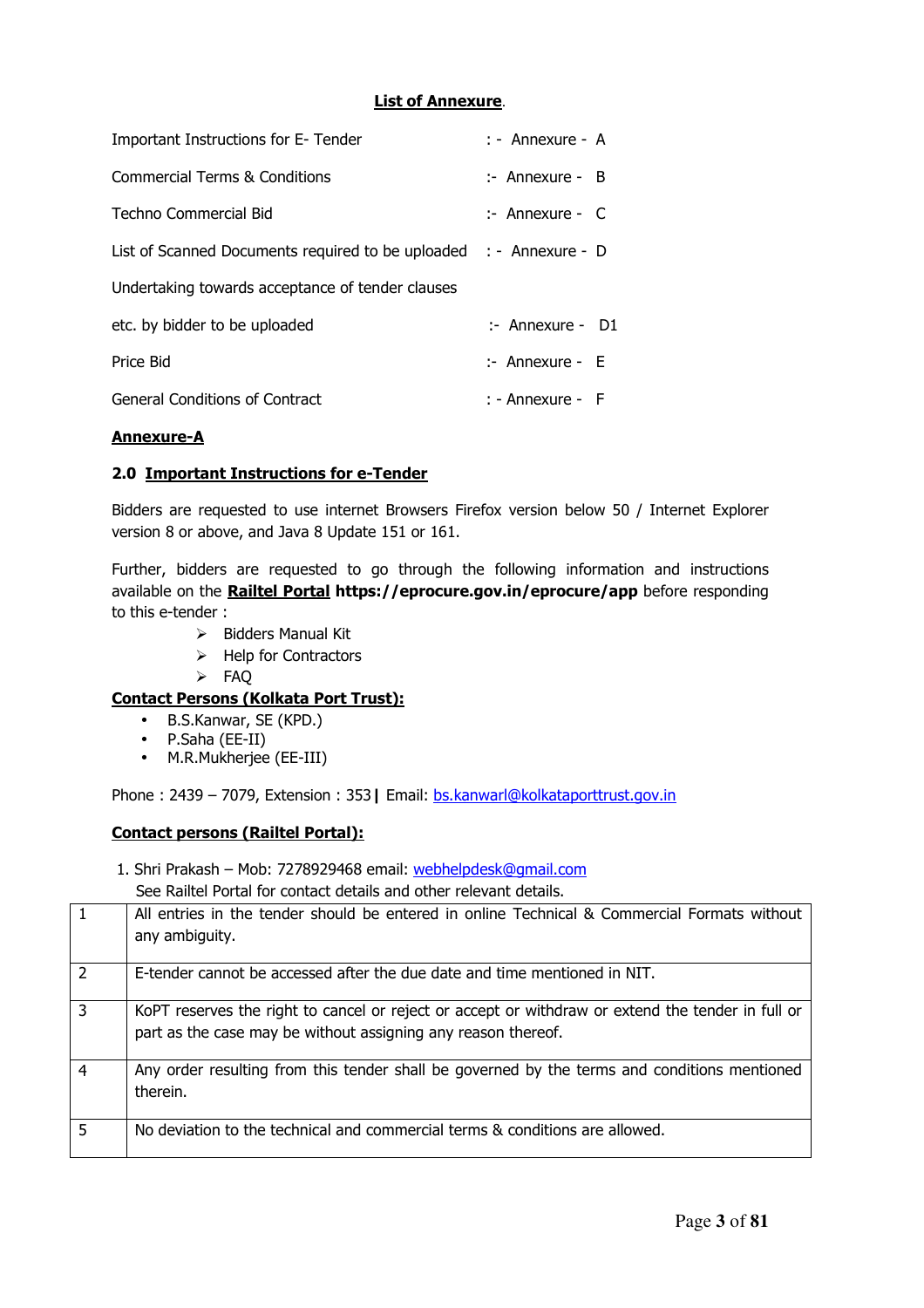**List of Annexure**.

| | |
|---|---|
| Important Instructions for E- Tender | : - Annexure - A |
| Commercial Terms & Conditions | :- Annexure - B |
| Techno Commercial Bid | :- Annexure - C |
| List of Scanned Documents required to be uploaded | : - Annexure - D |
| Undertaking towards acceptance of tender clauses etc. by bidder to be uploaded | :- Annexure - D1 |
| Price Bid | :- Annexure - E |
| General Conditions of Contract | : - Annexure - F |

**Annexure-A**

## 2.0 Important Instructions for e-Tender

Bidders are requested to use internet Browsers Firefox version below 50 / Internet Explorer version 8 or above, and Java 8 Update 151 or 161.

Further, bidders are requested to go through the following information and instructions available on the **Railtel Portal** **https://eprocure.gov.in/eprocure/app** before responding to this e-tender :

- Bidders Manual Kit
- Help for Contractors
- FAQ

**Contact Persons (Kolkata Port Trust):**

- B.S.Kanwar, SE (KPD.)
- P.Saha (EE-II)
- M.R.Mukherjee (EE-III)

Phone : 2439 – 7079, Extension : 353 | Email: bs.kanwarl@kolkataporttrust.gov.in

**Contact persons (Railtel Portal):**

1. Shri Prakash – Mob: 7278929468 email: webhelpdesk@gmail.com
   See Railtel Portal for contact details and other relevant details.

| | |
|---|---|
| 1 | All entries in the tender should be entered in online Technical & Commercial Formats without any ambiguity. |
| 2 | E-tender cannot be accessed after the due date and time mentioned in NIT. |
| 3 | KoPT reserves the right to cancel or reject or accept or withdraw or extend the tender in full or part as the case may be without assigning any reason thereof. |
| 4 | Any order resulting from this tender shall be governed by the terms and conditions mentioned therein. |
| 5 | No deviation to the technical and commercial terms & conditions are allowed. |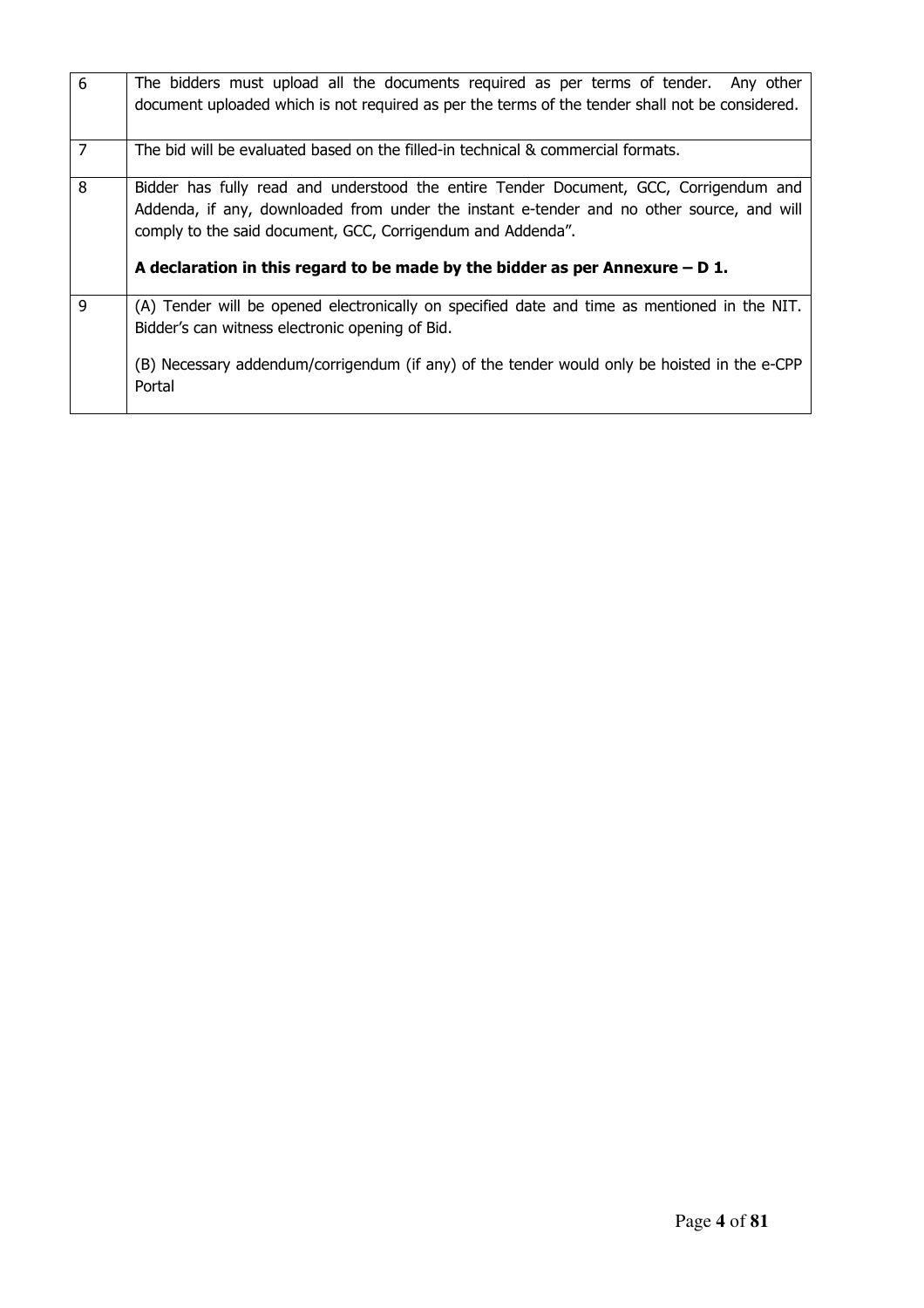| | |
|---|---|
| 6 | The bidders must upload all the documents required as per terms of tender. Any other document uploaded which is not required as per the terms of the tender shall not be considered. |
| 7 | The bid will be evaluated based on the filled-in technical & commercial formats. |
| 8 | Bidder has fully read and understood the entire Tender Document, GCC, Corrigendum and Addenda, if any, downloaded from under the instant e-tender and no other source, and will comply to the said document, GCC, Corrigendum and Addenda".<br><br>**A declaration in this regard to be made by the bidder as per Annexure – D 1.** |
| 9 | (A) Tender will be opened electronically on specified date and time as mentioned in the NIT. Bidder's can witness electronic opening of Bid.<br><br>(B) Necessary addendum/corrigendum (if any) of the tender would only be hoisted in the e-CPP Portal |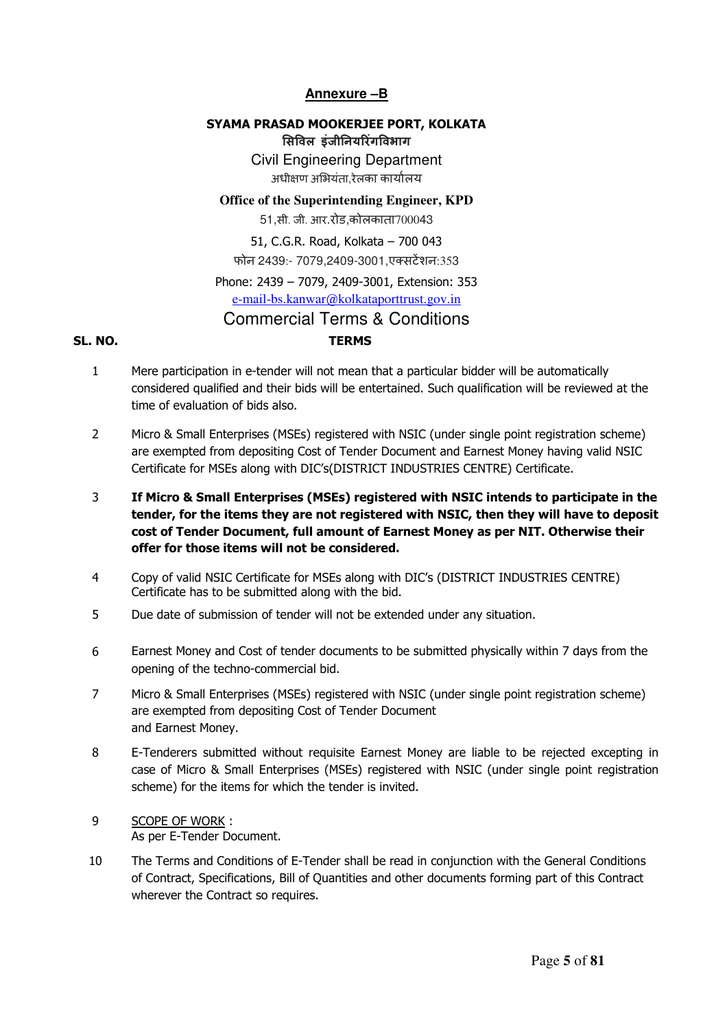## Annexure –B

**SYAMA PRASAD MOOKERJEE PORT, KOLKATA**

**सिविल इंजीनियरिंगविभाग**

Civil Engineering Department

अधीक्षण अभियंता,रेलका कार्यालय

**Office of the Superintending Engineer, KPD**

51,सी. जी. आर.रोड,कोलकाता700043

51, C.G.R. Road, Kolkata – 700 043

फोन 2439:- 7079,2409-3001,एक्सटेंशन:353

Phone: 2439 – 7079, 2409-3001, Extension: 353

e-mail-bs.kanwar@kolkataporttrust.gov.in

## Commercial Terms & Conditions

| SL. NO. | TERMS |
|---|---|
| 1 | Mere participation in e-tender will not mean that a particular bidder will be automatically considered qualified and their bids will be entertained. Such qualification will be reviewed at the time of evaluation of bids also. |
| 2 | Micro & Small Enterprises (MSEs) registered with NSIC (under single point registration scheme) are exempted from depositing Cost of Tender Document and Earnest Money having valid NSIC Certificate for MSEs along with DIC's(DISTRICT INDUSTRIES CENTRE) Certificate. |
| 3 | **If Micro & Small Enterprises (MSEs) registered with NSIC intends to participate in the tender, for the items they are not registered with NSIC, then they will have to deposit cost of Tender Document, full amount of Earnest Money as per NIT. Otherwise their offer for those items will not be considered.** |
| 4 | Copy of valid NSIC Certificate for MSEs along with DIC's (DISTRICT INDUSTRIES CENTRE) Certificate has to be submitted along with the bid. |
| 5 | Due date of submission of tender will not be extended under any situation. |
| 6 | Earnest Money and Cost of tender documents to be submitted physically within 7 days from the opening of the techno-commercial bid. |
| 7 | Micro & Small Enterprises (MSEs) registered with NSIC (under single point registration scheme) are exempted from depositing Cost of Tender Document and Earnest Money. |
| 8 | E-Tenderers submitted without requisite Earnest Money are liable to be rejected excepting in case of Micro & Small Enterprises (MSEs) registered with NSIC (under single point registration scheme) for the items for which the tender is invited. |
| 9 | SCOPE OF WORK : As per E-Tender Document. |
| 10 | The Terms and Conditions of E-Tender shall be read in conjunction with the General Conditions of Contract, Specifications, Bill of Quantities and other documents forming part of this Contract wherever the Contract so requires. |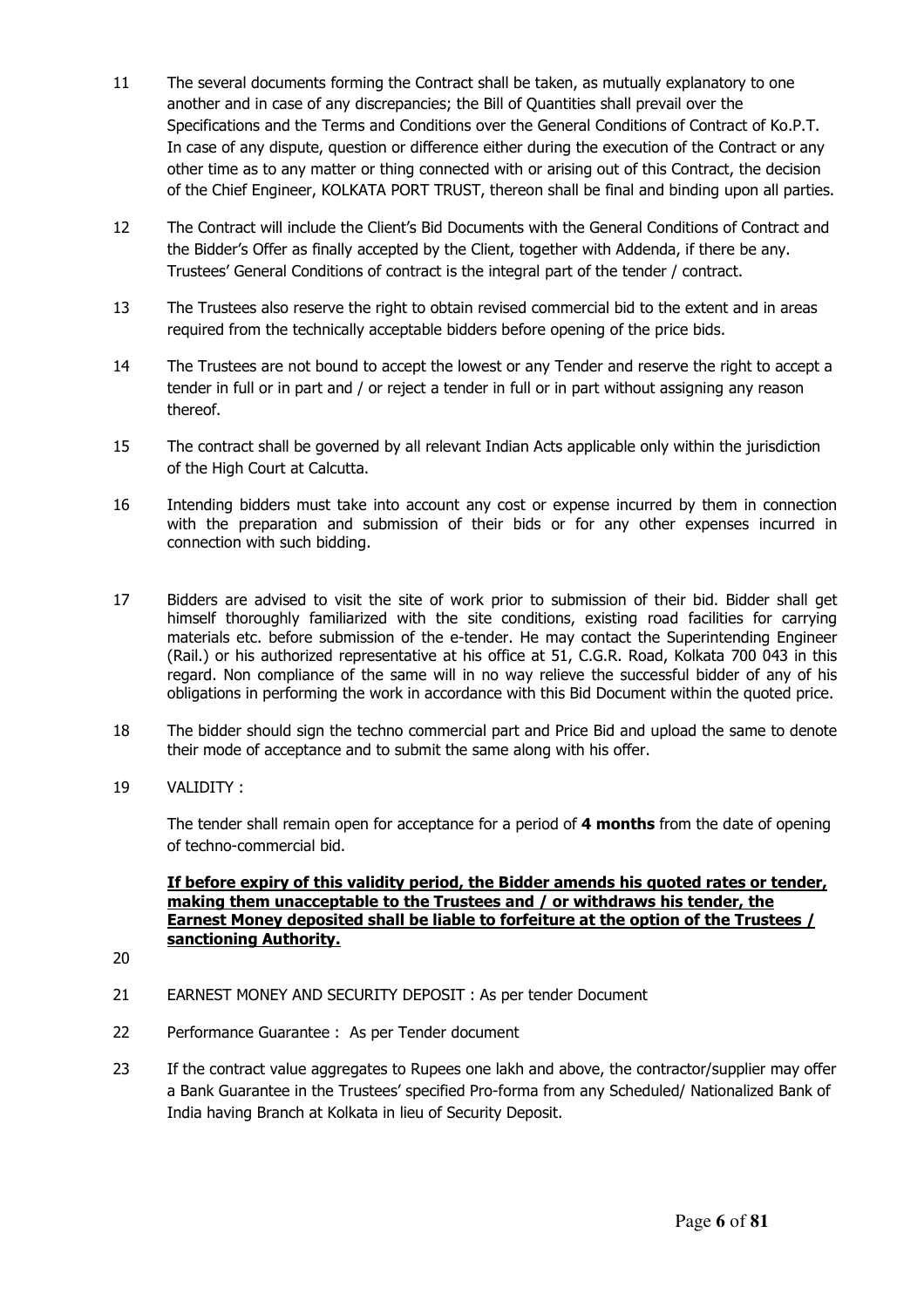11 The several documents forming the Contract shall be taken, as mutually explanatory to one another and in case of any discrepancies; the Bill of Quantities shall prevail over the Specifications and the Terms and Conditions over the General Conditions of Contract of Ko.P.T. In case of any dispute, question or difference either during the execution of the Contract or any other time as to any matter or thing connected with or arising out of this Contract, the decision of the Chief Engineer, KOLKATA PORT TRUST, thereon shall be final and binding upon all parties.

12 The Contract will include the Client's Bid Documents with the General Conditions of Contract and the Bidder's Offer as finally accepted by the Client, together with Addenda, if there be any. Trustees' General Conditions of contract is the integral part of the tender / contract.

13 The Trustees also reserve the right to obtain revised commercial bid to the extent and in areas required from the technically acceptable bidders before opening of the price bids.

14 The Trustees are not bound to accept the lowest or any Tender and reserve the right to accept a tender in full or in part and / or reject a tender in full or in part without assigning any reason thereof.

15 The contract shall be governed by all relevant Indian Acts applicable only within the jurisdiction of the High Court at Calcutta.

16 Intending bidders must take into account any cost or expense incurred by them in connection with the preparation and submission of their bids or for any other expenses incurred in connection with such bidding.

17 Bidders are advised to visit the site of work prior to submission of their bid. Bidder shall get himself thoroughly familiarized with the site conditions, existing road facilities for carrying materials etc. before submission of the e-tender. He may contact the Superintending Engineer (Rail.) or his authorized representative at his office at 51, C.G.R. Road, Kolkata 700 043 in this regard. Non compliance of the same will in no way relieve the successful bidder of any of his obligations in performing the work in accordance with this Bid Document within the quoted price.

18 The bidder should sign the techno commercial part and Price Bid and upload the same to denote their mode of acceptance and to submit the same along with his offer.

19 VALIDITY :

The tender shall remain open for acceptance for a period of **4 months** from the date of opening of techno-commercial bid.

<u>**If before expiry of this validity period, the Bidder amends his quoted rates or tender, making them unacceptable to the Trustees and / or withdraws his tender, the Earnest Money deposited shall be liable to forfeiture at the option of the Trustees / sanctioning Authority.**</u>

20

21 EARNEST MONEY AND SECURITY DEPOSIT : As per tender Document

22 Performance Guarantee : As per Tender document

23 If the contract value aggregates to Rupees one lakh and above, the contractor/supplier may offer a Bank Guarantee in the Trustees' specified Pro-forma from any Scheduled/ Nationalized Bank of India having Branch at Kolkata in lieu of Security Deposit.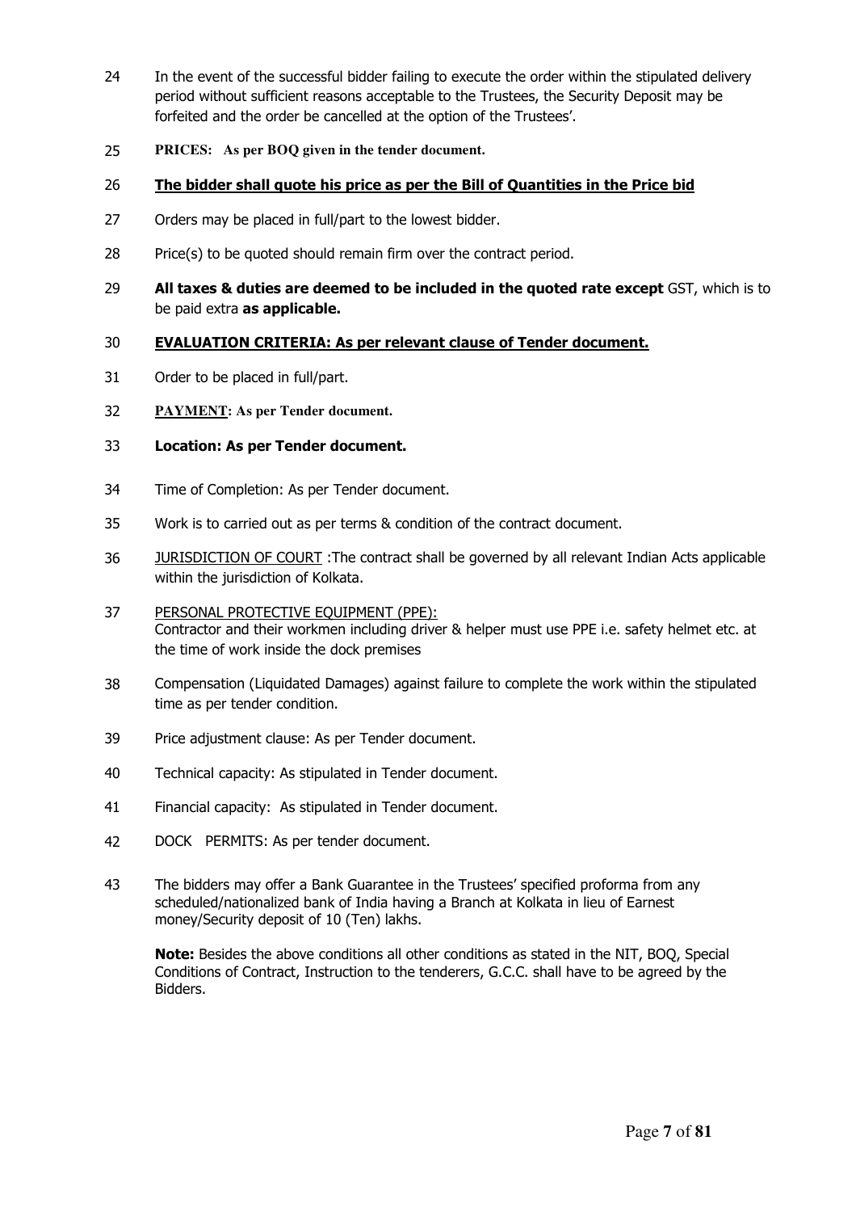24 In the event of the successful bidder failing to execute the order within the stipulated delivery period without sufficient reasons acceptable to the Trustees, the Security Deposit may be forfeited and the order be cancelled at the option of the Trustees'.

25 **PRICES: As per BOQ given in the tender document.**

26 **<u>The bidder shall quote his price as per the Bill of Quantities in the Price bid</u>**

27 Orders may be placed in full/part to the lowest bidder.

28 Price(s) to be quoted should remain firm over the contract period.

29 **All taxes & duties are deemed to be included in the quoted rate except** GST, which is to be paid extra **as applicable.**

30 **<u>EVALUATION CRITERIA: As per relevant clause of Tender document.</u>**

31 Order to be placed in full/part.

32 **<u>PAYMENT</u>: As per Tender document.**

33 **Location: As per Tender document.**

34 Time of Completion: As per Tender document.

35 Work is to carried out as per terms & condition of the contract document.

36 <u>JURISDICTION OF COURT</u> :The contract shall be governed by all relevant Indian Acts applicable within the jurisdiction of Kolkata.

37 <u>PERSONAL PROTECTIVE EQUIPMENT (PPE):</u>
Contractor and their workmen including driver & helper must use PPE i.e. safety helmet etc. at the time of work inside the dock premises

38 Compensation (Liquidated Damages) against failure to complete the work within the stipulated time as per tender condition.

39 Price adjustment clause: As per Tender document.

40 Technical capacity: As stipulated in Tender document.

41 Financial capacity: As stipulated in Tender document.

42 DOCK PERMITS: As per tender document.

43 The bidders may offer a Bank Guarantee in the Trustees' specified proforma from any scheduled/nationalized bank of India having a Branch at Kolkata in lieu of Earnest money/Security deposit of 10 (Ten) lakhs.

**Note:** Besides the above conditions all other conditions as stated in the NIT, BOQ, Special Conditions of Contract, Instruction to the tenderers, G.C.C. shall have to be agreed by the Bidders.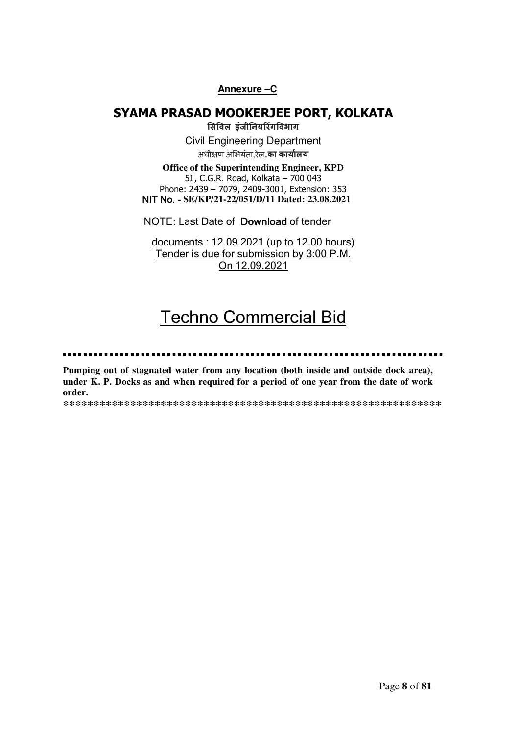**Annexure –C**

# SYAMA PRASAD MOOKERJEE PORT, KOLKATA

**सिविल इंजीनियरिंगविभाग**

Civil Engineering Department

अधीक्षण अभियंता,रेल.**का कार्यालय**

**Office of the Superintending Engineer, KPD**

51, C.G.R. Road, Kolkata – 700 043

Phone: 2439 – 7079, 2409-3001, Extension: 353

NIT No. - **SE/KP/21-22/051/D/11 Dated: 23.08.2021**

NOTE: Last Date of Download of tender documents : 12.09.2021 (up to 12.00 hours)

Tender is due for submission by 3:00 P.M. On 12.09.2021

# Techno Commercial Bid

**Pumping out of stagnated water from any location (both inside and outside dock area), under K. P. Docks as and when required for a period of one year from the date of work order.**

**************************************************************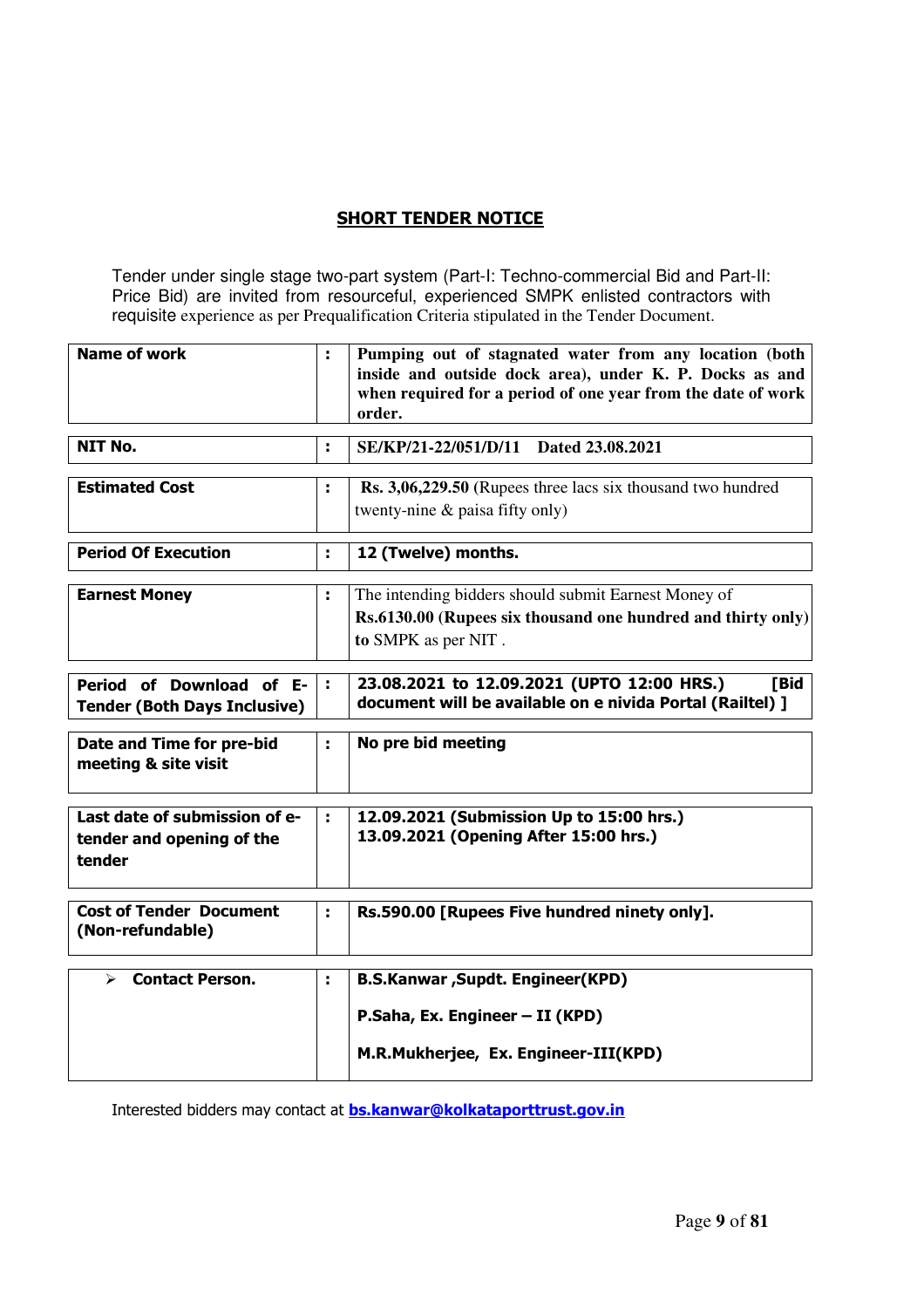## SHORT TENDER NOTICE

Tender under single stage two-part system (Part-I: Techno-commercial Bid and Part-II: Price Bid) are invited from resourceful, experienced SMPK enlisted contractors with requisite experience as per Prequalification Criteria stipulated in the Tender Document.

| | | |
|---|---|---|
| **Name of work** | : | **Pumping out of stagnated water from any location (both inside and outside dock area), under K. P. Docks as and when required for a period of one year from the date of work order.** |
| **NIT No.** | : | **SE/KP/21-22/051/D/11 Dated 23.08.2021** |
| **Estimated Cost** | : | **Rs. 3,06,229.50** (Rupees three lacs six thousand two hundred twenty-nine & paisa fifty only) |
| **Period Of Execution** | : | **12 (Twelve) months.** |
| **Earnest Money** | : | The intending bidders should submit Earnest Money of **Rs.6130.00 (Rupees six thousand one hundred and thirty only) to** SMPK as per NIT . |
| **Period of Download of E-Tender (Both Days Inclusive)** | : | **23.08.2021 to 12.09.2021 (UPTO 12:00 HRS.) [Bid document will be available on e nivida Portal (Railtel) ]** |
| **Date and Time for pre-bid meeting & site visit** | : | **No pre bid meeting** |
| **Last date of submission of e-tender and opening of the tender** | : | **12.09.2021 (Submission Up to 15:00 hrs.)**<br>**13.09.2021 (Opening After 15:00 hrs.)** |
| **Cost of Tender Document (Non-refundable)** | : | **Rs.590.00 [Rupees Five hundred ninety only].** |
| ➢ **Contact Person.** | : | **B.S.Kanwar ,Supdt. Engineer(KPD)**<br>**P.Saha, Ex. Engineer – II (KPD)**<br>**M.R.Mukherjee, Ex. Engineer-III(KPD)** |

Interested bidders may contact at **bs.kanwar@kolkataporttrust.gov.in**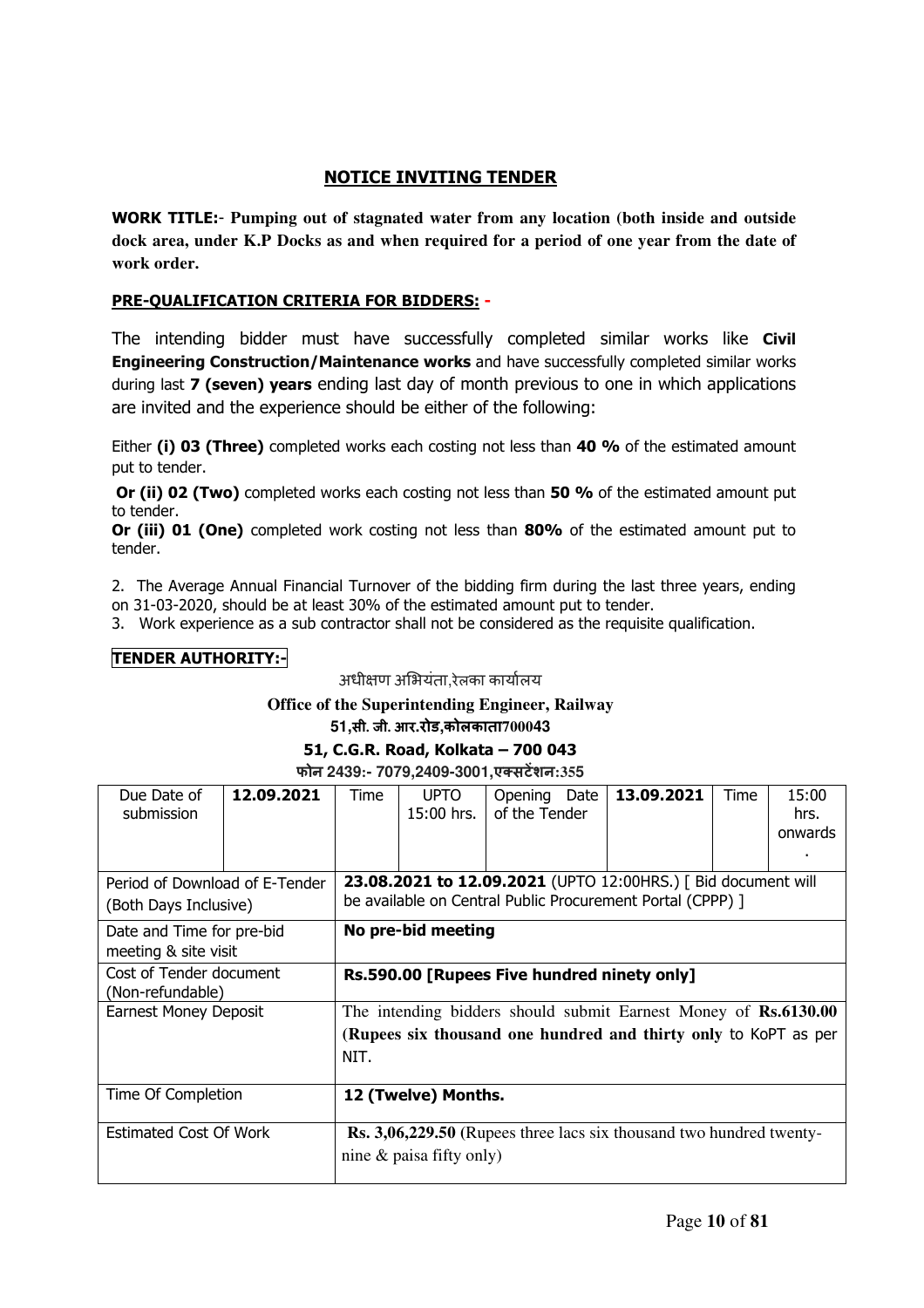## NOTICE INVITING TENDER

**WORK TITLE:- Pumping out of stagnated water from any location (both inside and outside dock area, under K.P Docks as and when required for a period of one year from the date of work order.**

**PRE-QUALIFICATION CRITERIA FOR BIDDERS: -**

The intending bidder must have successfully completed similar works like **Civil Engineering Construction/Maintenance works** and have successfully completed similar works during last **7 (seven) years** ending last day of month previous to one in which applications are invited and the experience should be either of the following:

Either **(i) 03 (Three)** completed works each costing not less than **40 %** of the estimated amount put to tender.

**Or (ii) 02 (Two)** completed works each costing not less than **50 %** of the estimated amount put to tender.

**Or (iii) 01 (One)** completed work costing not less than **80%** of the estimated amount put to tender.

2. The Average Annual Financial Turnover of the bidding firm during the last three years, ending on 31-03-2020, should be at least 30% of the estimated amount put to tender.
3. Work experience as a sub contractor shall not be considered as the requisite qualification.

**TENDER AUTHORITY:-**

अधीक्षण अभियंता,रेलका कार्यालय

**Office of the Superintending Engineer, Railway**

**51,सी. जी. आर.रोड,कोलकाता700043**

**51, C.G.R. Road, Kolkata – 700 043**

**फोन 2439:- 7079,2409-3001,एक्सटेंशन:355**

| Due Date of submission | **12.09.2021** | Time | UPTO 15:00 hrs. | Opening Date of the Tender | **13.09.2021** | Time | 15:00 hrs. onwards. |
|---|---|---|---|---|---|---|---|
| Period of Download of E-Tender (Both Days Inclusive) | | **23.08.2021 to 12.09.2021** (UPTO 12:00HRS.) [ Bid document will be available on Central Public Procurement Portal (CPPP) ] | | | | | |
| Date and Time for pre-bid meeting & site visit | | **No pre-bid meeting** | | | | | |
| Cost of Tender document (Non-refundable) | | **Rs.590.00 [Rupees Five hundred ninety only]** | | | | | |
| Earnest Money Deposit | | The intending bidders should submit Earnest Money of **Rs.6130.00** (**Rupees six thousand one hundred and thirty only** to KoPT as per NIT. | | | | | |
| Time Of Completion | | **12 (Twelve) Months.** | | | | | |
| Estimated Cost Of Work | | **Rs. 3,06,229.50** (Rupees three lacs six thousand two hundred twenty-nine & paisa fifty only) | | | | | |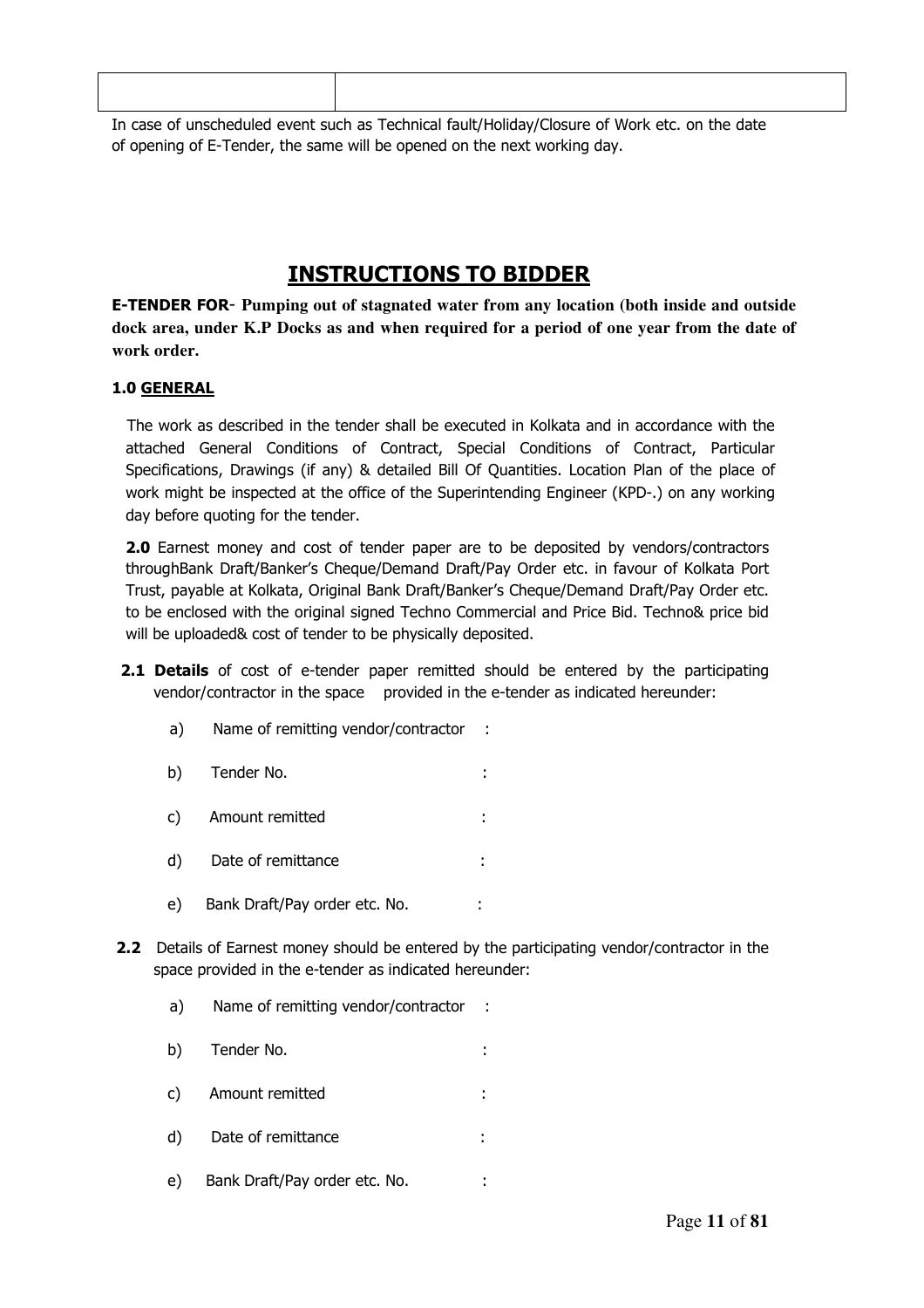| | |
|---|---|
| | |

In case of unscheduled event such as Technical fault/Holiday/Closure of Work etc. on the date of opening of E-Tender, the same will be opened on the next working day.

# INSTRUCTIONS TO BIDDER

**E-TENDER FOR- Pumping out of stagnated water from any location (both inside and outside dock area, under K.P Docks as and when required for a period of one year from the date of work order.**

**1.0 GENERAL**

The work as described in the tender shall be executed in Kolkata and in accordance with the attached General Conditions of Contract, Special Conditions of Contract, Particular Specifications, Drawings (if any) & detailed Bill Of Quantities. Location Plan of the place of work might be inspected at the office of the Superintending Engineer (KPD-.) on any working day before quoting for the tender.

**2.0** Earnest money and cost of tender paper are to be deposited by vendors/contractors throughBank Draft/Banker's Cheque/Demand Draft/Pay Order etc. in favour of Kolkata Port Trust, payable at Kolkata, Original Bank Draft/Banker's Cheque/Demand Draft/Pay Order etc. to be enclosed with the original signed Techno Commercial and Price Bid. Techno& price bid will be uploaded& cost of tender to be physically deposited.

**2.1 Details** of cost of e-tender paper remitted should be entered by the participating vendor/contractor in the space provided in the e-tender as indicated hereunder:

a) Name of remitting vendor/contractor :

b) Tender No. :

c) Amount remitted :

d) Date of remittance :

e) Bank Draft/Pay order etc. No. :

**2.2** Details of Earnest money should be entered by the participating vendor/contractor in the space provided in the e-tender as indicated hereunder:

a) Name of remitting vendor/contractor :

b) Tender No. :

c) Amount remitted :

d) Date of remittance :

e) Bank Draft/Pay order etc. No. :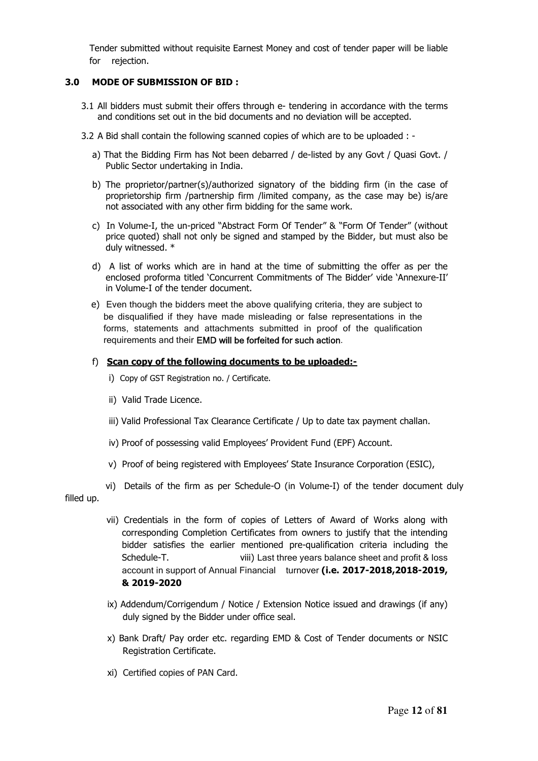Tender submitted without requisite Earnest Money and cost of tender paper will be liable for rejection.

### 3.0 MODE OF SUBMISSION OF BID :

3.1 All bidders must submit their offers through e- tendering in accordance with the terms and conditions set out in the bid documents and no deviation will be accepted.

3.2 A Bid shall contain the following scanned copies of which are to be uploaded : -

a) That the Bidding Firm has Not been debarred / de-listed by any Govt / Quasi Govt. / Public Sector undertaking in India.

b) The proprietor/partner(s)/authorized signatory of the bidding firm (in the case of proprietorship firm /partnership firm /limited company, as the case may be) is/are not associated with any other firm bidding for the same work.

c) In Volume-I, the un-priced "Abstract Form Of Tender" & "Form Of Tender" (without price quoted) shall not only be signed and stamped by the Bidder, but must also be duly witnessed. *

d) A list of works which are in hand at the time of submitting the offer as per the enclosed proforma titled 'Concurrent Commitments of The Bidder' vide 'Annexure-II' in Volume-I of the tender document.

e) Even though the bidders meet the above qualifying criteria, they are subject to be disqualified if they have made misleading or false representations in the forms, statements and attachments submitted in proof of the qualification requirements and their EMD will be forfeited for such action.

f) **<u>Scan copy of the following documents to be uploaded:-</u>**

i) Copy of GST Registration no. / Certificate.

ii) Valid Trade Licence.

iii) Valid Professional Tax Clearance Certificate / Up to date tax payment challan.

iv) Proof of possessing valid Employees' Provident Fund (EPF) Account.

v) Proof of being registered with Employees' State Insurance Corporation (ESIC),

vi) Details of the firm as per Schedule-O (in Volume-I) of the tender document duly filled up.

vii) Credentials in the form of copies of Letters of Award of Works along with corresponding Completion Certificates from owners to justify that the intending bidder satisfies the earlier mentioned pre-qualification criteria including the Schedule-T.

viii) Last three years balance sheet and profit & loss account in support of Annual Financial turnover **(i.e. 2017-2018,2018-2019, & 2019-2020**

ix) Addendum/Corrigendum / Notice / Extension Notice issued and drawings (if any) duly signed by the Bidder under office seal.

x) Bank Draft/ Pay order etc. regarding EMD & Cost of Tender documents or NSIC Registration Certificate.

xi) Certified copies of PAN Card.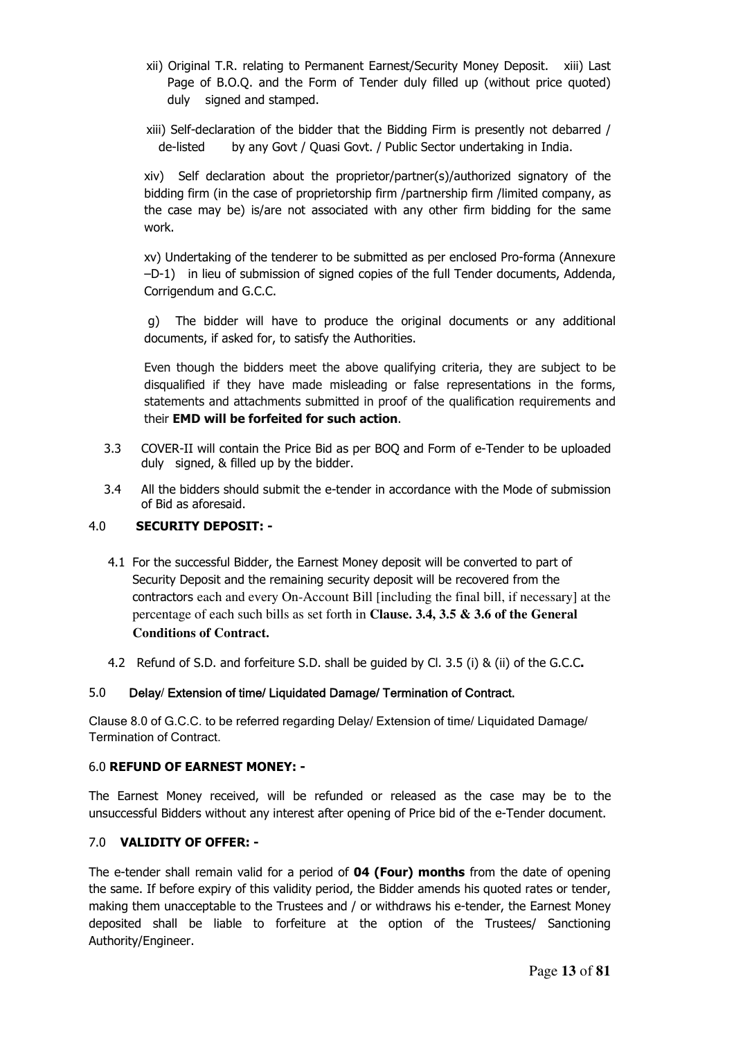xii) Original T.R. relating to Permanent Earnest/Security Money Deposit. xiii) Last Page of B.O.Q. and the Form of Tender duly filled up (without price quoted) duly signed and stamped.

xiii) Self-declaration of the bidder that the Bidding Firm is presently not debarred / de-listed by any Govt / Quasi Govt. / Public Sector undertaking in India.

xiv) Self declaration about the proprietor/partner(s)/authorized signatory of the bidding firm (in the case of proprietorship firm /partnership firm /limited company, as the case may be) is/are not associated with any other firm bidding for the same work.

xv) Undertaking of the tenderer to be submitted as per enclosed Pro-forma (Annexure –D-1) in lieu of submission of signed copies of the full Tender documents, Addenda, Corrigendum and G.C.C.

g) The bidder will have to produce the original documents or any additional documents, if asked for, to satisfy the Authorities.

Even though the bidders meet the above qualifying criteria, they are subject to be disqualified if they have made misleading or false representations in the forms, statements and attachments submitted in proof of the qualification requirements and their **EMD will be forfeited for such action**.

3.3 COVER-II will contain the Price Bid as per BOQ and Form of e-Tender to be uploaded duly signed, & filled up by the bidder.

3.4 All the bidders should submit the e-tender in accordance with the Mode of submission of Bid as aforesaid.

## 4.0 SECURITY DEPOSIT: -

4.1 For the successful Bidder, the Earnest Money deposit will be converted to part of Security Deposit and the remaining security deposit will be recovered from the contractors each and every On-Account Bill [including the final bill, if necessary] at the percentage of each such bills as set forth in **Clause. 3.4, 3.5 & 3.6 of the General Conditions of Contract.**

4.2 Refund of S.D. and forfeiture S.D. shall be guided by Cl. 3.5 (i) & (ii) of the G.C.C**.**

## 5.0 Delay/ Extension of time/ Liquidated Damage/ Termination of Contract.

Clause 8.0 of G.C.C. to be referred regarding Delay/ Extension of time/ Liquidated Damage/ Termination of Contract.

## 6.0 REFUND OF EARNEST MONEY: -

The Earnest Money received, will be refunded or released as the case may be to the unsuccessful Bidders without any interest after opening of Price bid of the e-Tender document.

## 7.0 VALIDITY OF OFFER: -

The e-tender shall remain valid for a period of **04 (Four) months** from the date of opening the same. If before expiry of this validity period, the Bidder amends his quoted rates or tender, making them unacceptable to the Trustees and / or withdraws his e-tender, the Earnest Money deposited shall be liable to forfeiture at the option of the Trustees/ Sanctioning Authority/Engineer.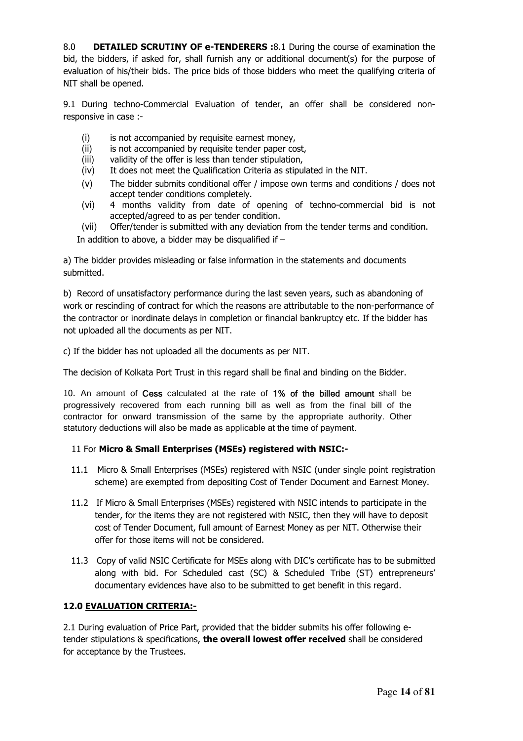8.0 **DETAILED SCRUTINY OF e-TENDERERS :**8.1 During the course of examination the bid, the bidders, if asked for, shall furnish any or additional document(s) for the purpose of evaluation of his/their bids. The price bids of those bidders who meet the qualifying criteria of NIT shall be opened.

9.1 During techno-Commercial Evaluation of tender, an offer shall be considered non-responsive in case :-

- (i) is not accompanied by requisite earnest money,
- (ii) is not accompanied by requisite tender paper cost,
- (iii) validity of the offer is less than tender stipulation,
- (iv) It does not meet the Qualification Criteria as stipulated in the NIT.
- (v) The bidder submits conditional offer / impose own terms and conditions / does not accept tender conditions completely.
- (vi) 4 months validity from date of opening of techno-commercial bid is not accepted/agreed to as per tender condition.
- (vii) Offer/tender is submitted with any deviation from the tender terms and condition.

In addition to above, a bidder may be disqualified if –

a) The bidder provides misleading or false information in the statements and documents submitted.

b) Record of unsatisfactory performance during the last seven years, such as abandoning of work or rescinding of contract for which the reasons are attributable to the non-performance of the contractor or inordinate delays in completion or financial bankruptcy etc. If the bidder has not uploaded all the documents as per NIT.

c) If the bidder has not uploaded all the documents as per NIT.

The decision of Kolkata Port Trust in this regard shall be final and binding on the Bidder.

10. An amount of **Cess** calculated at the rate of **1% of the billed amount** shall be progressively recovered from each running bill as well as from the final bill of the contractor for onward transmission of the same by the appropriate authority. Other statutory deductions will also be made as applicable at the time of payment.

11 For **Micro & Small Enterprises (MSEs) registered with NSIC:-**

11.1 Micro & Small Enterprises (MSEs) registered with NSIC (under single point registration scheme) are exempted from depositing Cost of Tender Document and Earnest Money.

11.2 If Micro & Small Enterprises (MSEs) registered with NSIC intends to participate in the tender, for the items they are not registered with NSIC, then they will have to deposit cost of Tender Document, full amount of Earnest Money as per NIT. Otherwise their offer for those items will not be considered.

11.3 Copy of valid NSIC Certificate for MSEs along with DIC's certificate has to be submitted along with bid. For Scheduled cast (SC) & Scheduled Tribe (ST) entrepreneurs' documentary evidences have also to be submitted to get benefit in this regard.

**12.0 EVALUATION CRITERIA:-**

2.1 During evaluation of Price Part, provided that the bidder submits his offer following e-tender stipulations & specifications, **the overall lowest offer received** shall be considered for acceptance by the Trustees.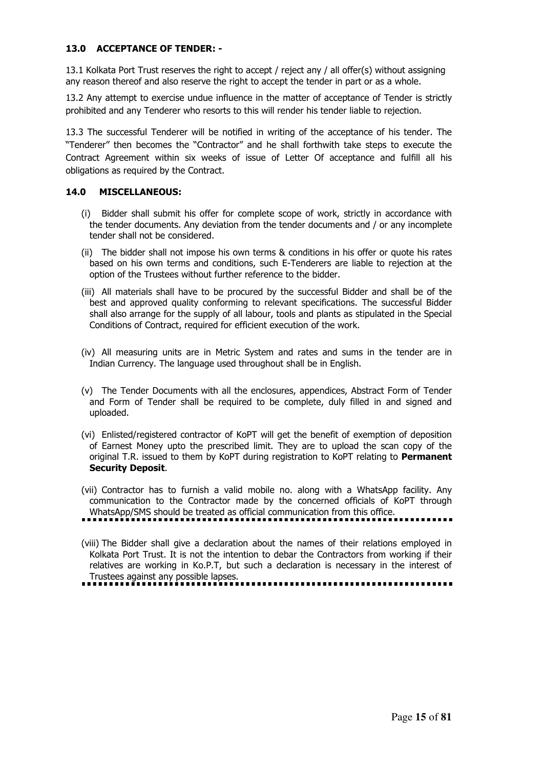## 13.0 ACCEPTANCE OF TENDER: -

13.1 Kolkata Port Trust reserves the right to accept / reject any / all offer(s) without assigning any reason thereof and also reserve the right to accept the tender in part or as a whole.

13.2 Any attempt to exercise undue influence in the matter of acceptance of Tender is strictly prohibited and any Tenderer who resorts to this will render his tender liable to rejection.

13.3 The successful Tenderer will be notified in writing of the acceptance of his tender. The "Tenderer" then becomes the "Contractor" and he shall forthwith take steps to execute the Contract Agreement within six weeks of issue of Letter Of acceptance and fulfill all his obligations as required by the Contract.

## 14.0 MISCELLANEOUS:

(i) Bidder shall submit his offer for complete scope of work, strictly in accordance with the tender documents. Any deviation from the tender documents and / or any incomplete tender shall not be considered.

(ii) The bidder shall not impose his own terms & conditions in his offer or quote his rates based on his own terms and conditions, such E-Tenderers are liable to rejection at the option of the Trustees without further reference to the bidder.

(iii) All materials shall have to be procured by the successful Bidder and shall be of the best and approved quality conforming to relevant specifications. The successful Bidder shall also arrange for the supply of all labour, tools and plants as stipulated in the Special Conditions of Contract, required for efficient execution of the work.

(iv) All measuring units are in Metric System and rates and sums in the tender are in Indian Currency. The language used throughout shall be in English.

(v) The Tender Documents with all the enclosures, appendices, Abstract Form of Tender and Form of Tender shall be required to be complete, duly filled in and signed and uploaded.

(vi) Enlisted/registered contractor of KoPT will get the benefit of exemption of deposition of Earnest Money upto the prescribed limit. They are to upload the scan copy of the original T.R. issued to them by KoPT during registration to KoPT relating to **Permanent Security Deposit**.

(vii) Contractor has to furnish a valid mobile no. along with a WhatsApp facility. Any communication to the Contractor made by the concerned officials of KoPT through WhatsApp/SMS should be treated as official communication from this office.

(viii) The Bidder shall give a declaration about the names of their relations employed in Kolkata Port Trust. It is not the intention to debar the Contractors from working if their relatives are working in Ko.P.T, but such a declaration is necessary in the interest of Trustees against any possible lapses.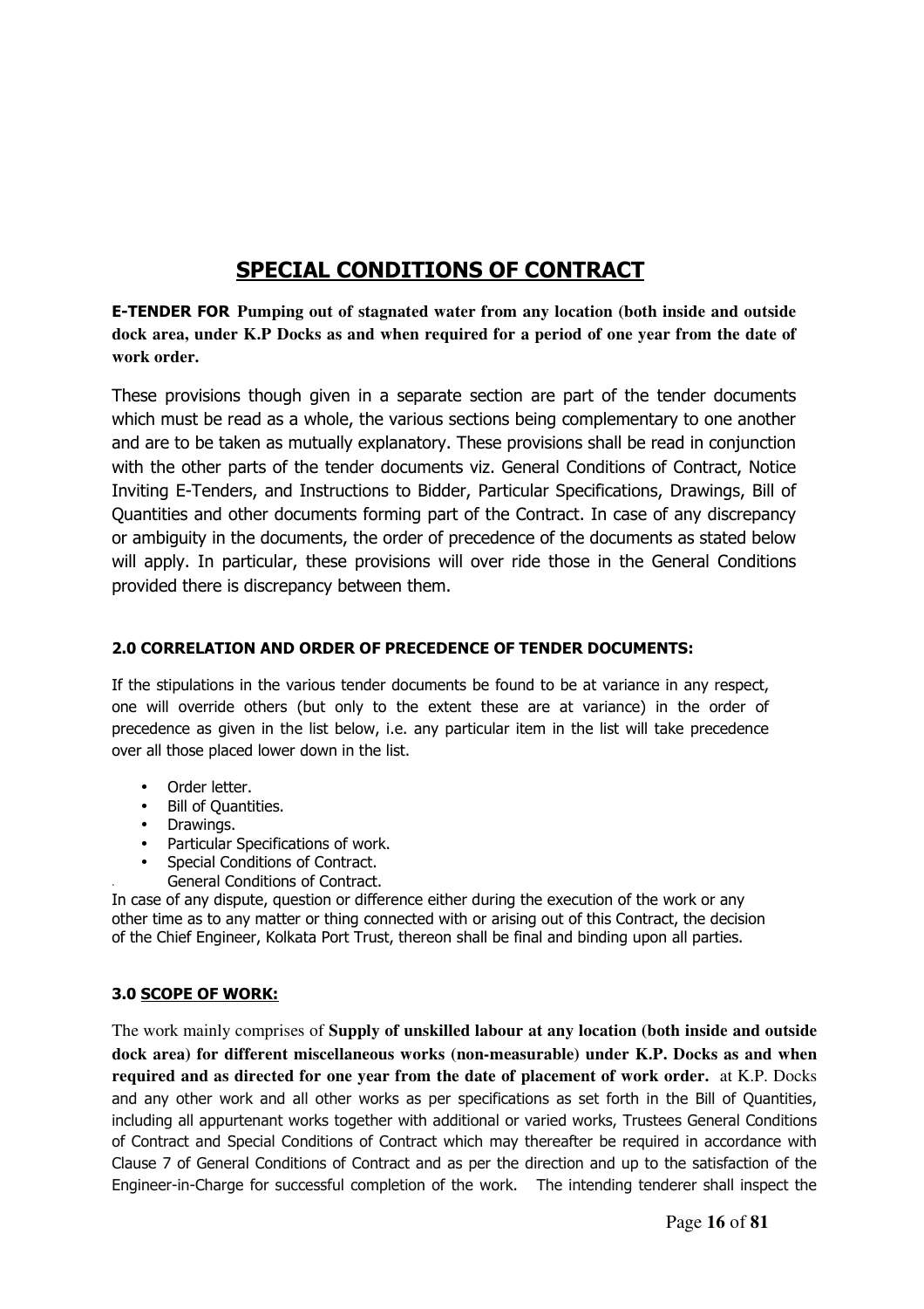# SPECIAL CONDITIONS OF CONTRACT

**E-TENDER FOR Pumping out of stagnated water from any location (both inside and outside dock area, under K.P Docks as and when required for a period of one year from the date of work order.**

These provisions though given in a separate section are part of the tender documents which must be read as a whole, the various sections being complementary to one another and are to be taken as mutually explanatory. These provisions shall be read in conjunction with the other parts of the tender documents viz. General Conditions of Contract, Notice Inviting E-Tenders, and Instructions to Bidder, Particular Specifications, Drawings, Bill of Quantities and other documents forming part of the Contract. In case of any discrepancy or ambiguity in the documents, the order of precedence of the documents as stated below will apply. In particular, these provisions will over ride those in the General Conditions provided there is discrepancy between them.

### 2.0 CORRELATION AND ORDER OF PRECEDENCE OF TENDER DOCUMENTS:

If the stipulations in the various tender documents be found to be at variance in any respect, one will override others (but only to the extent these are at variance) in the order of precedence as given in the list below, i.e. any particular item in the list will take precedence over all those placed lower down in the list.

- Order letter.
- Bill of Quantities.
- Drawings.
- Particular Specifications of work.
- Special Conditions of Contract.
- General Conditions of Contract.

In case of any dispute, question or difference either during the execution of the work or any other time as to any matter or thing connected with or arising out of this Contract, the decision of the Chief Engineer, Kolkata Port Trust, thereon shall be final and binding upon all parties.

### 3.0 SCOPE OF WORK:

The work mainly comprises of **Supply of unskilled labour at any location (both inside and outside dock area) for different miscellaneous works (non-measurable) under K.P. Docks as and when required and as directed for one year from the date of placement of work order.** at K.P. Docks and any other work and all other works as per specifications as set forth in the Bill of Quantities, including all appurtenant works together with additional or varied works, Trustees General Conditions of Contract and Special Conditions of Contract which may thereafter be required in accordance with Clause 7 of General Conditions of Contract and as per the direction and up to the satisfaction of the Engineer-in-Charge for successful completion of the work. The intending tenderer shall inspect the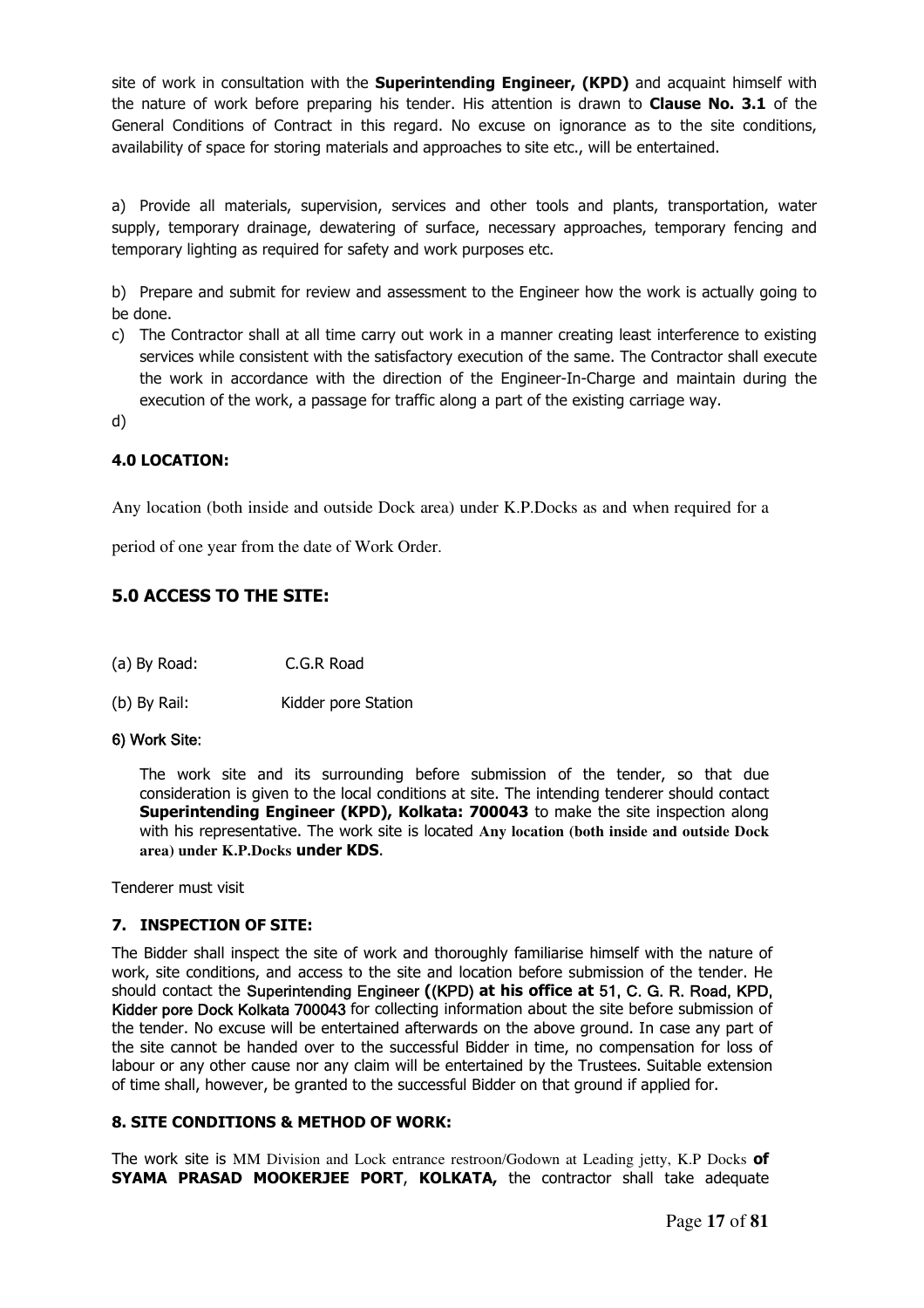site of work in consultation with the **Superintending Engineer, (KPD)** and acquaint himself with the nature of work before preparing his tender. His attention is drawn to **Clause No. 3.1** of the General Conditions of Contract in this regard. No excuse on ignorance as to the site conditions, availability of space for storing materials and approaches to site etc., will be entertained.

a) Provide all materials, supervision, services and other tools and plants, transportation, water supply, temporary drainage, dewatering of surface, necessary approaches, temporary fencing and temporary lighting as required for safety and work purposes etc.

b) Prepare and submit for review and assessment to the Engineer how the work is actually going to be done.

c) The Contractor shall at all time carry out work in a manner creating least interference to existing services while consistent with the satisfactory execution of the same. The Contractor shall execute the work in accordance with the direction of the Engineer-In-Charge and maintain during the execution of the work, a passage for traffic along a part of the existing carriage way.

d)

### 4.0 LOCATION:

Any location (both inside and outside Dock area) under K.P.Docks as and when required for a

period of one year from the date of Work Order.

## 5.0 ACCESS TO THE SITE:

(a) By Road: C.G.R Road

(b) By Rail: Kidder pore Station

**6) Work Site**:

The work site and its surrounding before submission of the tender, so that due consideration is given to the local conditions at site. The intending tenderer should contact **Superintending Engineer (KPD), Kolkata: 700043** to make the site inspection along with his representative. The work site is located **Any location (both inside and outside Dock area) under K.P.Docks under KDS**.

Tenderer must visit

### 7. INSPECTION OF SITE:

The Bidder shall inspect the site of work and thoroughly familiarise himself with the nature of work, site conditions, and access to the site and location before submission of the tender. He should contact the Superintending Engineer **(**(KPD) **at his office at** 51, C. G. R. Road, KPD, Kidder pore Dock Kolkata 700043 for collecting information about the site before submission of the tender. No excuse will be entertained afterwards on the above ground. In case any part of the site cannot be handed over to the successful Bidder in time, no compensation for loss of labour or any other cause nor any claim will be entertained by the Trustees. Suitable extension of time shall, however, be granted to the successful Bidder on that ground if applied for.

### 8. SITE CONDITIONS & METHOD OF WORK:

The work site is MM Division and Lock entrance restroon/Godown at Leading jetty, K.P Docks **of SYAMA PRASAD MOOKERJEE PORT**, **KOLKATA,** the contractor shall take adequate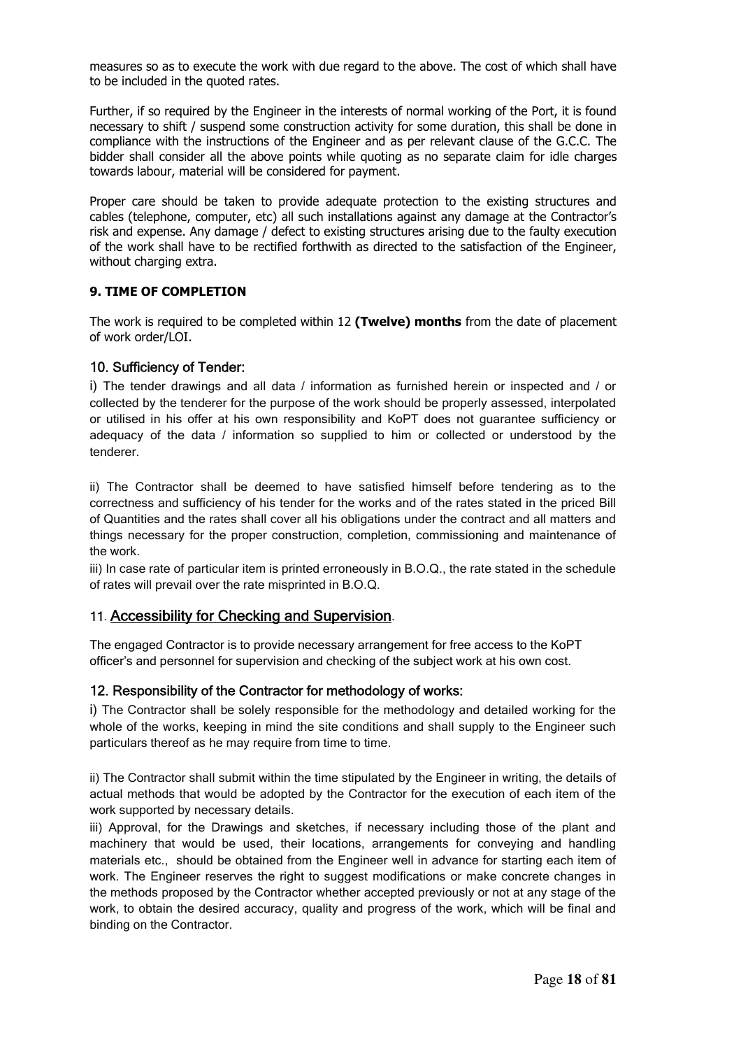measures so as to execute the work with due regard to the above. The cost of which shall have to be included in the quoted rates.

Further, if so required by the Engineer in the interests of normal working of the Port, it is found necessary to shift / suspend some construction activity for some duration, this shall be done in compliance with the instructions of the Engineer and as per relevant clause of the G.C.C. The bidder shall consider all the above points while quoting as no separate claim for idle charges towards labour, material will be considered for payment.

Proper care should be taken to provide adequate protection to the existing structures and cables (telephone, computer, etc) all such installations against any damage at the Contractor's risk and expense. Any damage / defect to existing structures arising due to the faulty execution of the work shall have to be rectified forthwith as directed to the satisfaction of the Engineer, without charging extra.

### 9. TIME OF COMPLETION

The work is required to be completed within 12 **(Twelve) months** from the date of placement of work order/LOI.

### 10. Sufficiency of Tender:

i) The tender drawings and all data / information as furnished herein or inspected and / or collected by the tenderer for the purpose of the work should be properly assessed, interpolated or utilised in his offer at his own responsibility and KoPT does not guarantee sufficiency or adequacy of the data / information so supplied to him or collected or understood by the tenderer.

ii) The Contractor shall be deemed to have satisfied himself before tendering as to the correctness and sufficiency of his tender for the works and of the rates stated in the priced Bill of Quantities and the rates shall cover all his obligations under the contract and all matters and things necessary for the proper construction, completion, commissioning and maintenance of the work.

iii) In case rate of particular item is printed erroneously in B.O.Q., the rate stated in the schedule of rates will prevail over the rate misprinted in B.O.Q.

### 11. Accessibility for Checking and Supervision.

The engaged Contractor is to provide necessary arrangement for free access to the KoPT officer's and personnel for supervision and checking of the subject work at his own cost.

### 12. Responsibility of the Contractor for methodology of works:

i) The Contractor shall be solely responsible for the methodology and detailed working for the whole of the works, keeping in mind the site conditions and shall supply to the Engineer such particulars thereof as he may require from time to time.

ii) The Contractor shall submit within the time stipulated by the Engineer in writing, the details of actual methods that would be adopted by the Contractor for the execution of each item of the work supported by necessary details.

iii) Approval, for the Drawings and sketches, if necessary including those of the plant and machinery that would be used, their locations, arrangements for conveying and handling materials etc., should be obtained from the Engineer well in advance for starting each item of work. The Engineer reserves the right to suggest modifications or make concrete changes in the methods proposed by the Contractor whether accepted previously or not at any stage of the work, to obtain the desired accuracy, quality and progress of the work, which will be final and binding on the Contractor.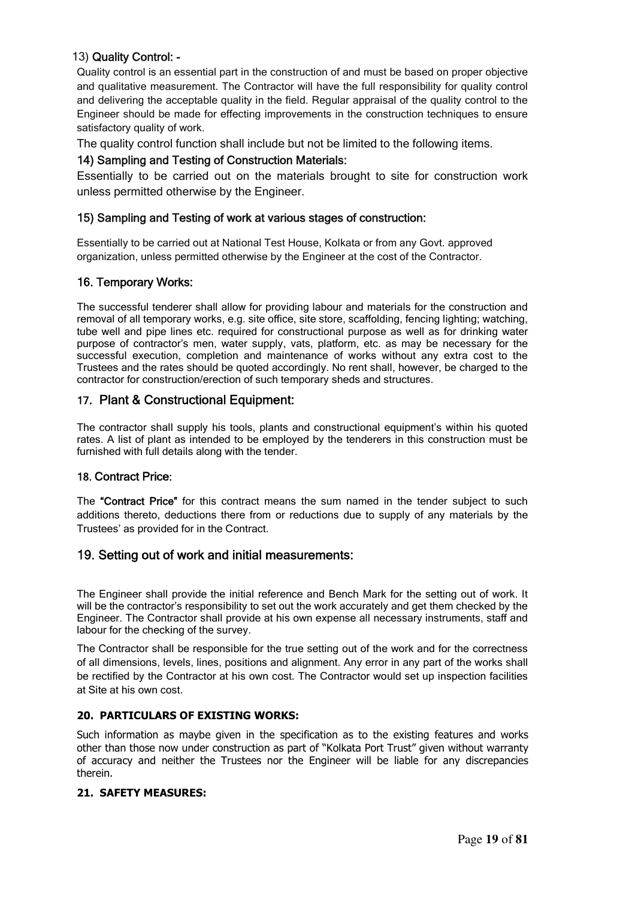### 13) Quality Control: -

Quality control is an essential part in the construction of and must be based on proper objective and qualitative measurement. The Contractor will have the full responsibility for quality control and delivering the acceptable quality in the field. Regular appraisal of the quality control to the Engineer should be made for effecting improvements in the construction techniques to ensure satisfactory quality of work.

The quality control function shall include but not be limited to the following items.

### 14) Sampling and Testing of Construction Materials:

Essentially to be carried out on the materials brought to site for construction work unless permitted otherwise by the Engineer.

### 15) Sampling and Testing of work at various stages of construction:

Essentially to be carried out at National Test House, Kolkata or from any Govt. approved organization, unless permitted otherwise by the Engineer at the cost of the Contractor.

### 16. Temporary Works:

The successful tenderer shall allow for providing labour and materials for the construction and removal of all temporary works, e.g. site office, site store, scaffolding, fencing lighting; watching, tube well and pipe lines etc. required for constructional purpose as well as for drinking water purpose of contractor's men, water supply, vats, platform, etc. as may be necessary for the successful execution, completion and maintenance of works without any extra cost to the Trustees and the rates should be quoted accordingly. No rent shall, however, be charged to the contractor for construction/erection of such temporary sheds and structures.

### 17. Plant & Constructional Equipment:

The contractor shall supply his tools, plants and constructional equipment's within his quoted rates. A list of plant as intended to be employed by the tenderers in this construction must be furnished with full details along with the tender.

### 18. Contract Price:

The **"Contract Price"** for this contract means the sum named in the tender subject to such additions thereto, deductions there from or reductions due to supply of any materials by the Trustees' as provided for in the Contract.

### 19. Setting out of work and initial measurements:

The Engineer shall provide the initial reference and Bench Mark for the setting out of work. It will be the contractor's responsibility to set out the work accurately and get them checked by the Engineer. The Contractor shall provide at his own expense all necessary instruments, staff and labour for the checking of the survey.

The Contractor shall be responsible for the true setting out of the work and for the correctness of all dimensions, levels, lines, positions and alignment. Any error in any part of the works shall be rectified by the Contractor at his own cost. The Contractor would set up inspection facilities at Site at his own cost.

### 20. PARTICULARS OF EXISTING WORKS:

Such information as maybe given in the specification as to the existing features and works other than those now under construction as part of "Kolkata Port Trust" given without warranty of accuracy and neither the Trustees nor the Engineer will be liable for any discrepancies therein.

### 21. SAFETY MEASURES: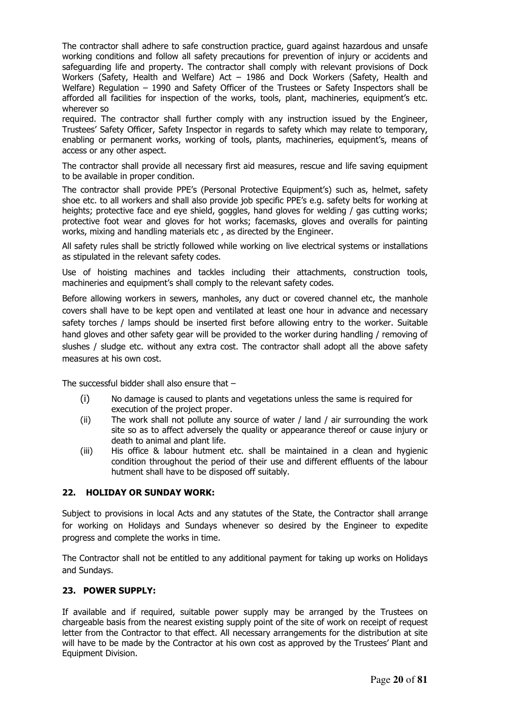The contractor shall adhere to safe construction practice, guard against hazardous and unsafe working conditions and follow all safety precautions for prevention of injury or accidents and safeguarding life and property. The contractor shall comply with relevant provisions of Dock Workers (Safety, Health and Welfare) Act – 1986 and Dock Workers (Safety, Health and Welfare) Regulation – 1990 and Safety Officer of the Trustees or Safety Inspectors shall be afforded all facilities for inspection of the works, tools, plant, machineries, equipment's etc. wherever so required. The contractor shall further comply with any instruction issued by the Engineer, Trustees' Safety Officer, Safety Inspector in regards to safety which may relate to temporary, enabling or permanent works, working of tools, plants, machineries, equipment's, means of access or any other aspect.

The contractor shall provide all necessary first aid measures, rescue and life saving equipment to be available in proper condition.

The contractor shall provide PPE's (Personal Protective Equipment's) such as, helmet, safety shoe etc. to all workers and shall also provide job specific PPE's e.g. safety belts for working at heights; protective face and eye shield, goggles, hand gloves for welding / gas cutting works; protective foot wear and gloves for hot works; facemasks, gloves and overalls for painting works, mixing and handling materials etc , as directed by the Engineer.

All safety rules shall be strictly followed while working on live electrical systems or installations as stipulated in the relevant safety codes.

Use of hoisting machines and tackles including their attachments, construction tools, machineries and equipment's shall comply to the relevant safety codes.

Before allowing workers in sewers, manholes, any duct or covered channel etc, the manhole covers shall have to be kept open and ventilated at least one hour in advance and necessary safety torches / lamps should be inserted first before allowing entry to the worker. Suitable hand gloves and other safety gear will be provided to the worker during handling / removing of slushes / sludge etc. without any extra cost. The contractor shall adopt all the above safety measures at his own cost.

The successful bidder shall also ensure that –

- (i) No damage is caused to plants and vegetations unless the same is required for execution of the project proper.
- (ii) The work shall not pollute any source of water / land / air surrounding the work site so as to affect adversely the quality or appearance thereof or cause injury or death to animal and plant life.
- (iii) His office & labour hutment etc. shall be maintained in a clean and hygienic condition throughout the period of their use and different effluents of the labour hutment shall have to be disposed off suitably.

## 22. HOLIDAY OR SUNDAY WORK:

Subject to provisions in local Acts and any statutes of the State, the Contractor shall arrange for working on Holidays and Sundays whenever so desired by the Engineer to expedite progress and complete the works in time.

The Contractor shall not be entitled to any additional payment for taking up works on Holidays and Sundays.

## 23. POWER SUPPLY:

If available and if required, suitable power supply may be arranged by the Trustees on chargeable basis from the nearest existing supply point of the site of work on receipt of request letter from the Contractor to that effect. All necessary arrangements for the distribution at site will have to be made by the Contractor at his own cost as approved by the Trustees' Plant and Equipment Division.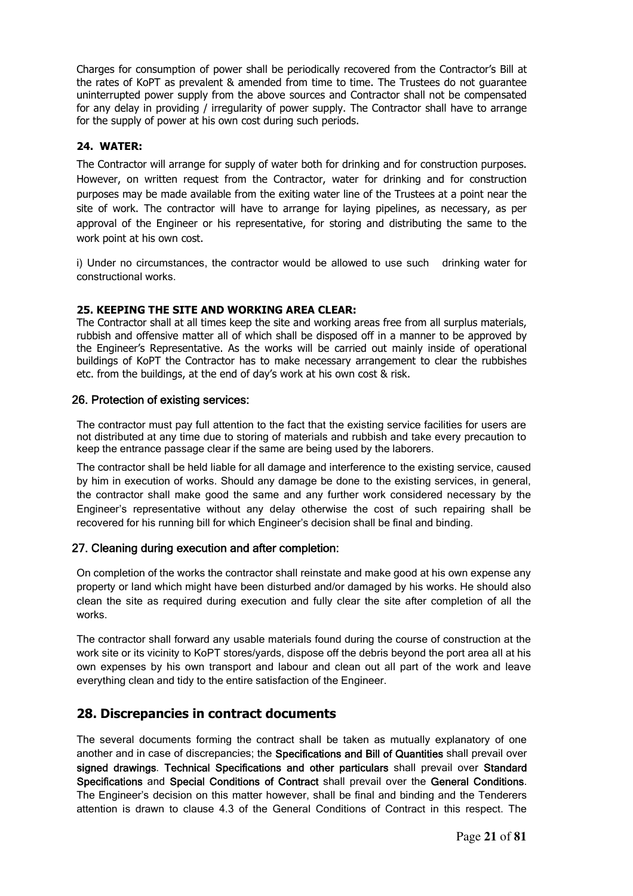Charges for consumption of power shall be periodically recovered from the Contractor's Bill at the rates of KoPT as prevalent & amended from time to time. The Trustees do not guarantee uninterrupted power supply from the above sources and Contractor shall not be compensated for any delay in providing / irregularity of power supply. The Contractor shall have to arrange for the supply of power at his own cost during such periods.

### 24. WATER:

The Contractor will arrange for supply of water both for drinking and for construction purposes. However, on written request from the Contractor, water for drinking and for construction purposes may be made available from the exiting water line of the Trustees at a point near the site of work. The contractor will have to arrange for laying pipelines, as necessary, as per approval of the Engineer or his representative, for storing and distributing the same to the work point at his own cost.

i) Under no circumstances, the contractor would be allowed to use such drinking water for constructional works.

### 25. KEEPING THE SITE AND WORKING AREA CLEAR:

The Contractor shall at all times keep the site and working areas free from all surplus materials, rubbish and offensive matter all of which shall be disposed off in a manner to be approved by the Engineer's Representative. As the works will be carried out mainly inside of operational buildings of KoPT the Contractor has to make necessary arrangement to clear the rubbishes etc. from the buildings, at the end of day's work at his own cost & risk.

### 26. Protection of existing services:

The contractor must pay full attention to the fact that the existing service facilities for users are not distributed at any time due to storing of materials and rubbish and take every precaution to keep the entrance passage clear if the same are being used by the laborers.

The contractor shall be held liable for all damage and interference to the existing service, caused by him in execution of works. Should any damage be done to the existing services, in general, the contractor shall make good the same and any further work considered necessary by the Engineer's representative without any delay otherwise the cost of such repairing shall be recovered for his running bill for which Engineer's decision shall be final and binding.

### 27. Cleaning during execution and after completion:

On completion of the works the contractor shall reinstate and make good at his own expense any property or land which might have been disturbed and/or damaged by his works. He should also clean the site as required during execution and fully clear the site after completion of all the works.

The contractor shall forward any usable materials found during the course of construction at the work site or its vicinity to KoPT stores/yards, dispose off the debris beyond the port area all at his own expenses by his own transport and labour and clean out all part of the work and leave everything clean and tidy to the entire satisfaction of the Engineer.

## 28. Discrepancies in contract documents

The several documents forming the contract shall be taken as mutually explanatory of one another and in case of discrepancies; the **Specifications and Bill of Quantities** shall prevail over **signed drawings**. **Technical Specifications and other particulars** shall prevail over **Standard Specifications** and **Special Conditions of Contract** shall prevail over the **General Conditions**. The Engineer's decision on this matter however, shall be final and binding and the Tenderers attention is drawn to clause 4.3 of the General Conditions of Contract in this respect. The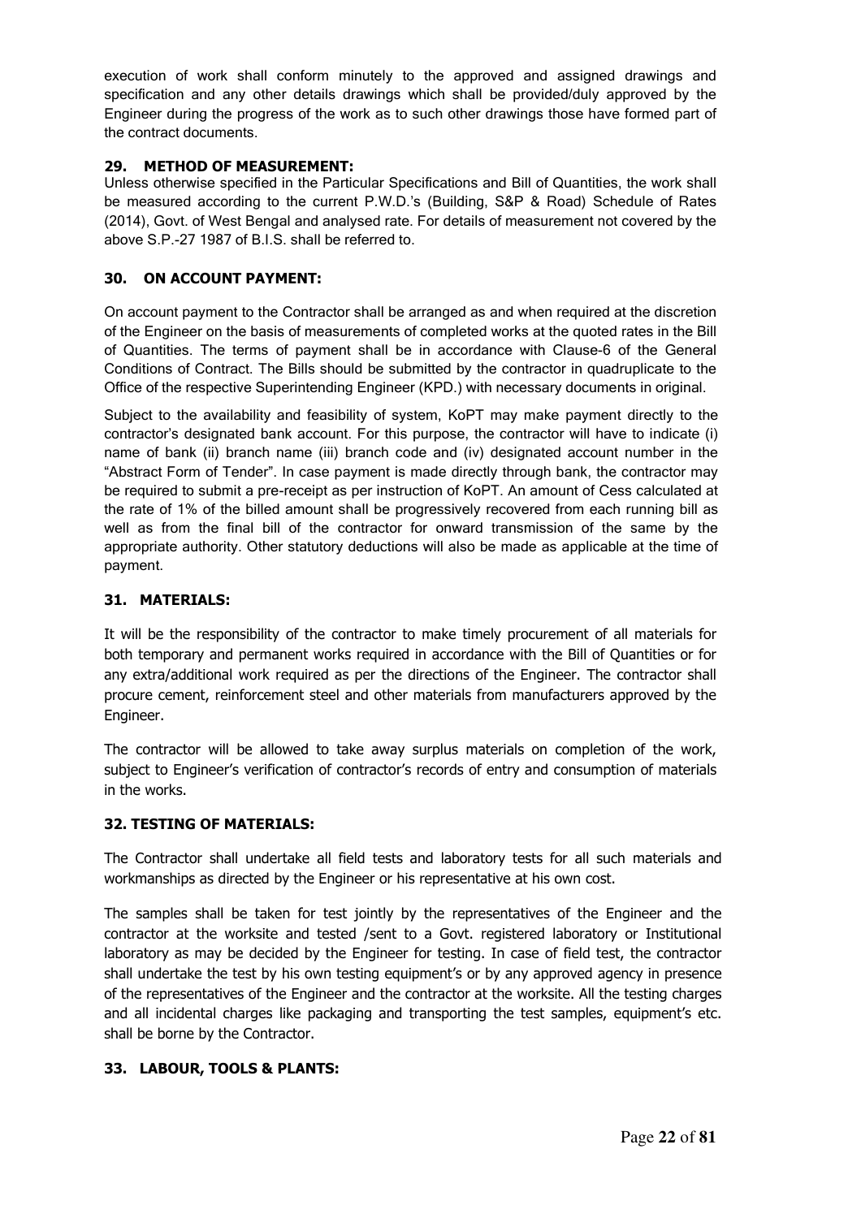execution of work shall conform minutely to the approved and assigned drawings and specification and any other details drawings which shall be provided/duly approved by the Engineer during the progress of the work as to such other drawings those have formed part of the contract documents.

### 29. METHOD OF MEASUREMENT:

Unless otherwise specified in the Particular Specifications and Bill of Quantities, the work shall be measured according to the current P.W.D.'s (Building, S&P & Road) Schedule of Rates (2014), Govt. of West Bengal and analysed rate. For details of measurement not covered by the above S.P.-27 1987 of B.I.S. shall be referred to.

### 30. ON ACCOUNT PAYMENT:

On account payment to the Contractor shall be arranged as and when required at the discretion of the Engineer on the basis of measurements of completed works at the quoted rates in the Bill of Quantities. The terms of payment shall be in accordance with Clause-6 of the General Conditions of Contract. The Bills should be submitted by the contractor in quadruplicate to the Office of the respective Superintending Engineer (KPD.) with necessary documents in original.

Subject to the availability and feasibility of system, KoPT may make payment directly to the contractor's designated bank account. For this purpose, the contractor will have to indicate (i) name of bank (ii) branch name (iii) branch code and (iv) designated account number in the "Abstract Form of Tender". In case payment is made directly through bank, the contractor may be required to submit a pre-receipt as per instruction of KoPT. An amount of Cess calculated at the rate of 1% of the billed amount shall be progressively recovered from each running bill as well as from the final bill of the contractor for onward transmission of the same by the appropriate authority. Other statutory deductions will also be made as applicable at the time of payment.

### 31. MATERIALS:

It will be the responsibility of the contractor to make timely procurement of all materials for both temporary and permanent works required in accordance with the Bill of Quantities or for any extra/additional work required as per the directions of the Engineer. The contractor shall procure cement, reinforcement steel and other materials from manufacturers approved by the Engineer.

The contractor will be allowed to take away surplus materials on completion of the work, subject to Engineer's verification of contractor's records of entry and consumption of materials in the works.

### 32. TESTING OF MATERIALS:

The Contractor shall undertake all field tests and laboratory tests for all such materials and workmanships as directed by the Engineer or his representative at his own cost.

The samples shall be taken for test jointly by the representatives of the Engineer and the contractor at the worksite and tested /sent to a Govt. registered laboratory or Institutional laboratory as may be decided by the Engineer for testing. In case of field test, the contractor shall undertake the test by his own testing equipment's or by any approved agency in presence of the representatives of the Engineer and the contractor at the worksite. All the testing charges and all incidental charges like packaging and transporting the test samples, equipment's etc. shall be borne by the Contractor.

### 33. LABOUR, TOOLS & PLANTS: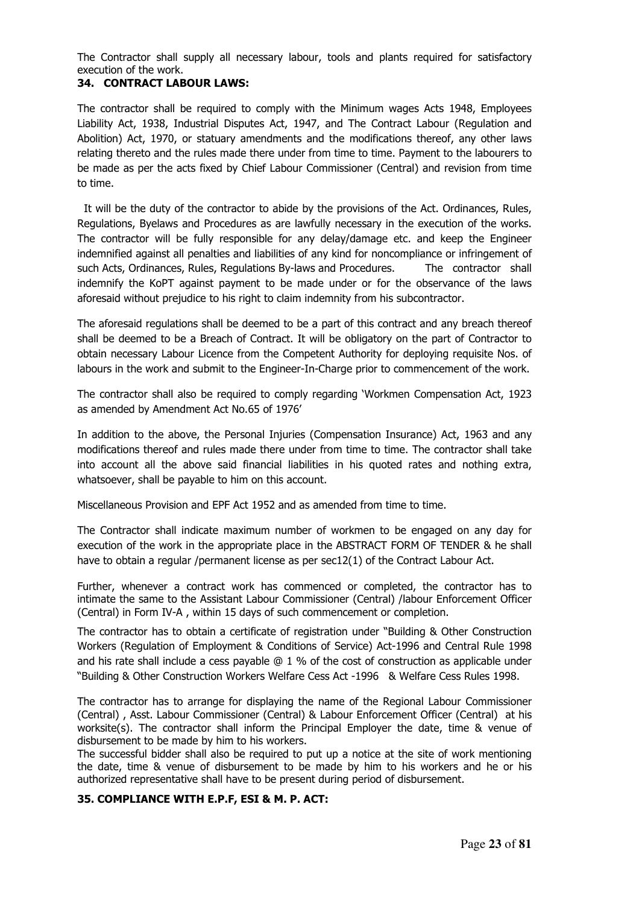The Contractor shall supply all necessary labour, tools and plants required for satisfactory execution of the work.

## 34. CONTRACT LABOUR LAWS:

The contractor shall be required to comply with the Minimum wages Acts 1948, Employees Liability Act, 1938, Industrial Disputes Act, 1947, and The Contract Labour (Regulation and Abolition) Act, 1970, or statuary amendments and the modifications thereof, any other laws relating thereto and the rules made there under from time to time. Payment to the labourers to be made as per the acts fixed by Chief Labour Commissioner (Central) and revision from time to time.

It will be the duty of the contractor to abide by the provisions of the Act. Ordinances, Rules, Regulations, Byelaws and Procedures as are lawfully necessary in the execution of the works. The contractor will be fully responsible for any delay/damage etc. and keep the Engineer indemnified against all penalties and liabilities of any kind for noncompliance or infringement of such Acts, Ordinances, Rules, Regulations By-laws and Procedures. The contractor shall indemnify the KoPT against payment to be made under or for the observance of the laws aforesaid without prejudice to his right to claim indemnity from his subcontractor.

The aforesaid regulations shall be deemed to be a part of this contract and any breach thereof shall be deemed to be a Breach of Contract. It will be obligatory on the part of Contractor to obtain necessary Labour Licence from the Competent Authority for deploying requisite Nos. of labours in the work and submit to the Engineer-In-Charge prior to commencement of the work.

The contractor shall also be required to comply regarding 'Workmen Compensation Act, 1923 as amended by Amendment Act No.65 of 1976'

In addition to the above, the Personal Injuries (Compensation Insurance) Act, 1963 and any modifications thereof and rules made there under from time to time. The contractor shall take into account all the above said financial liabilities in his quoted rates and nothing extra, whatsoever, shall be payable to him on this account.

Miscellaneous Provision and EPF Act 1952 and as amended from time to time.

The Contractor shall indicate maximum number of workmen to be engaged on any day for execution of the work in the appropriate place in the ABSTRACT FORM OF TENDER & he shall have to obtain a regular /permanent license as per sec12(1) of the Contract Labour Act.

Further, whenever a contract work has commenced or completed, the contractor has to intimate the same to the Assistant Labour Commissioner (Central) /labour Enforcement Officer (Central) in Form IV-A , within 15 days of such commencement or completion.

The contractor has to obtain a certificate of registration under "Building & Other Construction Workers (Regulation of Employment & Conditions of Service) Act-1996 and Central Rule 1998 and his rate shall include a cess payable @ 1 % of the cost of construction as applicable under "Building & Other Construction Workers Welfare Cess Act -1996 & Welfare Cess Rules 1998.

The contractor has to arrange for displaying the name of the Regional Labour Commissioner (Central) , Asst. Labour Commissioner (Central) & Labour Enforcement Officer (Central) at his worksite(s). The contractor shall inform the Principal Employer the date, time & venue of disbursement to be made by him to his workers.

The successful bidder shall also be required to put up a notice at the site of work mentioning the date, time & venue of disbursement to be made by him to his workers and he or his authorized representative shall have to be present during period of disbursement.

## 35. COMPLIANCE WITH E.P.F, ESI & M. P. ACT: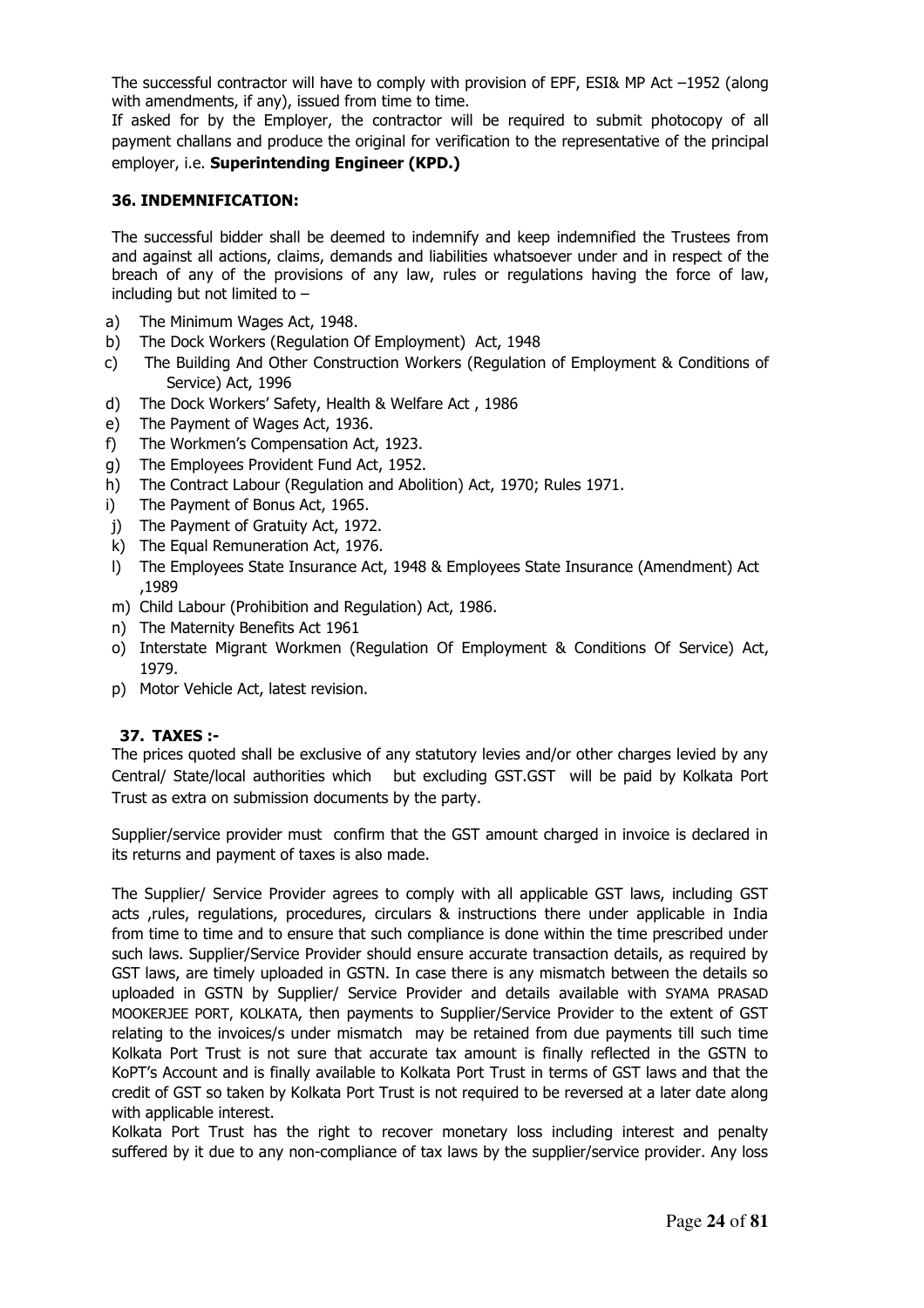The successful contractor will have to comply with provision of EPF, ESI& MP Act –1952 (along with amendments, if any), issued from time to time.

If asked for by the Employer, the contractor will be required to submit photocopy of all payment challans and produce the original for verification to the representative of the principal employer, i.e. **Superintending Engineer (KPD.)**

### 36. INDEMNIFICATION:

The successful bidder shall be deemed to indemnify and keep indemnified the Trustees from and against all actions, claims, demands and liabilities whatsoever under and in respect of the breach of any of the provisions of any law, rules or regulations having the force of law, including but not limited to –

a) The Minimum Wages Act, 1948.
b) The Dock Workers (Regulation Of Employment) Act, 1948
c) The Building And Other Construction Workers (Regulation of Employment & Conditions of Service) Act, 1996
d) The Dock Workers' Safety, Health & Welfare Act , 1986
e) The Payment of Wages Act, 1936.
f) The Workmen's Compensation Act, 1923.
g) The Employees Provident Fund Act, 1952.
h) The Contract Labour (Regulation and Abolition) Act, 1970; Rules 1971.
i) The Payment of Bonus Act, 1965.
j) The Payment of Gratuity Act, 1972.
k) The Equal Remuneration Act, 1976.
l) The Employees State Insurance Act, 1948 & Employees State Insurance (Amendment) Act ,1989
m) Child Labour (Prohibition and Regulation) Act, 1986.
n) The Maternity Benefits Act 1961
o) Interstate Migrant Workmen (Regulation Of Employment & Conditions Of Service) Act, 1979.
p) Motor Vehicle Act, latest revision.

### 37. TAXES :-

The prices quoted shall be exclusive of any statutory levies and/or other charges levied by any Central/ State/local authorities which but excluding GST.GST will be paid by Kolkata Port Trust as extra on submission documents by the party.

Supplier/service provider must confirm that the GST amount charged in invoice is declared in its returns and payment of taxes is also made.

The Supplier/ Service Provider agrees to comply with all applicable GST laws, including GST acts ,rules, regulations, procedures, circulars & instructions there under applicable in India from time to time and to ensure that such compliance is done within the time prescribed under such laws. Supplier/Service Provider should ensure accurate transaction details, as required by GST laws, are timely uploaded in GSTN. In case there is any mismatch between the details so uploaded in GSTN by Supplier/ Service Provider and details available with SYAMA PRASAD MOOKERJEE PORT, KOLKATA, then payments to Supplier/Service Provider to the extent of GST relating to the invoices/s under mismatch may be retained from due payments till such time Kolkata Port Trust is not sure that accurate tax amount is finally reflected in the GSTN to KoPT's Account and is finally available to Kolkata Port Trust in terms of GST laws and that the credit of GST so taken by Kolkata Port Trust is not required to be reversed at a later date along with applicable interest.

Kolkata Port Trust has the right to recover monetary loss including interest and penalty suffered by it due to any non-compliance of tax laws by the supplier/service provider. Any loss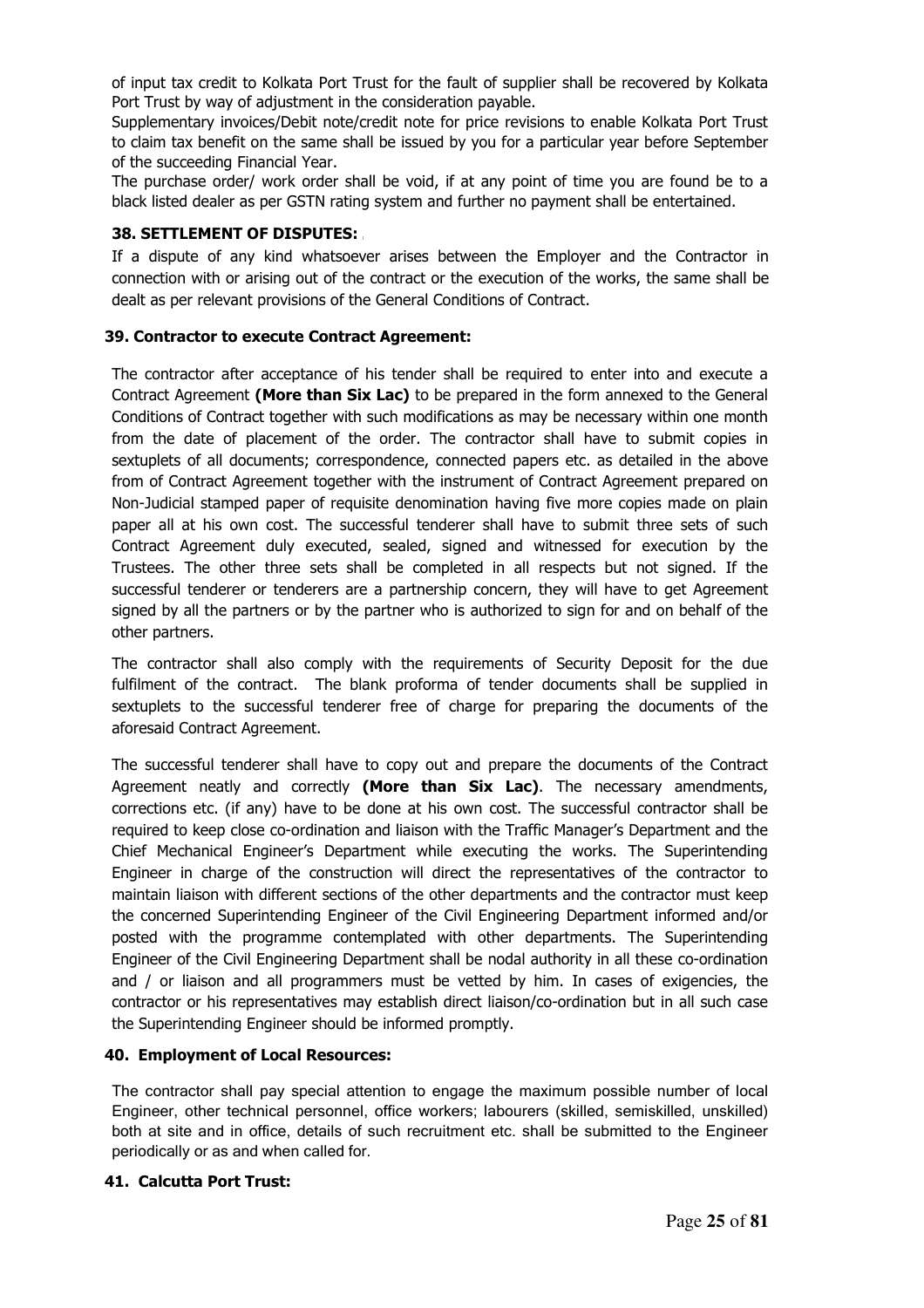of input tax credit to Kolkata Port Trust for the fault of supplier shall be recovered by Kolkata Port Trust by way of adjustment in the consideration payable.

Supplementary invoices/Debit note/credit note for price revisions to enable Kolkata Port Trust to claim tax benefit on the same shall be issued by you for a particular year before September of the succeeding Financial Year.

The purchase order/ work order shall be void, if at any point of time you are found be to a black listed dealer as per GSTN rating system and further no payment shall be entertained.

**38. SETTLEMENT OF DISPUTES:**

If a dispute of any kind whatsoever arises between the Employer and the Contractor in connection with or arising out of the contract or the execution of the works, the same shall be dealt as per relevant provisions of the General Conditions of Contract.

**39. Contractor to execute Contract Agreement:**

The contractor after acceptance of his tender shall be required to enter into and execute a Contract Agreement **(More than Six Lac)** to be prepared in the form annexed to the General Conditions of Contract together with such modifications as may be necessary within one month from the date of placement of the order. The contractor shall have to submit copies in sextuplets of all documents; correspondence, connected papers etc. as detailed in the above from of Contract Agreement together with the instrument of Contract Agreement prepared on Non-Judicial stamped paper of requisite denomination having five more copies made on plain paper all at his own cost. The successful tenderer shall have to submit three sets of such Contract Agreement duly executed, sealed, signed and witnessed for execution by the Trustees. The other three sets shall be completed in all respects but not signed. If the successful tenderer or tenderers are a partnership concern, they will have to get Agreement signed by all the partners or by the partner who is authorized to sign for and on behalf of the other partners.

The contractor shall also comply with the requirements of Security Deposit for the due fulfilment of the contract. The blank proforma of tender documents shall be supplied in sextuplets to the successful tenderer free of charge for preparing the documents of the aforesaid Contract Agreement.

The successful tenderer shall have to copy out and prepare the documents of the Contract Agreement neatly and correctly **(More than Six Lac)**. The necessary amendments, corrections etc. (if any) have to be done at his own cost. The successful contractor shall be required to keep close co-ordination and liaison with the Traffic Manager's Department and the Chief Mechanical Engineer's Department while executing the works. The Superintending Engineer in charge of the construction will direct the representatives of the contractor to maintain liaison with different sections of the other departments and the contractor must keep the concerned Superintending Engineer of the Civil Engineering Department informed and/or posted with the programme contemplated with other departments. The Superintending Engineer of the Civil Engineering Department shall be nodal authority in all these co-ordination and / or liaison and all programmers must be vetted by him. In cases of exigencies, the contractor or his representatives may establish direct liaison/co-ordination but in all such case the Superintending Engineer should be informed promptly.

**40. Employment of Local Resources:**

The contractor shall pay special attention to engage the maximum possible number of local Engineer, other technical personnel, office workers; labourers (skilled, semiskilled, unskilled) both at site and in office, details of such recruitment etc. shall be submitted to the Engineer periodically or as and when called for.

**41. Calcutta Port Trust:**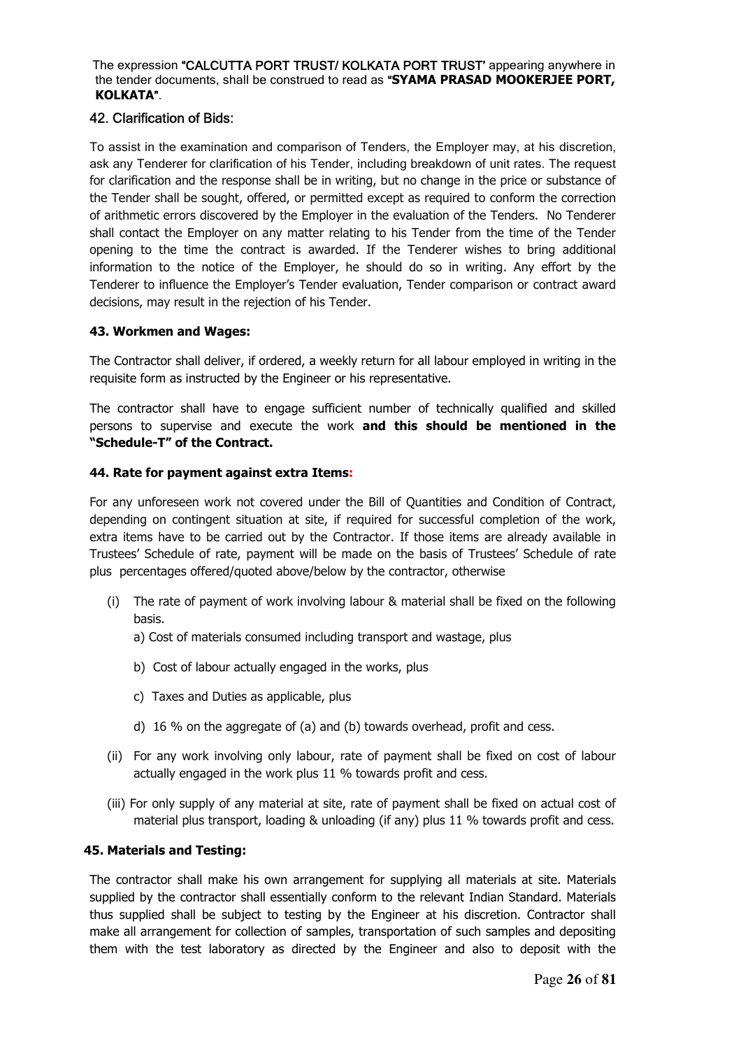The expression **"CALCUTTA PORT TRUST/ KOLKATA PORT TRUST"** appearing anywhere in the tender documents, shall be construed to read as **"SYAMA PRASAD MOOKERJEE PORT, KOLKATA"**.

## 42. Clarification of Bids:

To assist in the examination and comparison of Tenders, the Employer may, at his discretion, ask any Tenderer for clarification of his Tender, including breakdown of unit rates. The request for clarification and the response shall be in writing, but no change in the price or substance of the Tender shall be sought, offered, or permitted except as required to conform the correction of arithmetic errors discovered by the Employer in the evaluation of the Tenders. No Tenderer shall contact the Employer on any matter relating to his Tender from the time of the Tender opening to the time the contract is awarded. If the Tenderer wishes to bring additional information to the notice of the Employer, he should do so in writing. Any effort by the Tenderer to influence the Employer's Tender evaluation, Tender comparison or contract award decisions, may result in the rejection of his Tender.

## 43. Workmen and Wages:

The Contractor shall deliver, if ordered, a weekly return for all labour employed in writing in the requisite form as instructed by the Engineer or his representative.

The contractor shall have to engage sufficient number of technically qualified and skilled persons to supervise and execute the work **and this should be mentioned in the "Schedule-T" of the Contract.**

## 44. Rate for payment against extra Items:

For any unforeseen work not covered under the Bill of Quantities and Condition of Contract, depending on contingent situation at site, if required for successful completion of the work, extra items have to be carried out by the Contractor. If those items are already available in Trustees' Schedule of rate, payment will be made on the basis of Trustees' Schedule of rate plus percentages offered/quoted above/below by the contractor, otherwise

(i) The rate of payment of work involving labour & material shall be fixed on the following basis.

  a) Cost of materials consumed including transport and wastage, plus

  b) Cost of labour actually engaged in the works, plus

  c) Taxes and Duties as applicable, plus

  d) 16 % on the aggregate of (a) and (b) towards overhead, profit and cess.

(ii) For any work involving only labour, rate of payment shall be fixed on cost of labour actually engaged in the work plus 11 % towards profit and cess.

(iii) For only supply of any material at site, rate of payment shall be fixed on actual cost of material plus transport, loading & unloading (if any) plus 11 % towards profit and cess.

## 45. Materials and Testing:

The contractor shall make his own arrangement for supplying all materials at site. Materials supplied by the contractor shall essentially conform to the relevant Indian Standard. Materials thus supplied shall be subject to testing by the Engineer at his discretion. Contractor shall make all arrangement for collection of samples, transportation of such samples and depositing them with the test laboratory as directed by the Engineer and also to deposit with the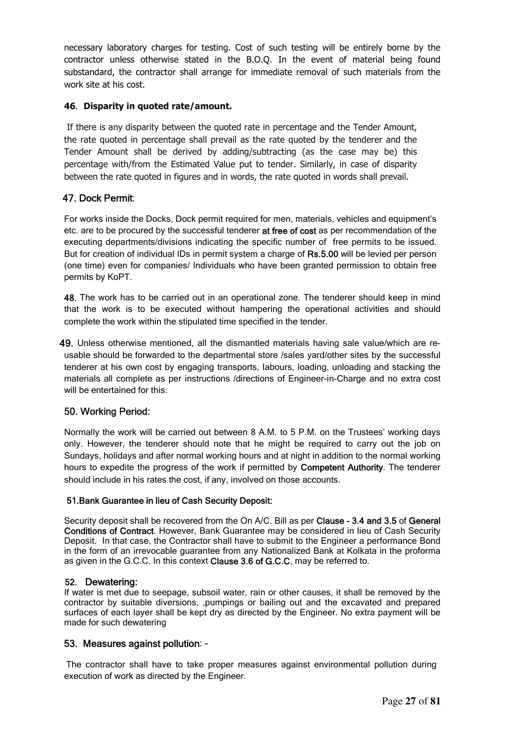necessary laboratory charges for testing. Cost of such testing will be entirely borne by the contractor unless otherwise stated in the B.O.Q. In the event of material being found substandard, the contractor shall arrange for immediate removal of such materials from the work site at his cost.

### 46. Disparity in quoted rate/amount.

If there is any disparity between the quoted rate in percentage and the Tender Amount, the rate quoted in percentage shall prevail as the rate quoted by the tenderer and the Tender Amount shall be derived by adding/subtracting (as the case may be) this percentage with/from the Estimated Value put to tender. Similarly, in case of disparity between the rate quoted in figures and in words, the rate quoted in words shall prevail.

### 47. Dock Permit:

For works inside the Docks, Dock permit required for men, materials, vehicles and equipment's etc. are to be procured by the successful tenderer **at free of cost** as per recommendation of the executing departments/divisions indicating the specific number of free permits to be issued. But for creation of individual IDs in permit system a charge of **Rs.5.00** will be levied per person (one time) even for companies/ Individuals who have been granted permission to obtain free permits by KoPT.

**48.** The work has to be carried out in an operational zone. The tenderer should keep in mind that the work is to be executed without hampering the operational activities and should complete the work within the stipulated time specified in the tender.

**49.** Unless otherwise mentioned, all the dismantled materials having sale value/which are re-usable should be forwarded to the departmental store /sales yard/other sites by the successful tenderer at his own cost by engaging transports, labours, loading, unloading and stacking the materials all complete as per instructions /directions of Engineer-in-Charge and no extra cost will be entertained for this.

### 50. Working Period:

Normally the work will be carried out between 8 A.M. to 5 P.M. on the Trustees' working days only. However, the tenderer should note that he might be required to carry out the job on Sundays, holidays and after normal working hours and at night in addition to the normal working hours to expedite the progress of the work if permitted by **Competent Authority**. The tenderer should include in his rates the cost, if any, involved on those accounts.

### 51.Bank Guarantee in lieu of Cash Security Deposit:

Security deposit shall be recovered from the On A/C. Bill as per **Clause – 3.4 and 3.5** of **General Conditions of Contract**. However, Bank Guarantee may be considered in lieu of Cash Security Deposit. In that case, the Contractor shall have to submit to the Engineer a performance Bond in the form of an irrevocable guarantee from any Nationalized Bank at Kolkata in the proforma as given in the G.C.C. In this context **Clause 3.6 of G.C.C.** may be referred to.

### 52. Dewatering:

If water is met due to seepage, subsoil water, rain or other causes, it shall be removed by the contractor by suitable diversions, ,pumpings or bailing out and the excavated and prepared surfaces of each layer shall be kept dry as directed by the Engineer. No extra payment will be made for such dewatering

### 53. Measures against pollution: -

The contractor shall have to take proper measures against environmental pollution during execution of work as directed by the Engineer.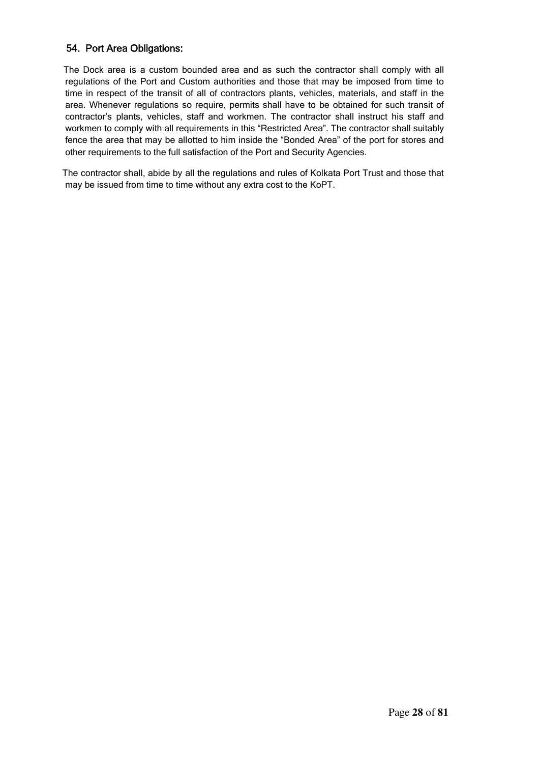## 54. Port Area Obligations:

The Dock area is a custom bounded area and as such the contractor shall comply with all regulations of the Port and Custom authorities and those that may be imposed from time to time in respect of the transit of all of contractors plants, vehicles, materials, and staff in the area. Whenever regulations so require, permits shall have to be obtained for such transit of contractor's plants, vehicles, staff and workmen. The contractor shall instruct his staff and workmen to comply with all requirements in this "Restricted Area". The contractor shall suitably fence the area that may be allotted to him inside the "Bonded Area" of the port for stores and other requirements to the full satisfaction of the Port and Security Agencies.

The contractor shall, abide by all the regulations and rules of Kolkata Port Trust and those that may be issued from time to time without any extra cost to the KoPT.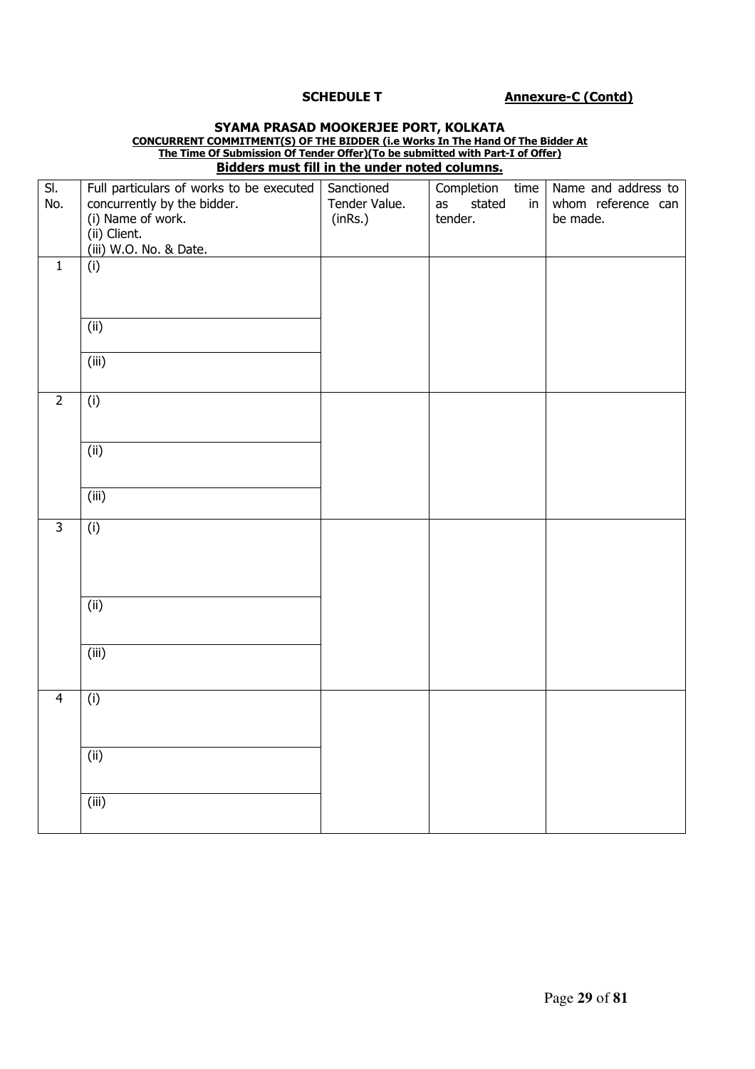**SCHEDULE T** **Annexure-C (Contd)**

## SYAMA PRASAD MOOKERJEE PORT, KOLKATA

**CONCURRENT COMMITMENT(S) OF THE BIDDER (i.e Works In The Hand Of The Bidder At The Time Of Submission Of Tender Offer)(To be submitted with Part-I of Offer)**

**Bidders must fill in the under noted columns.**

| Sl. No. | Full particulars of works to be executed concurrently by the bidder.<br>(i) Name of work.<br>(ii) Client.<br>(iii) W.O. No. & Date. | Sanctioned Tender Value. (inRs.) | Completion time as stated in tender. | Name and address to whom reference can be made. |
|---|---|---|---|---|
| 1 | (i) | | | |
| | (ii) | | | |
| | (iii) | | | |
| 2 | (i) | | | |
| | (ii) | | | |
| | (iii) | | | |
| 3 | (i) | | | |
| | (ii) | | | |
| | (iii) | | | |
| 4 | (i) | | | |
| | (ii) | | | |
| | (iii) | | | |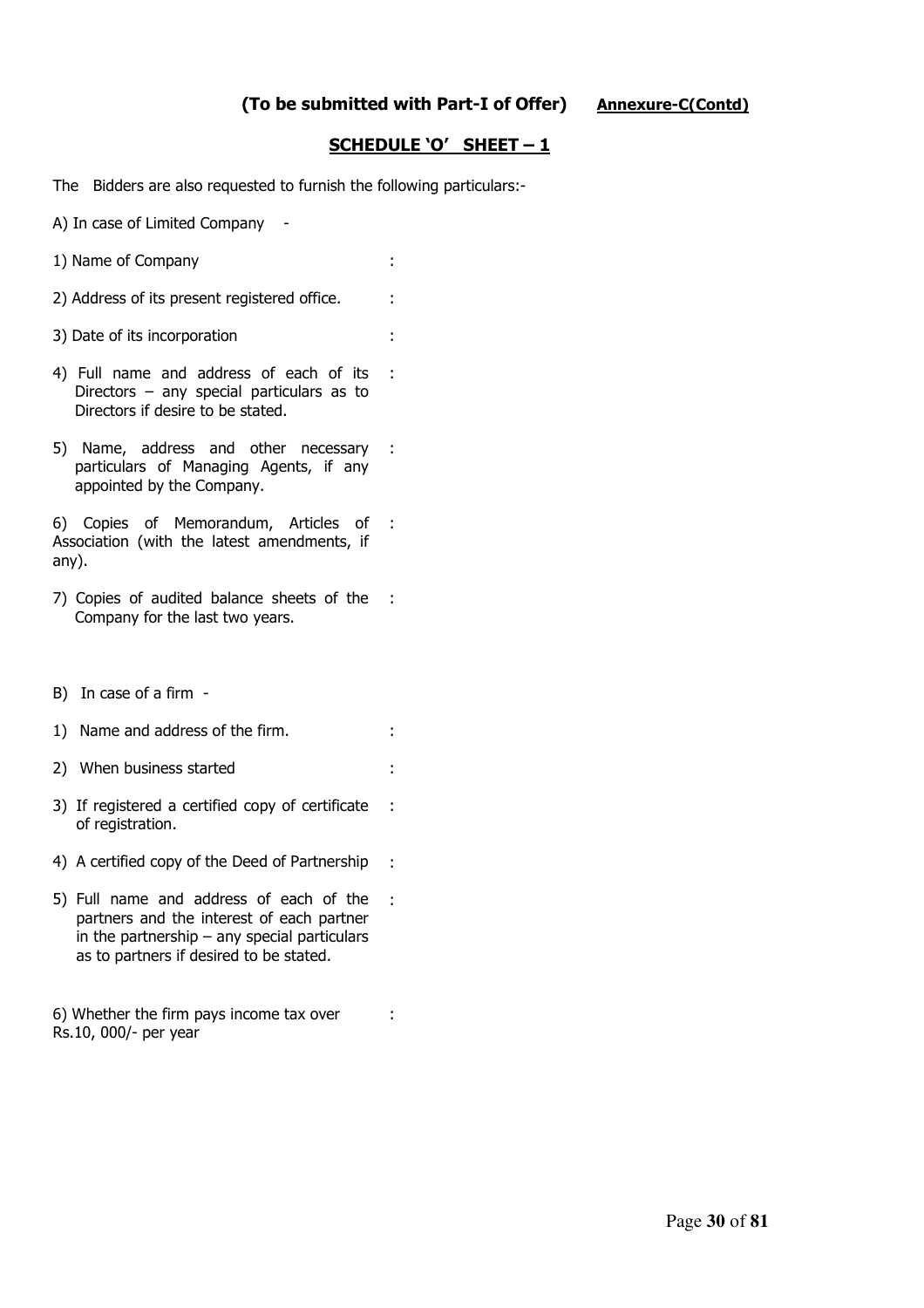**(To be submitted with Part-I of Offer)** **Annexure-C(Contd)**

## SCHEDULE 'O' SHEET – 1

The Bidders are also requested to furnish the following particulars:-

A) In case of Limited Company -

| | |
|---|---|
| 1) Name of Company | : |
| 2) Address of its present registered office. | : |
| 3) Date of its incorporation | : |
| 4) Full name and address of each of its Directors – any special particulars as to Directors if desire to be stated. | : |
| 5) Name, address and other necessary particulars of Managing Agents, if any appointed by the Company. | : |
| 6) Copies of Memorandum, Articles of Association (with the latest amendments, if any). | : |
| 7) Copies of audited balance sheets of the Company for the last two years. | : |

B) In case of a firm -

| | |
|---|---|
| 1) Name and address of the firm. | : |
| 2) When business started | : |
| 3) If registered a certified copy of certificate of registration. | : |
| 4) A certified copy of the Deed of Partnership | : |
| 5) Full name and address of each of the partners and the interest of each partner in the partnership – any special particulars as to partners if desired to be stated. | : |
| 6) Whether the firm pays income tax over Rs.10, 000/- per year | : |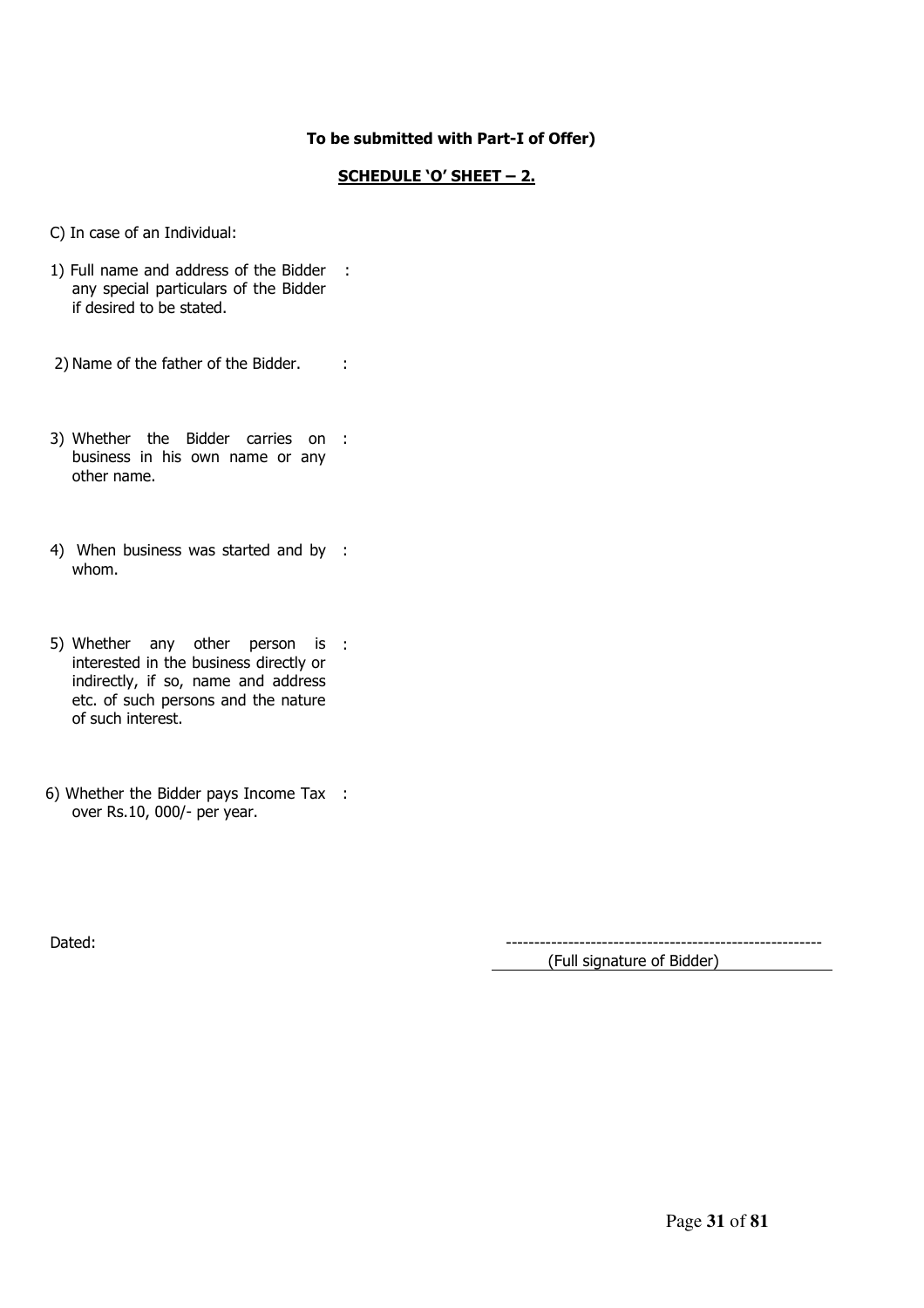**To be submitted with Part-I of Offer)**

**SCHEDULE 'O' SHEET – 2.**

C) In case of an Individual:

1) Full name and address of the Bidder any special particulars of the Bidder if desired to be stated. :

2) Name of the father of the Bidder. :

3) Whether the Bidder carries on business in his own name or any other name. :

4) When business was started and by whom. :

5) Whether any other person is interested in the business directly or indirectly, if so, name and address etc. of such persons and the nature of such interest. :

6) Whether the Bidder pays Income Tax over Rs.10, 000/- per year. :

Dated:

--------------------------------------------------------

(Full signature of Bidder)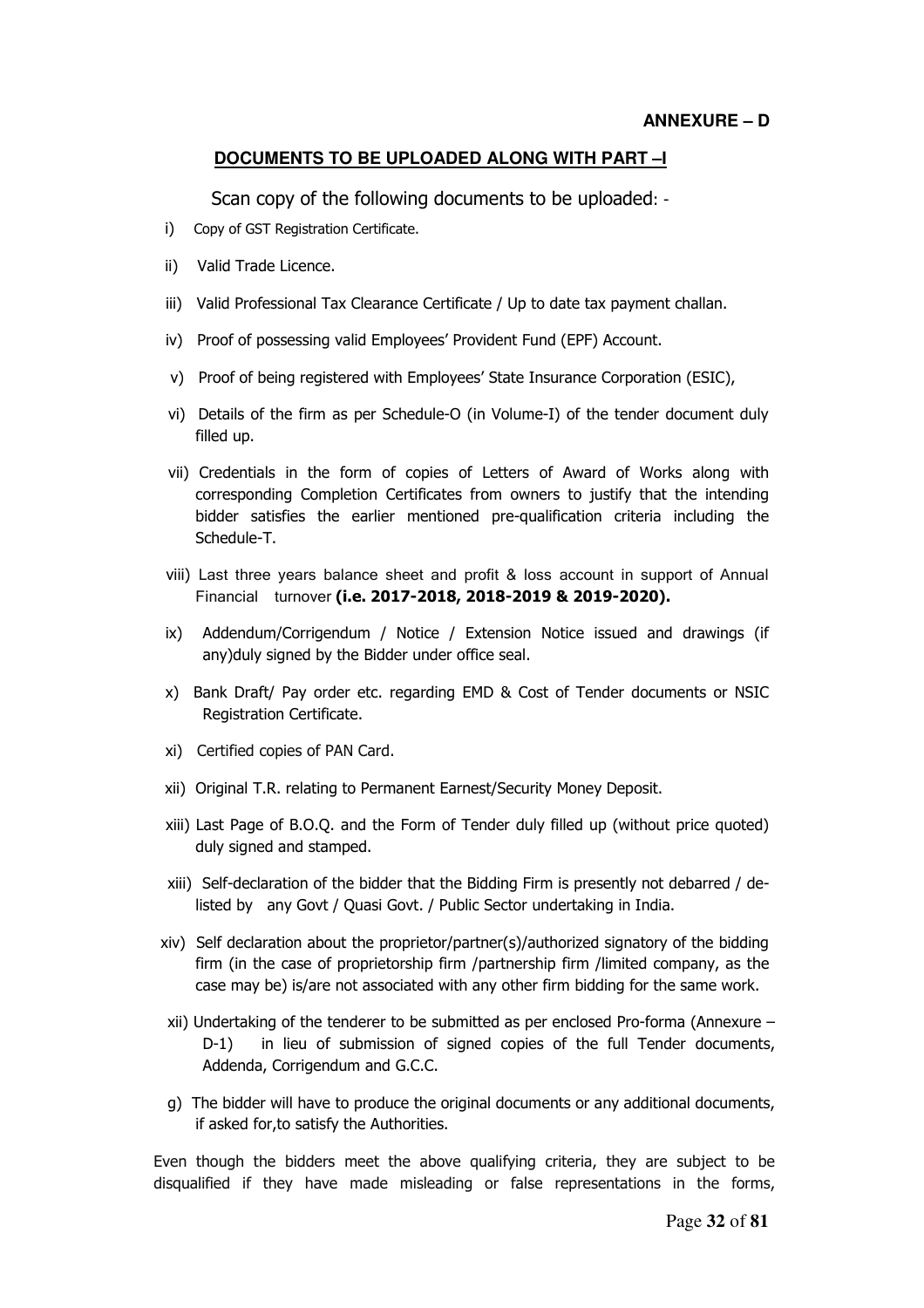**ANNEXURE – D**

## DOCUMENTS TO BE UPLOADED ALONG WITH PART –I

Scan copy of the following documents to be uploaded: -

i) Copy of GST Registration Certificate.

ii) Valid Trade Licence.

iii) Valid Professional Tax Clearance Certificate / Up to date tax payment challan.

iv) Proof of possessing valid Employees' Provident Fund (EPF) Account.

v) Proof of being registered with Employees' State Insurance Corporation (ESIC),

vi) Details of the firm as per Schedule-O (in Volume-I) of the tender document duly filled up.

vii) Credentials in the form of copies of Letters of Award of Works along with corresponding Completion Certificates from owners to justify that the intending bidder satisfies the earlier mentioned pre-qualification criteria including the Schedule-T.

viii) Last three years balance sheet and profit & loss account in support of Annual Financial turnover **(i.e. 2017-2018, 2018-2019 & 2019-2020).**

ix) Addendum/Corrigendum / Notice / Extension Notice issued and drawings (if any)duly signed by the Bidder under office seal.

x) Bank Draft/ Pay order etc. regarding EMD & Cost of Tender documents or NSIC Registration Certificate.

xi) Certified copies of PAN Card.

xii) Original T.R. relating to Permanent Earnest/Security Money Deposit.

xiii) Last Page of B.O.Q. and the Form of Tender duly filled up (without price quoted) duly signed and stamped.

xiii) Self-declaration of the bidder that the Bidding Firm is presently not debarred / de-listed by any Govt / Quasi Govt. / Public Sector undertaking in India.

xiv) Self declaration about the proprietor/partner(s)/authorized signatory of the bidding firm (in the case of proprietorship firm /partnership firm /limited company, as the case may be) is/are not associated with any other firm bidding for the same work.

xii) Undertaking of the tenderer to be submitted as per enclosed Pro-forma (Annexure – D-1) in lieu of submission of signed copies of the full Tender documents, Addenda, Corrigendum and G.C.C.

g) The bidder will have to produce the original documents or any additional documents, if asked for,to satisfy the Authorities.

Even though the bidders meet the above qualifying criteria, they are subject to be disqualified if they have made misleading or false representations in the forms,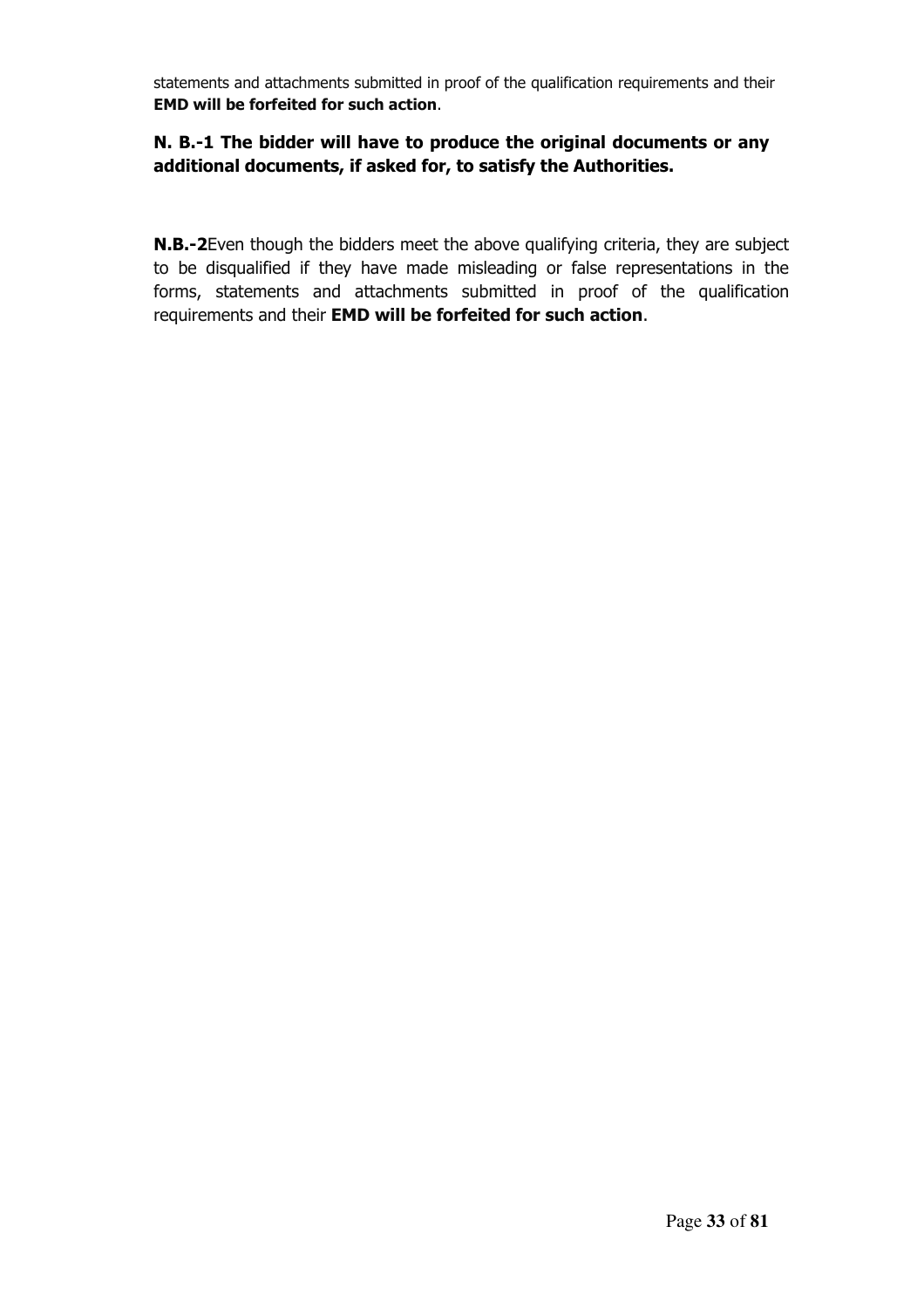statements and attachments submitted in proof of the qualification requirements and their **EMD will be forfeited for such action**.

**N. B.-1 The bidder will have to produce the original documents or any additional documents, if asked for, to satisfy the Authorities.**

**N.B.-2**Even though the bidders meet the above qualifying criteria, they are subject to be disqualified if they have made misleading or false representations in the forms, statements and attachments submitted in proof of the qualification requirements and their **EMD will be forfeited for such action**.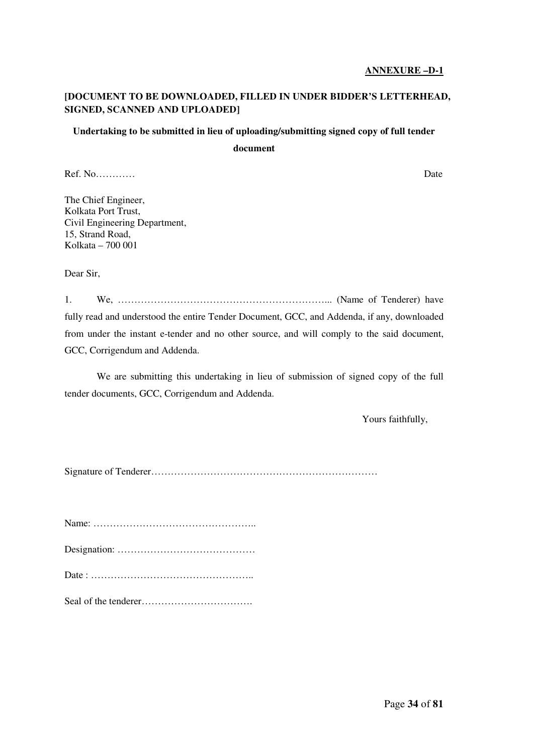**<u>ANNEXURE –D-1</u>**

**[DOCUMENT TO BE DOWNLOADED, FILLED IN UNDER BIDDER'S LETTERHEAD, SIGNED, SCANNED AND UPLOADED]**

**Undertaking to be submitted in lieu of uploading/submitting signed copy of full tender document**

Ref. No………… Date

The Chief Engineer,
Kolkata Port Trust,
Civil Engineering Department,
15, Strand Road,
Kolkata – 700 001

Dear Sir,

1. We, ……………………………………………………….. (Name of Tenderer) have fully read and understood the entire Tender Document, GCC, and Addenda, if any, downloaded from under the instant e-tender and no other source, and will comply to the said document, GCC, Corrigendum and Addenda.

We are submitting this undertaking in lieu of submission of signed copy of the full tender documents, GCC, Corrigendum and Addenda.

Yours faithfully,

Signature of Tenderer……………………………………………………………

Name: …………………………………………..

Designation: ……………………………………

Date : …………………………………………..

Seal of the tenderer…………………………….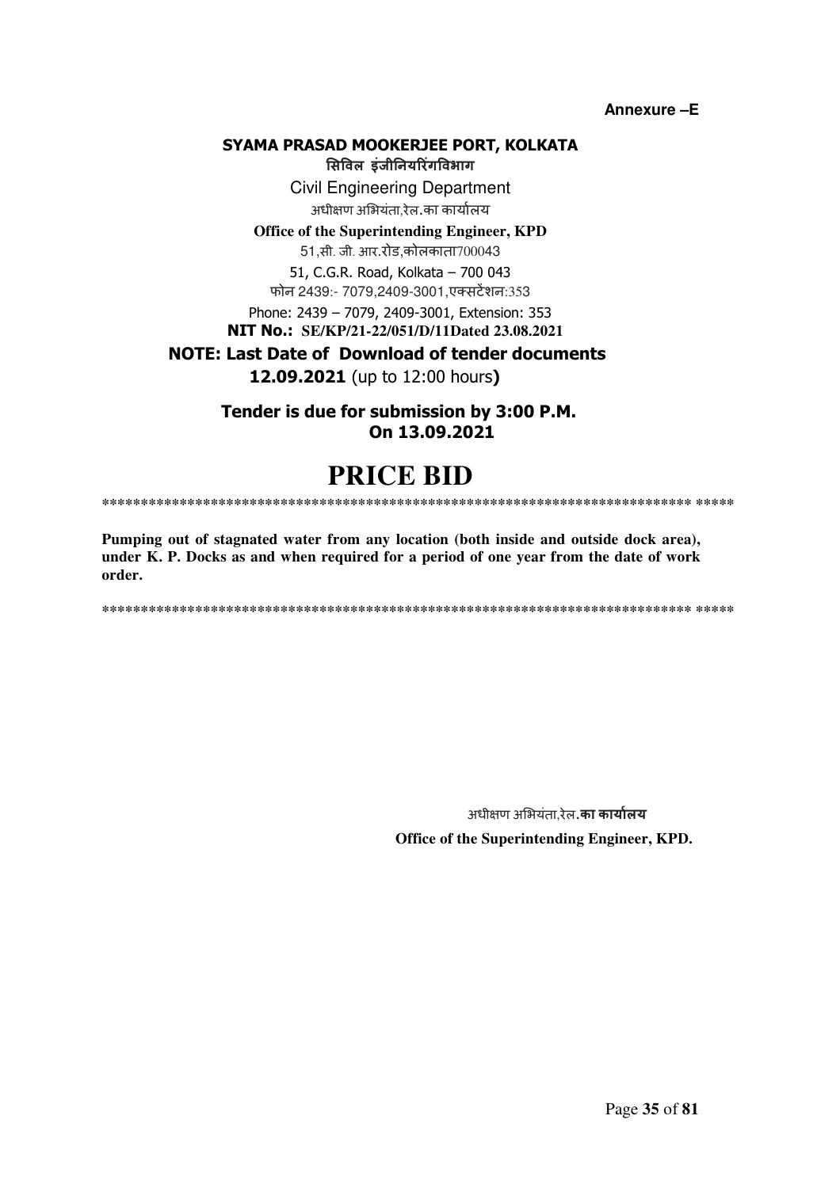**Annexure –E**

**SYAMA PRASAD MOOKERJEE PORT, KOLKATA**

**सिविल इंजीनियरिंगविभाग**

Civil Engineering Department

अधीक्षण अभियंता,रेल.का कार्यालय

**Office of the Superintending Engineer, KPD**

51,सी. जी. आर.रोड,कोलकाता700043

51, C.G.R. Road, Kolkata – 700 043

फोन 2439:- 7079,2409-3001,एक्सटेंशन:353

Phone: 2439 – 7079, 2409-3001, Extension: 353

**NIT No.: SE/KP/21-22/051/D/11Dated 23.08.2021**

**NOTE: Last Date of Download of tender documents**

**12.09.2021** (up to 12:00 hours**)**

**Tender is due for submission by 3:00 P.M. On 13.09.2021**

# PRICE BID

\*\*\*\*\*\*\*\*\*\*\*\*\*\*\*\*\*\*\*\*\*\*\*\*\*\*\*\*\*\*\*\*\*\*\*\*\*\*\*\*\*\*\*\*\*\*\*\*\*\*\*\*\*\*\*\*\*\*\*\*\*\*\*\*\*\*\*\*\*\*\*\*\*\*\*\*\*\*\*\*\* \*\*\*\*\*

**Pumping out of stagnated water from any location (both inside and outside dock area), under K. P. Docks as and when required for a period of one year from the date of work order.**

\*\*\*\*\*\*\*\*\*\*\*\*\*\*\*\*\*\*\*\*\*\*\*\*\*\*\*\*\*\*\*\*\*\*\*\*\*\*\*\*\*\*\*\*\*\*\*\*\*\*\*\*\*\*\*\*\*\*\*\*\*\*\*\*\*\*\*\*\*\*\*\*\*\*\*\*\*\*\*\*\* \*\*\*\*\*

अधीक्षण अभियंता,रेल.**का कार्यालय**

**Office of the Superintending Engineer, KPD.**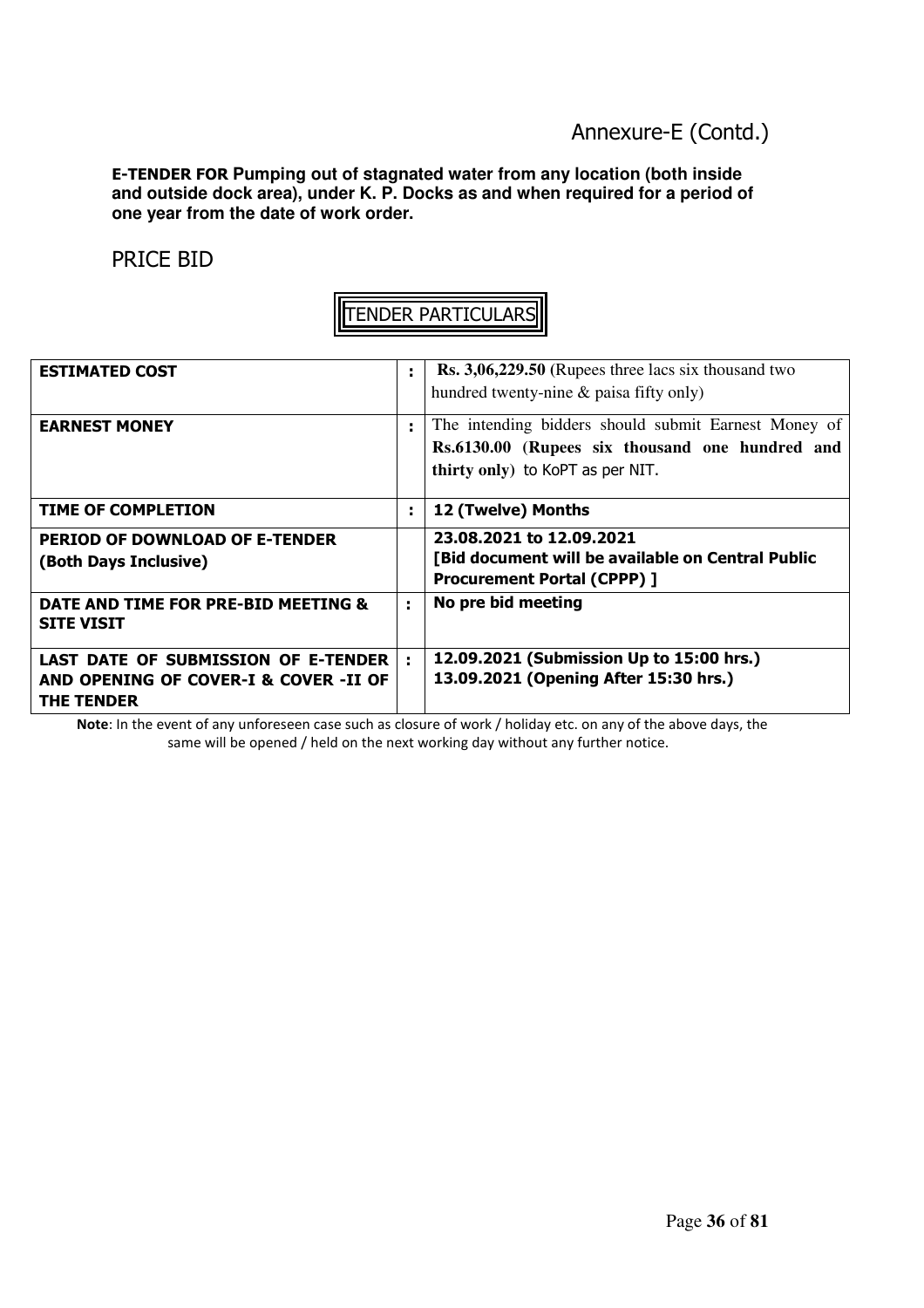Annexure-E (Contd.)

**E-TENDER FOR Pumping out of stagnated water from any location (both inside and outside dock area), under K. P. Docks as and when required for a period of one year from the date of work order.**

## PRICE BID

### TENDER PARTICULARS

| | | |
|---|---|---|
| **ESTIMATED COST** | : | **Rs. 3,06,229.50** (Rupees three lacs six thousand two hundred twenty-nine & paisa fifty only) |
| **EARNEST MONEY** | : | The intending bidders should submit Earnest Money of **Rs.6130.00 (Rupees six thousand one hundred and thirty only)** to KoPT as per NIT. |
| **TIME OF COMPLETION** | : | **12 (Twelve) Months** |
| **PERIOD OF DOWNLOAD OF E-TENDER (Both Days Inclusive)** | | **23.08.2021 to 12.09.2021 [Bid document will be available on Central Public Procurement Portal (CPPP) ]** |
| **DATE AND TIME FOR PRE-BID MEETING & SITE VISIT** | : | **No pre bid meeting** |
| **LAST DATE OF SUBMISSION OF E-TENDER AND OPENING OF COVER-I & COVER -II OF THE TENDER** | : | **12.09.2021 (Submission Up to 15:00 hrs.) 13.09.2021 (Opening After 15:30 hrs.)** |

**Note**: In the event of any unforeseen case such as closure of work / holiday etc. on any of the above days, the same will be opened / held on the next working day without any further notice.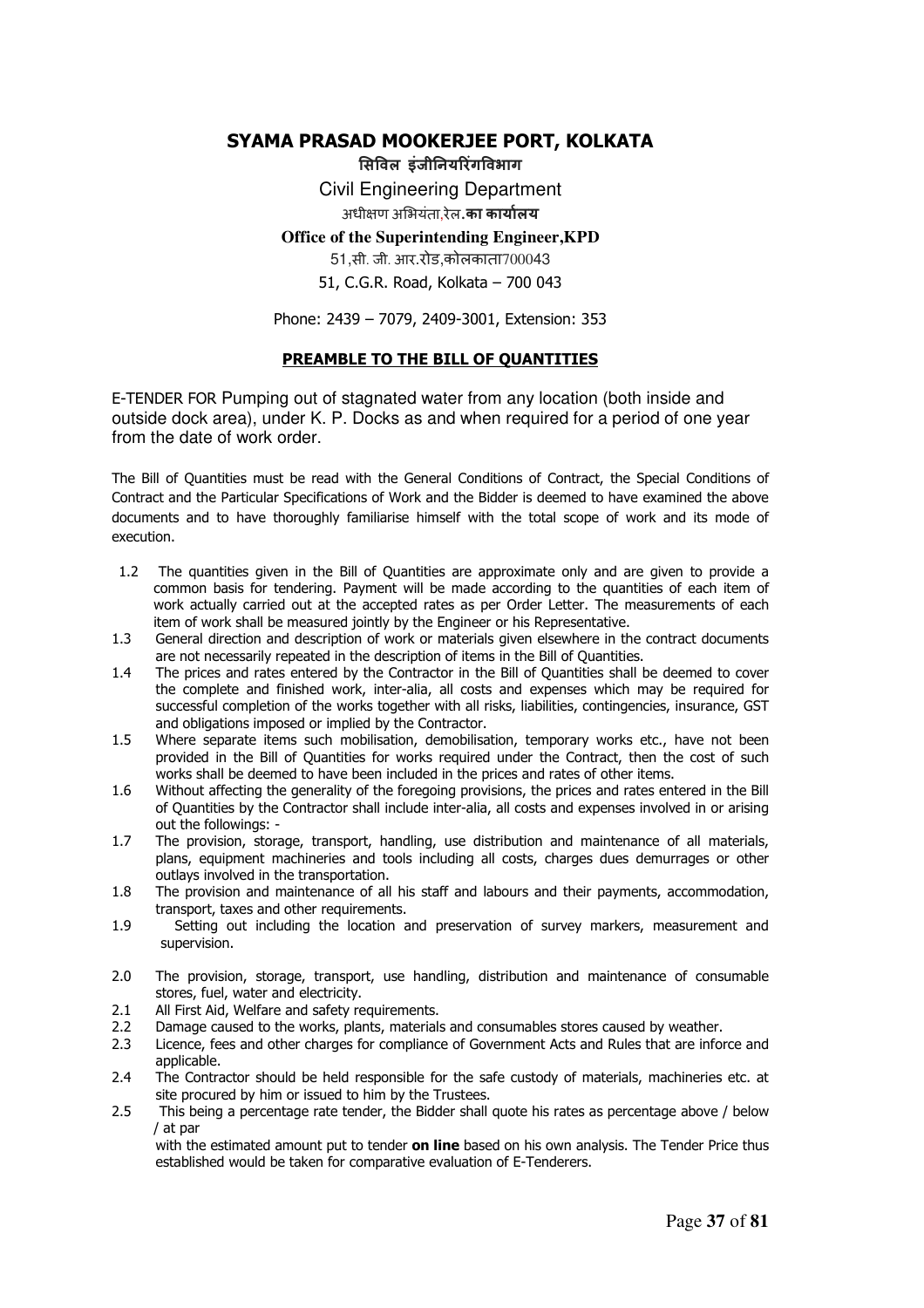# SYAMA PRASAD MOOKERJEE PORT, KOLKATA

सिविल इंजीनियरिंगविभाग

Civil Engineering Department

अधीक्षण अभियंता,रेल.**का कार्यालय**

**Office of the Superintending Engineer,KPD**

51,सी. जी. आर.रोड,कोलकाता700043

51, C.G.R. Road, Kolkata – 700 043

Phone: 2439 – 7079, 2409-3001, Extension: 353

## PREAMBLE TO THE BILL OF QUANTITIES

E-TENDER FOR Pumping out of stagnated water from any location (both inside and outside dock area), under K. P. Docks as and when required for a period of one year from the date of work order.

The Bill of Quantities must be read with the General Conditions of Contract, the Special Conditions of Contract and the Particular Specifications of Work and the Bidder is deemed to have examined the above documents and to have thoroughly familiarise himself with the total scope of work and its mode of execution.

1.2 The quantities given in the Bill of Quantities are approximate only and are given to provide a common basis for tendering. Payment will be made according to the quantities of each item of work actually carried out at the accepted rates as per Order Letter. The measurements of each item of work shall be measured jointly by the Engineer or his Representative.

1.3 General direction and description of work or materials given elsewhere in the contract documents are not necessarily repeated in the description of items in the Bill of Quantities.

1.4 The prices and rates entered by the Contractor in the Bill of Quantities shall be deemed to cover the complete and finished work, inter-alia, all costs and expenses which may be required for successful completion of the works together with all risks, liabilities, contingencies, insurance, GST and obligations imposed or implied by the Contractor.

1.5 Where separate items such mobilisation, demobilisation, temporary works etc., have not been provided in the Bill of Quantities for works required under the Contract, then the cost of such works shall be deemed to have been included in the prices and rates of other items.

1.6 Without affecting the generality of the foregoing provisions, the prices and rates entered in the Bill of Quantities by the Contractor shall include inter-alia, all costs and expenses involved in or arising out the followings: -

1.7 The provision, storage, transport, handling, use distribution and maintenance of all materials, plans, equipment machineries and tools including all costs, charges dues demurrages or other outlays involved in the transportation.

1.8 The provision and maintenance of all his staff and labours and their payments, accommodation, transport, taxes and other requirements.

1.9 Setting out including the location and preservation of survey markers, measurement and supervision.

2.0 The provision, storage, transport, use handling, distribution and maintenance of consumable stores, fuel, water and electricity.

2.1 All First Aid, Welfare and safety requirements.

2.2 Damage caused to the works, plants, materials and consumables stores caused by weather.

2.3 Licence, fees and other charges for compliance of Government Acts and Rules that are inforce and applicable.

2.4 The Contractor should be held responsible for the safe custody of materials, machineries etc. at site procured by him or issued to him by the Trustees.

2.5 This being a percentage rate tender, the Bidder shall quote his rates as percentage above / below / at par with the estimated amount put to tender **on line** based on his own analysis. The Tender Price thus established would be taken for comparative evaluation of E-Tenderers.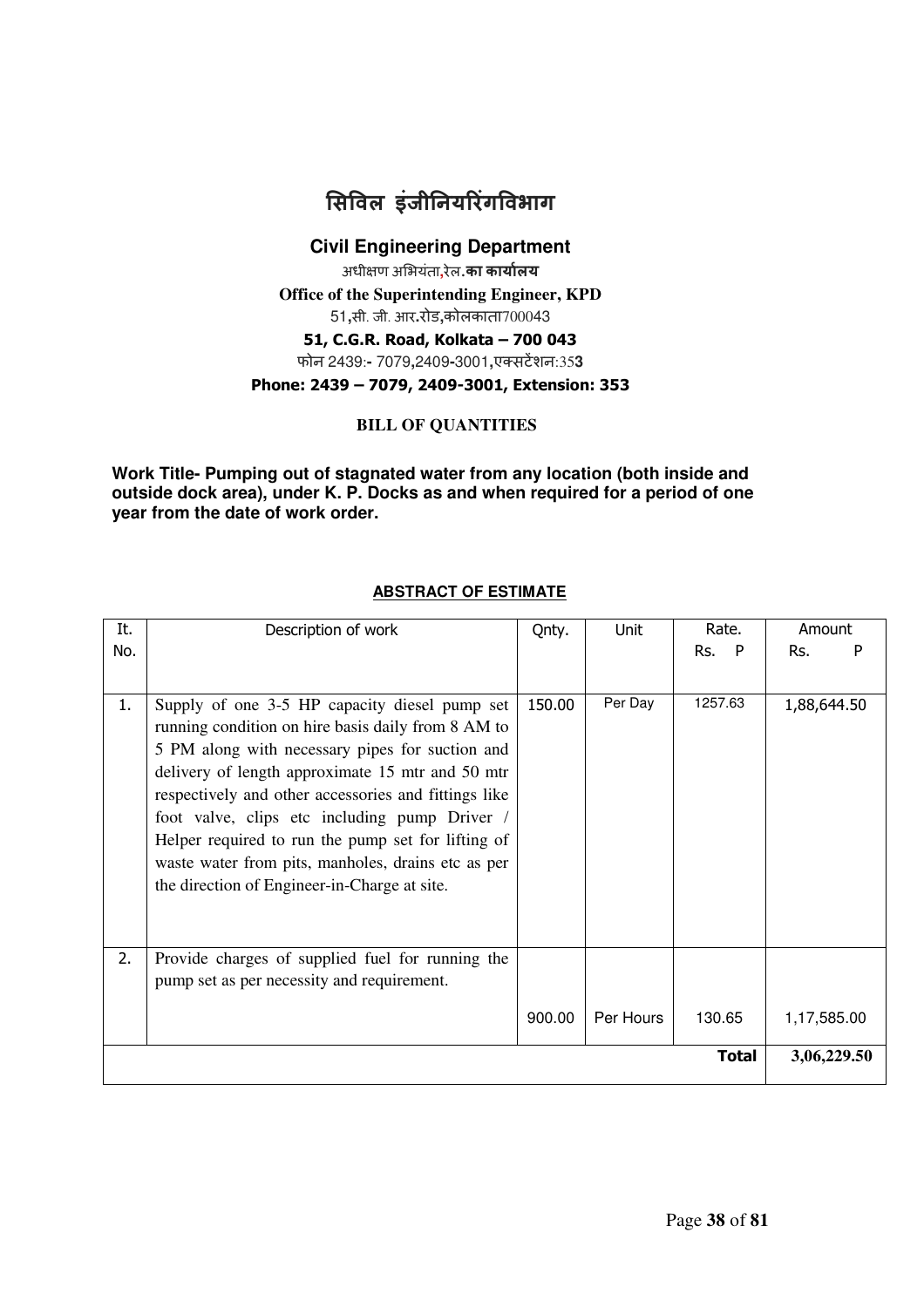# सिविल इंजीनियरिंगविभाग

**Civil Engineering Department**

अधीक्षण अभियंता,रेल.**का कार्यालय**

**Office of the Superintending Engineer, KPD**

51,सी. जी. आर.रोड,कोलकाता700043

**51, C.G.R. Road, Kolkata – 700 043**

फोन 2439:- 7079,2409-3001,एक्सटेंशन:353

**Phone: 2439 – 7079, 2409-3001, Extension: 353**

**BILL OF QUANTITIES**

**Work Title- Pumping out of stagnated water from any location (both inside and outside dock area), under K. P. Docks as and when required for a period of one year from the date of work order.**

**ABSTRACT OF ESTIMATE**

| It. No. | Description of work | Qnty. | Unit | Rate. Rs. P | Amount Rs. P |
|---|---|---|---|---|---|
| 1. | Supply of one 3-5 HP capacity diesel pump set running condition on hire basis daily from 8 AM to 5 PM along with necessary pipes for suction and delivery of length approximate 15 mtr and 50 mtr respectively and other accessories and fittings like foot valve, clips etc including pump Driver / Helper required to run the pump set for lifting of waste water from pits, manholes, drains etc as per the direction of Engineer-in-Charge at site. | 150.00 | Per Day | 1257.63 | 1,88,644.50 |
| 2. | Provide charges of supplied fuel for running the pump set as per necessity and requirement. | 900.00 | Per Hours | 130.65 | 1,17,585.00 |
| | | | | **Total** | 3,06,229.50 |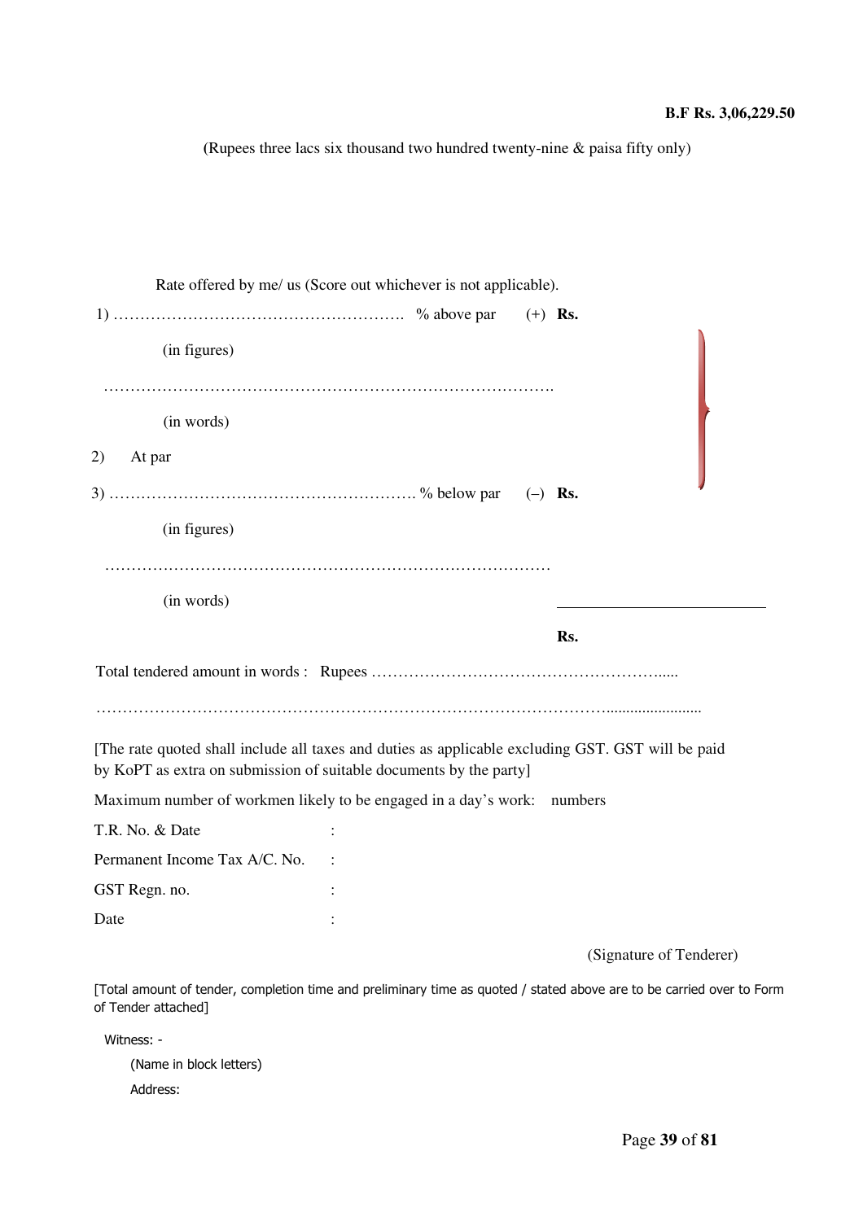**B.F Rs. 3,06,229.50**

(Rupees three lacs six thousand two hundred twenty-nine & paisa fifty only)

Rate offered by me/ us (Score out whichever is not applicable).

1) ………………………………………………. % above par (+) **Rs.**

(in figures)

……………………………………………………………………….

(in words)

2) At par

3) …………………………………………………. % below par (–) **Rs.**

(in figures)

………………………………………………………………………

(in words)

**Rs.**

Total tendered amount in words : Rupees …………………………………………………....

…………………………………………………………………………………….......................

[The rate quoted shall include all taxes and duties as applicable excluding GST. GST will be paid by KoPT as extra on submission of suitable documents by the party]

Maximum number of workmen likely to be engaged in a day's work: numbers

T.R. No. & Date :

Permanent Income Tax A/C. No. :

GST Regn. no. :

Date :

(Signature of Tenderer)

[Total amount of tender, completion time and preliminary time as quoted / stated above are to be carried over to Form of Tender attached]

Witness: -

(Name in block letters)

Address: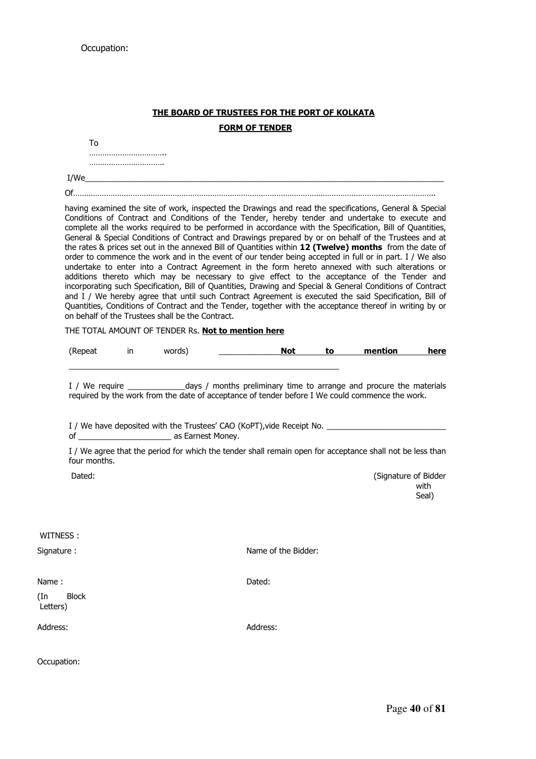Occupation:

**THE BOARD OF TRUSTEES FOR THE PORT OF KOLKATA**

**FORM OF TENDER**

To
……………………………..
…………………………….

I/We___________________________________________________________________________________

Of……………………………………………………………………………………………………………………………………………..

having examined the site of work, inspected the Drawings and read the specifications, General & Special Conditions of Contract and Conditions of the Tender, hereby tender and undertake to execute and complete all the works required to be performed in accordance with the Specification, Bill of Quantities, General & Special Conditions of Contract and Drawings prepared by or on behalf of the Trustees and at the rates & prices set out in the annexed Bill of Quantities within **12 (Twelve) months** from the date of order to commence the work and in the event of our tender being accepted in full or in part. I / We also undertake to enter into a Contract Agreement in the form hereto annexed with such alterations or additions thereto which may be necessary to give effect to the acceptance of the Tender and incorporating such Specification, Bill of Quantities, Drawing and Special & General Conditions of Contract and I / We hereby agree that until such Contract Agreement is executed the said Specification, Bill of Quantities, Conditions of Contract and the Tender, together with the acceptance thereof in writing by or on behalf of the Trustees shall be the Contract.

THE TOTAL AMOUNT OF TENDER Rs. **Not to mention here**

(Repeat in words) _____________**Not to mention here**
____________________________________________________________

I / We require ____________days / months preliminary time to arrange and procure the materials required by the work from the date of acceptance of tender before I We could commence the work.

I / We have deposited with the Trustees' CAO (KoPT),vide Receipt No. __________________________ of ____________________ as Earnest Money.

I / We agree that the period for which the tender shall remain open for acceptance shall not be less than four months.

Dated: (Signature of Bidder with Seal)

WITNESS :

Signature :

Name :

(In Block Letters)

Address:

Occupation:

Name of the Bidder:

Dated:

Address: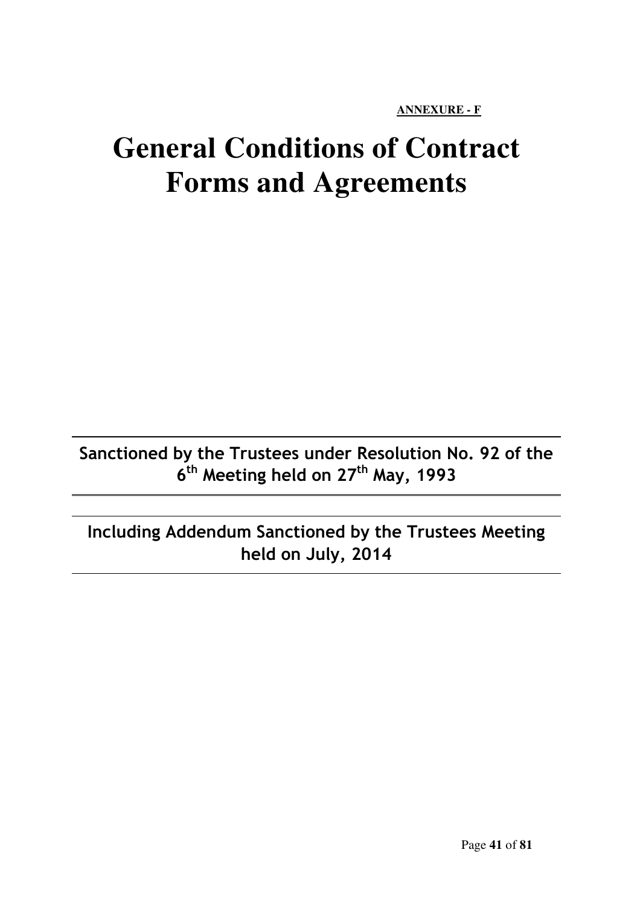**ANNEXURE - F**

# General Conditions of Contract Forms and Agreements

---

**Sanctioned by the Trustees under Resolution No. 92 of the 6th Meeting held on 27th May, 1993**

---

**Including Addendum Sanctioned by the Trustees Meeting held on July, 2014**

---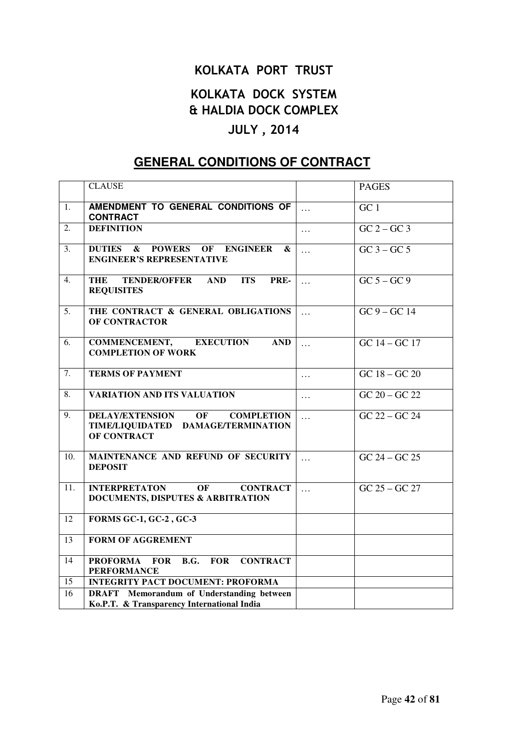# KOLKATA PORT TRUST

## KOLKATA DOCK SYSTEM & HALDIA DOCK COMPLEX

## JULY , 2014

## GENERAL CONDITIONS OF CONTRACT

| | CLAUSE | | PAGES |
|---|---|---|---|
| 1. | **AMENDMENT TO GENERAL CONDITIONS OF CONTRACT** | … | GC 1 |
| 2. | **DEFINITION** | … | GC 2 – GC 3 |
| 3. | **DUTIES & POWERS OF ENGINEER & ENGINEER'S REPRESENTATIVE** | … | GC 3 – GC 5 |
| 4. | **THE TENDER/OFFER AND ITS PRE-REQUISITES** | … | GC 5 – GC 9 |
| 5. | **THE CONTRACT & GENERAL OBLIGATIONS OF CONTRACTOR** | … | GC 9 – GC 14 |
| 6. | **COMMENCEMENT, EXECUTION AND COMPLETION OF WORK** | … | GC 14 – GC 17 |
| 7. | **TERMS OF PAYMENT** | … | GC 18 – GC 20 |
| 8. | **VARIATION AND ITS VALUATION** | … | GC 20 – GC 22 |
| 9. | **DELAY/EXTENSION OF COMPLETION TIME/LIQUIDATED DAMAGE/TERMINATION OF CONTRACT** | … | GC 22 – GC 24 |
| 10. | **MAINTENANCE AND REFUND OF SECURITY DEPOSIT** | … | GC 24 – GC 25 |
| 11. | **INTERPRETATON OF CONTRACT DOCUMENTS, DISPUTES & ARBITRATION** | … | GC 25 – GC 27 |
| 12 | **FORMS GC-1, GC-2 , GC-3** | | |
| 13 | **FORM OF AGGREMENT** | | |
| 14 | **PROFORMA FOR B.G. FOR CONTRACT PERFORMANCE** | | |
| 15 | **INTEGRITY PACT DOCUMENT: PROFORMA** | | |
| 16 | **DRAFT Memorandum of Understanding between Ko.P.T. & Transparency International India** | | |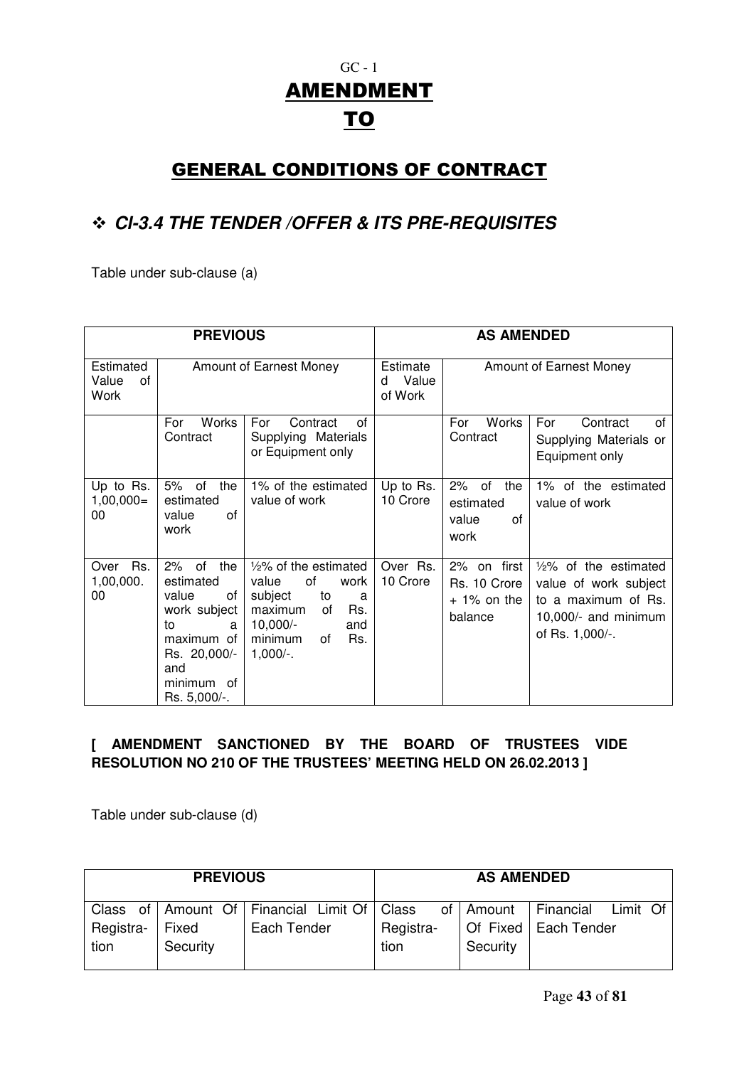GC - 1

# AMENDMENT TO

# GENERAL CONDITIONS OF CONTRACT

## ❖ *CI-3.4 THE TENDER /OFFER & ITS PRE-REQUISITES*

Table under sub-clause (a)

| PREVIOUS | | | AS AMENDED | | |
|---|---|---|---|---|---|
| Estimated Value of Work | Amount of Earnest Money | | Estimated Value of Work | Amount of Earnest Money | |
| | For Works Contract | For Contract of Supplying Materials or Equipment only | | For Works Contract | For Contract of Supplying Materials or Equipment only |
| Up to Rs. 1,00,000=00 | 5% of the estimated value of work | 1% of the estimated value of work | Up to Rs. 10 Crore | 2% of the estimated value of work | 1% of the estimated value of work |
| Over Rs. 1,00,000.00 | 2% of the estimated value of work subject to a maximum of Rs. 20,000/- and minimum of Rs. 5,000/-. | ½% of the estimated value of work subject to a maximum of Rs. 10,000/- and minimum of Rs. 1,000/-. | Over Rs. 10 Crore | 2% on first Rs. 10 Crore + 1% on the balance | ½% of the estimated value of work subject to a maximum of Rs. 10,000/- and minimum of Rs. 1,000/-. |

**[ AMENDMENT SANCTIONED BY THE BOARD OF TRUSTEES VIDE RESOLUTION NO 210 OF THE TRUSTEES' MEETING HELD ON 26.02.2013 ]**

Table under sub-clause (d)

| PREVIOUS | | | AS AMENDED | | |
|---|---|---|---|---|---|
| Class of Registration | Amount Of Fixed Security | Financial Limit Of Each Tender | Class of Registration | Amount Of Fixed Security | Financial Limit Of Each Tender |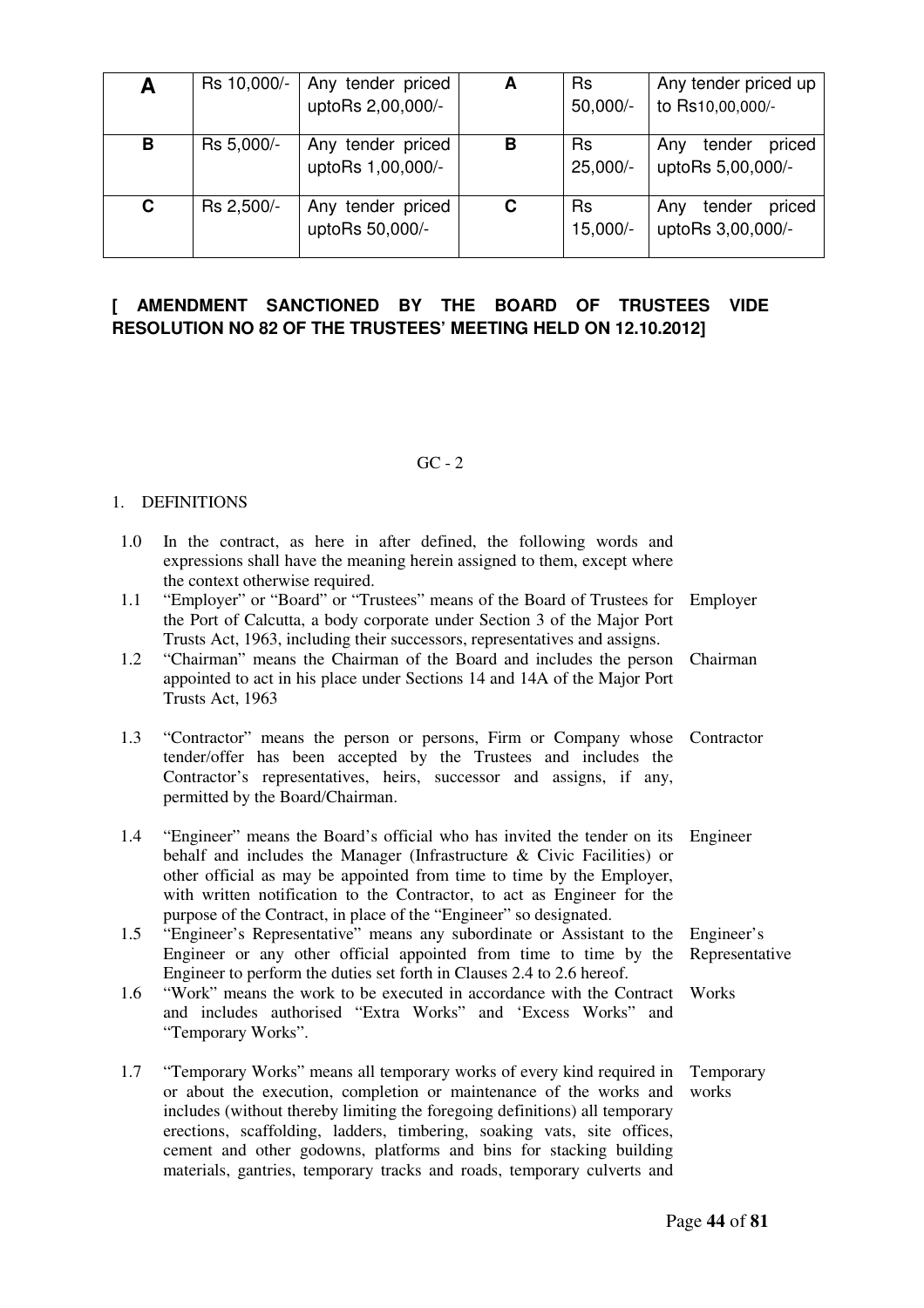| A | Rs 10,000/- | Any tender priced uptoRs 2,00,000/- | A | Rs 50,000/- | Any tender priced up to Rs10,00,000/- |
|---|---|---|---|---|---|
| B | Rs 5,000/- | Any tender priced uptoRs 1,00,000/- | B | Rs 25,000/- | Any tender priced uptoRs 5,00,000/- |
| C | Rs 2,500/- | Any tender priced uptoRs 50,000/- | C | Rs 15,000/- | Any tender priced uptoRs 3,00,000/- |

**[ AMENDMENT SANCTIONED BY THE BOARD OF TRUSTEES VIDE RESOLUTION NO 82 OF THE TRUSTEES' MEETING HELD ON 12.10.2012]**

GC - 2

1. DEFINITIONS

1.0 In the contract, as here in after defined, the following words and expressions shall have the meaning herein assigned to them, except where the context otherwise required.

1.1 "Employer" or "Board" or "Trustees" means of the Board of Trustees for the Port of Calcutta, a body corporate under Section 3 of the Major Port Trusts Act, 1963, including their successors, representatives and assigns. — Employer

1.2 "Chairman" means the Chairman of the Board and includes the person appointed to act in his place under Sections 14 and 14A of the Major Port Trusts Act, 1963 — Chairman

1.3 "Contractor" means the person or persons, Firm or Company whose tender/offer has been accepted by the Trustees and includes the Contractor's representatives, heirs, successor and assigns, if any, permitted by the Board/Chairman. — Contractor

1.4 "Engineer" means the Board's official who has invited the tender on its behalf and includes the Manager (Infrastructure & Civic Facilities) or other official as may be appointed from time to time by the Employer, with written notification to the Contractor, to act as Engineer for the purpose of the Contract, in place of the "Engineer" so designated. — Engineer

1.5 "Engineer's Representative" means any subordinate or Assistant to the Engineer or any other official appointed from time to time by the Engineer to perform the duties set forth in Clauses 2.4 to 2.6 hereof. — Engineer's Representative

1.6 "Work" means the work to be executed in accordance with the Contract and includes authorised "Extra Works" and 'Excess Works" and "Temporary Works". — Works

1.7 "Temporary Works" means all temporary works of every kind required in or about the execution, completion or maintenance of the works and includes (without thereby limiting the foregoing definitions) all temporary erections, scaffolding, ladders, timbering, soaking vats, site offices, cement and other godowns, platforms and bins for stacking building materials, gantries, temporary tracks and roads, temporary culverts and — Temporary works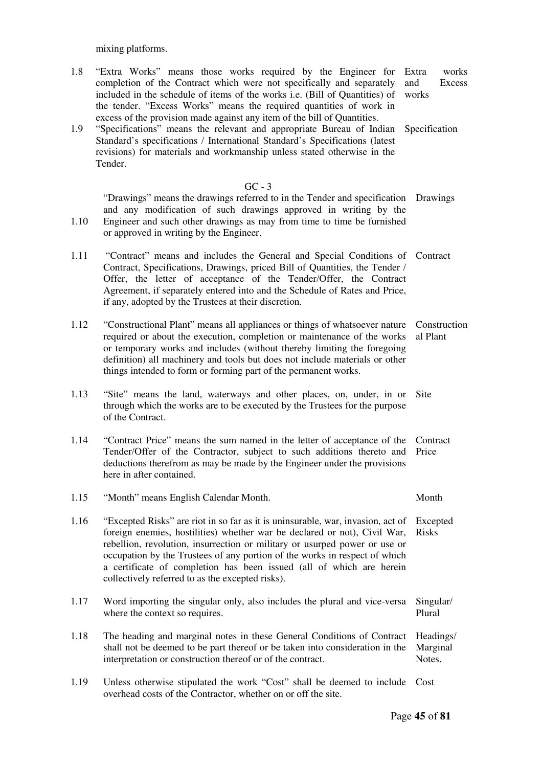mixing platforms.

1.8 "Extra Works" means those works required by the Engineer for completion of the Contract which were not specifically and separately included in the schedule of items of the works i.e. (Bill of Quantities) of the tender. "Excess Works" means the required quantities of work in excess of the provision made against any item of the bill of Quantities. — *Extra works and Excess works*

1.9 "Specifications" means the relevant and appropriate Bureau of Indian Standard's specifications / International Standard's Specifications (latest revisions) for materials and workmanship unless stated otherwise in the Tender. — *Specification*

GC - 3

1.10 "Drawings" means the drawings referred to in the Tender and specification and any modification of such drawings approved in writing by the Engineer and such other drawings as may from time to time be furnished or approved in writing by the Engineer. — *Drawings*

1.11 "Contract" means and includes the General and Special Conditions of Contract, Specifications, Drawings, priced Bill of Quantities, the Tender / Offer, the letter of acceptance of the Tender/Offer, the Contract Agreement, if separately entered into and the Schedule of Rates and Price, if any, adopted by the Trustees at their discretion. — *Contract*

1.12 "Constructional Plant" means all appliances or things of whatsoever nature required or about the execution, completion or maintenance of the works or temporary works and includes (without thereby limiting the foregoing definition) all machinery and tools but does not include materials or other things intended to form or forming part of the permanent works. — *Constructional Plant*

1.13 "Site" means the land, waterways and other places, on, under, in or through which the works are to be executed by the Trustees for the purpose of the Contract. — *Site*

1.14 "Contract Price" means the sum named in the letter of acceptance of the Tender/Offer of the Contractor, subject to such additions thereto and deductions therefrom as may be made by the Engineer under the provisions here in after contained. — *Contract Price*

1.15 "Month" means English Calendar Month. — *Month*

1.16 "Excepted Risks" are riot in so far as it is uninsurable, war, invasion, act of foreign enemies, hostilities) whether war be declared or not), Civil War, rebellion, revolution, insurrection or military or usurped power or use or occupation by the Trustees of any portion of the works in respect of which a certificate of completion has been issued (all of which are herein collectively referred to as the excepted risks). — *Excepted Risks*

1.17 Word importing the singular only, also includes the plural and vice-versa where the context so requires. — *Singular/ Plural*

1.18 The heading and marginal notes in these General Conditions of Contract shall not be deemed to be part thereof or be taken into consideration in the interpretation or construction thereof or of the contract. — *Headings/ Marginal Notes.*

1.19 Unless otherwise stipulated the work "Cost" shall be deemed to include overhead costs of the Contractor, whether on or off the site. — *Cost*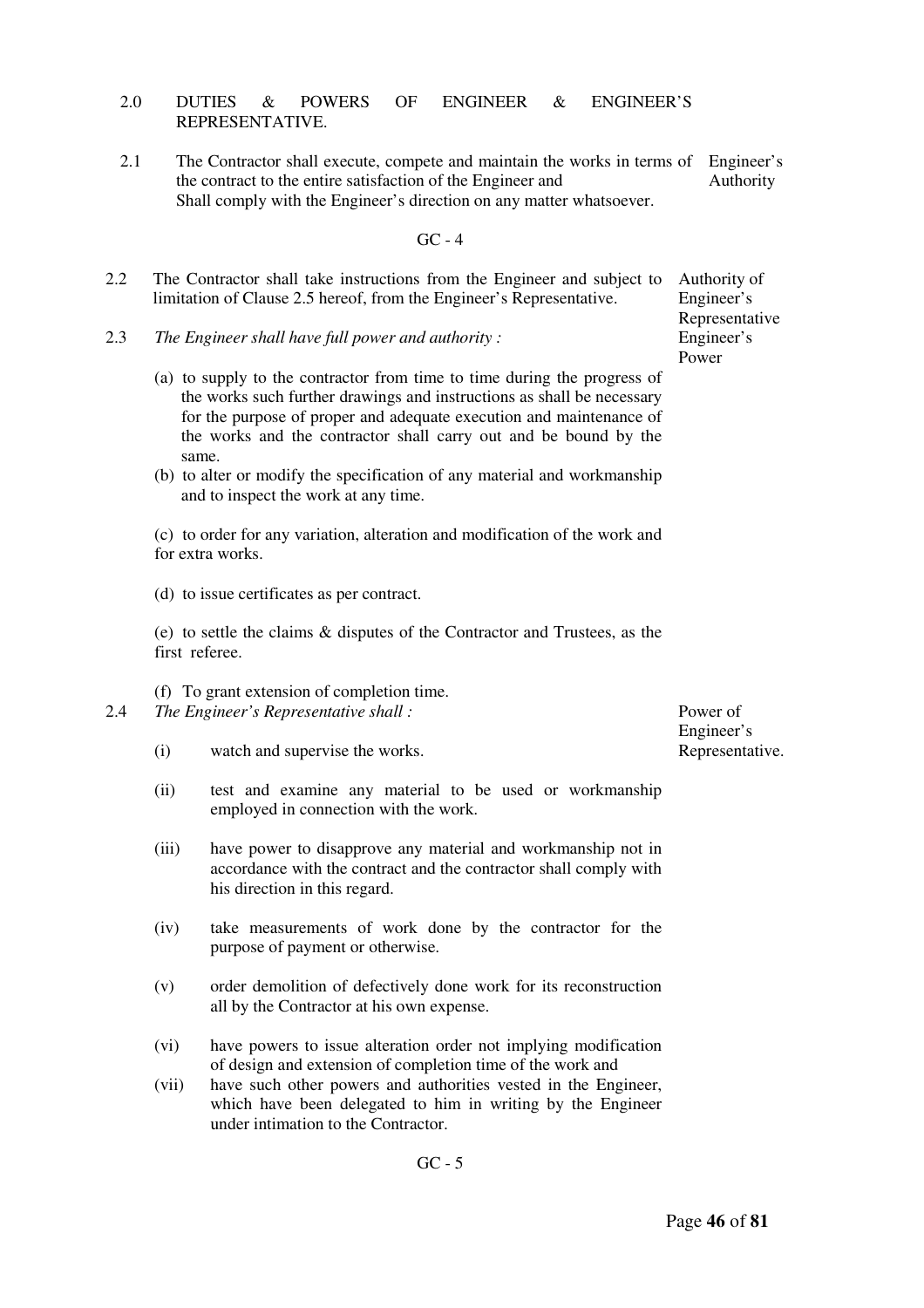## 2.0 DUTIES & POWERS OF ENGINEER & ENGINEER'S REPRESENTATIVE.

2.1 The Contractor shall execute, compete and maintain the works in terms of the contract to the entire satisfaction of the Engineer and Shall comply with the Engineer's direction on any matter whatsoever. *Engineer's Authority*

GC - 4

2.2 The Contractor shall take instructions from the Engineer and subject to limitation of Clause 2.5 hereof, from the Engineer's Representative. *Authority of Engineer's Representative*

2.3 *The Engineer shall have full power and authority :* *Engineer's Power*

(a) to supply to the contractor from time to time during the progress of the works such further drawings and instructions as shall be necessary for the purpose of proper and adequate execution and maintenance of the works and the contractor shall carry out and be bound by the same.

(b) to alter or modify the specification of any material and workmanship and to inspect the work at any time.

(c) to order for any variation, alteration and modification of the work and for extra works.

(d) to issue certificates as per contract.

(e) to settle the claims & disputes of the Contractor and Trustees, as the first referee.

(f) To grant extension of completion time.

2.4 *The Engineer's Representative shall :* *Power of Engineer's Representative.*

(i) watch and supervise the works.

(ii) test and examine any material to be used or workmanship employed in connection with the work.

(iii) have power to disapprove any material and workmanship not in accordance with the contract and the contractor shall comply with his direction in this regard.

(iv) take measurements of work done by the contractor for the purpose of payment or otherwise.

(v) order demolition of defectively done work for its reconstruction all by the Contractor at his own expense.

(vi) have powers to issue alteration order not implying modification of design and extension of completion time of the work and

(vii) have such other powers and authorities vested in the Engineer, which have been delegated to him in writing by the Engineer under intimation to the Contractor.

GC - 5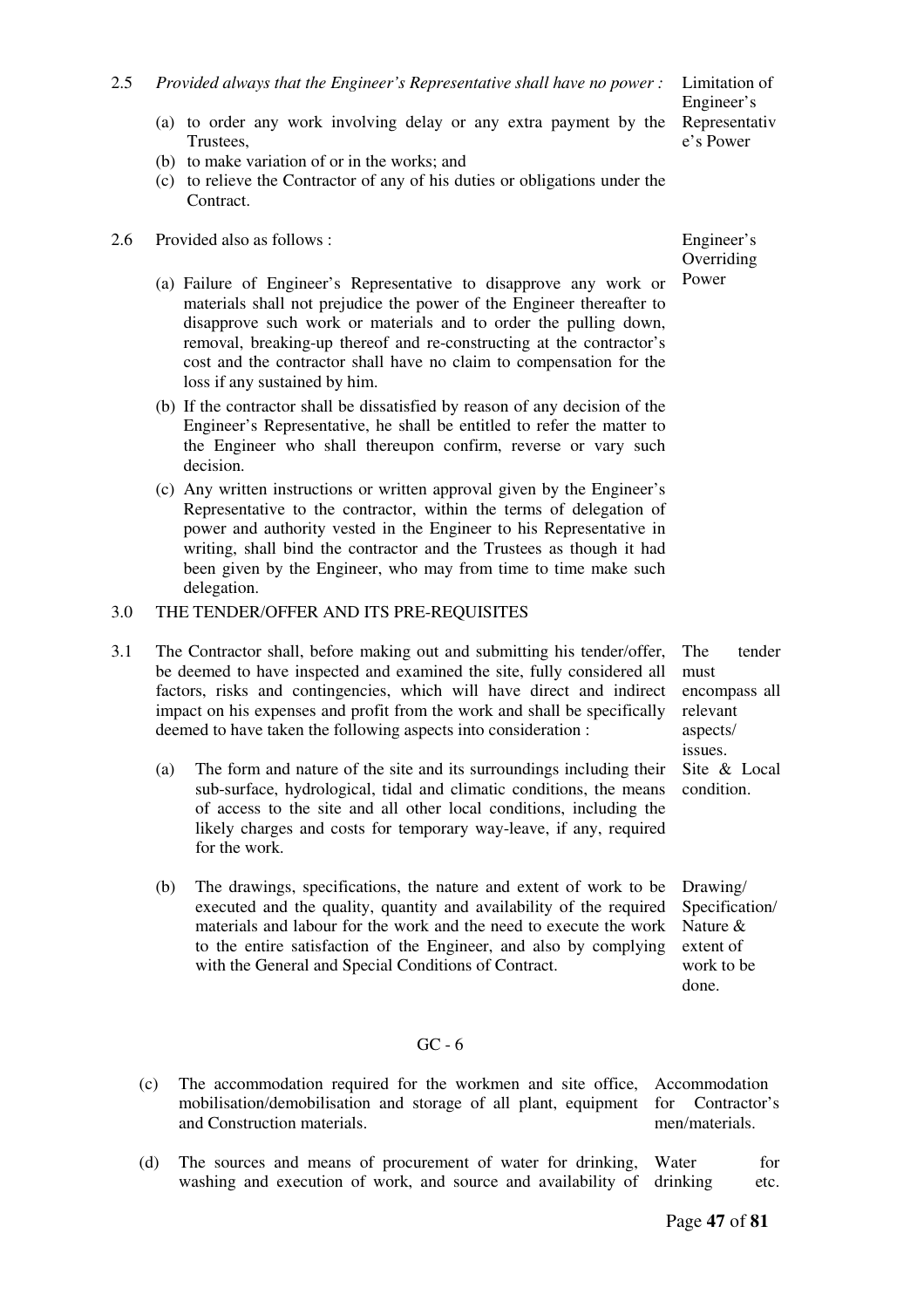2.5 *Provided always that the Engineer's Representative shall have no power :* 

Limitation of Engineer's Representative's Power

(a) to order any work involving delay or any extra payment by the Trustees,
(b) to make variation of or in the works; and
(c) to relieve the Contractor of any of his duties or obligations under the Contract.

2.6 Provided also as follows :

Engineer's Overriding Power

(a) Failure of Engineer's Representative to disapprove any work or materials shall not prejudice the power of the Engineer thereafter to disapprove such work or materials and to order the pulling down, removal, breaking-up thereof and re-constructing at the contractor's cost and the contractor shall have no claim to compensation for the loss if any sustained by him.

(b) If the contractor shall be dissatisfied by reason of any decision of the Engineer's Representative, he shall be entitled to refer the matter to the Engineer who shall thereupon confirm, reverse or vary such decision.

(c) Any written instructions or written approval given by the Engineer's Representative to the contractor, within the terms of delegation of power and authority vested in the Engineer to his Representative in writing, shall bind the contractor and the Trustees as though it had been given by the Engineer, who may from time to time make such delegation.

3.0 THE TENDER/OFFER AND ITS PRE-REQUISITES

3.1 The Contractor shall, before making out and submitting his tender/offer, be deemed to have inspected and examined the site, fully considered all factors, risks and contingencies, which will have direct and indirect impact on his expenses and profit from the work and shall be specifically deemed to have taken the following aspects into consideration :

The tender must encompass all relevant aspects/ issues.

(a) The form and nature of the site and its surroundings including their sub-surface, hydrological, tidal and climatic conditions, the means of access to the site and all other local conditions, including the likely charges and costs for temporary way-leave, if any, required for the work.

Site & Local condition.

(b) The drawings, specifications, the nature and extent of work to be executed and the quality, quantity and availability of the required materials and labour for the work and the need to execute the work to the entire satisfaction of the Engineer, and also by complying with the General and Special Conditions of Contract.

Drawing/ Specification/ Nature & extent of work to be done.

GC - 6

(c) The accommodation required for the workmen and site office, mobilisation/demobilisation and storage of all plant, equipment and Construction materials.

Accommodation for Contractor's men/materials.

(d) The sources and means of procurement of water for drinking, washing and execution of work, and source and availability of

Water for drinking etc.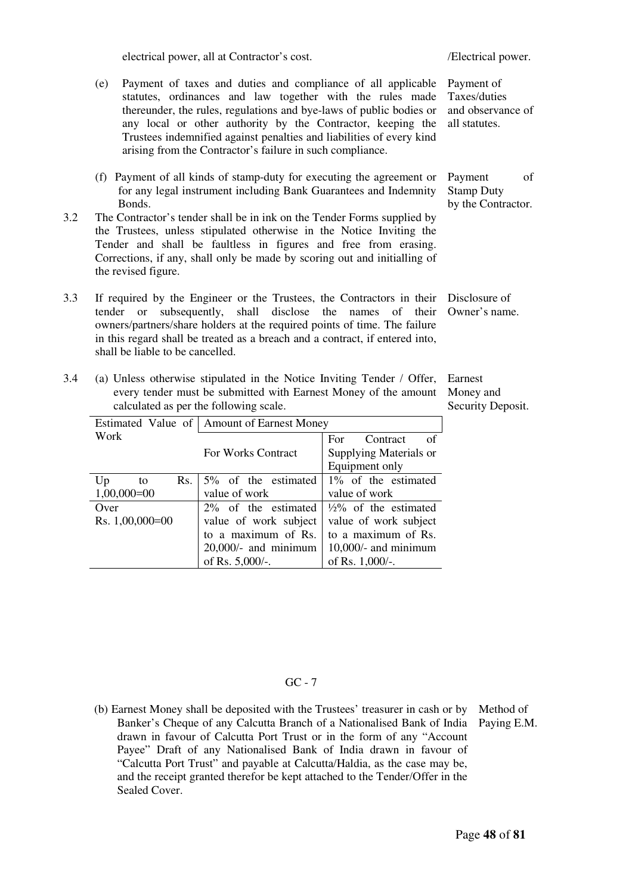electrical power, all at Contractor's cost. /Electrical power.

(e) Payment of taxes and duties and compliance of all applicable statutes, ordinances and law together with the rules made thereunder, the rules, regulations and bye-laws of public bodies or any local or other authority by the Contractor, keeping the Trustees indemnified against penalties and liabilities of every kind arising from the Contractor's failure in such compliance. — *Payment of Taxes/duties and observance of all statutes.*

(f) Payment of all kinds of stamp-duty for executing the agreement or for any legal instrument including Bank Guarantees and Indemnity Bonds. — *Payment of Stamp Duty by the Contractor.*

3.2 The Contractor's tender shall be in ink on the Tender Forms supplied by the Trustees, unless stipulated otherwise in the Notice Inviting the Tender and shall be faultless in figures and free from erasing. Corrections, if any, shall only be made by scoring out and initialling of the revised figure.

3.3 If required by the Engineer or the Trustees, the Contractors in their tender or subsequently, shall disclose the names of their owners/partners/share holders at the required points of time. The failure in this regard shall be treated as a breach and a contract, if entered into, shall be liable to be cancelled. — *Disclosure of Owner's name.*

3.4 (a) Unless otherwise stipulated in the Notice Inviting Tender / Offer, every tender must be submitted with Earnest Money of the amount calculated as per the following scale. — *Earnest Money and Security Deposit.*

| Estimated Value of Work | Amount of Earnest Money | |
|---|---|---|
| | For Works Contract | For Contract of Supplying Materials or Equipment only |
| Up to Rs. 1,00,000=00 | 5% of the estimated value of work | 1% of the estimated value of work |
| Over Rs. 1,00,000=00 | 2% of the estimated value of work subject to a maximum of Rs. 20,000/- and minimum of Rs. 5,000/-. | ½% of the estimated value of work subject to a maximum of Rs. 10,000/- and minimum of Rs. 1,000/-. |

GC - 7

(b) Earnest Money shall be deposited with the Trustees' treasurer in cash or by Banker's Cheque of any Calcutta Branch of a Nationalised Bank of India drawn in favour of Calcutta Port Trust or in the form of any "Account Payee" Draft of any Nationalised Bank of India drawn in favour of "Calcutta Port Trust" and payable at Calcutta/Haldia, as the case may be, and the receipt granted therefor be kept attached to the Tender/Offer in the Sealed Cover. — *Method of Paying E.M.*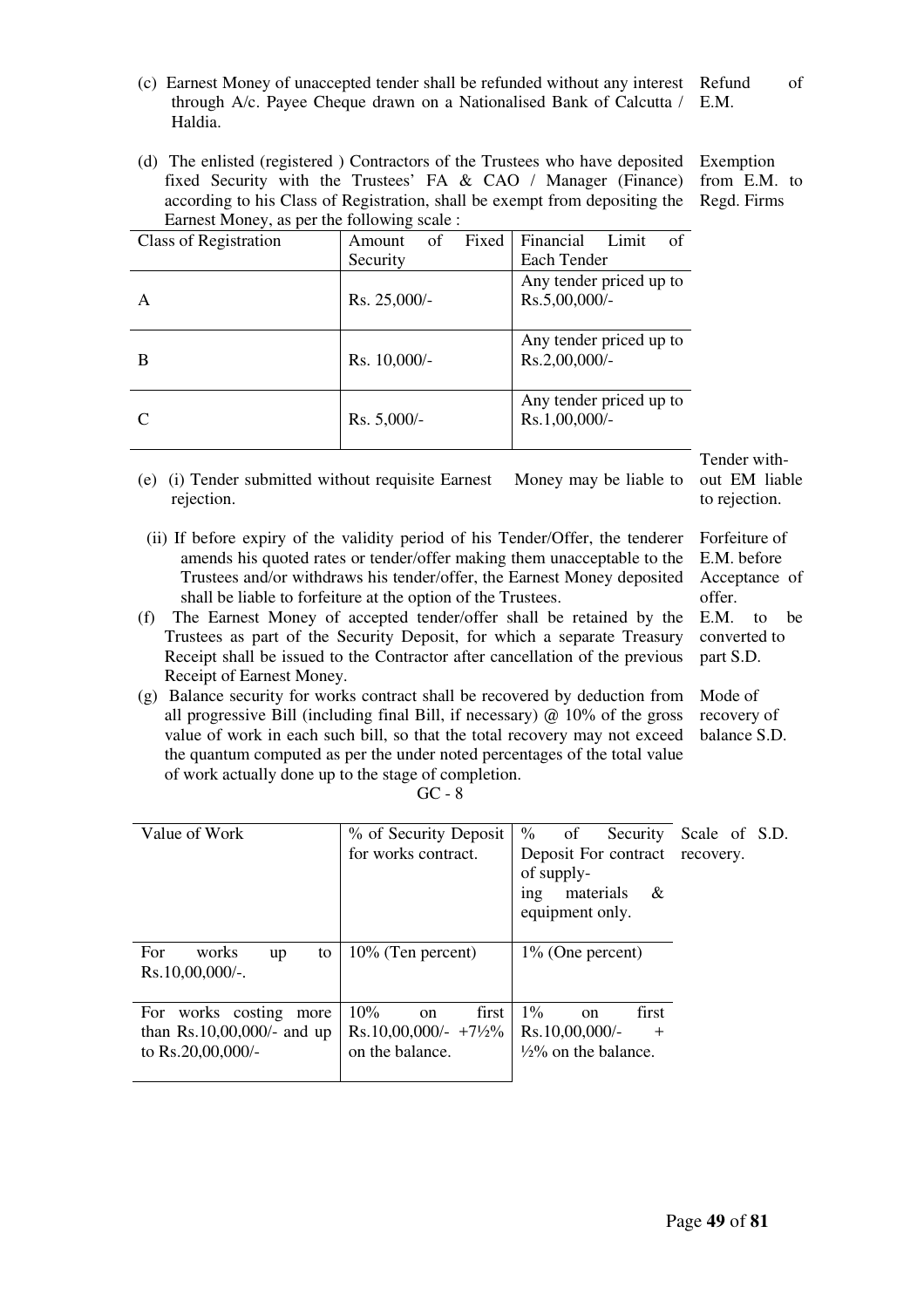(c) Earnest Money of unaccepted tender shall be refunded without any interest through A/c. Payee Cheque drawn on a Nationalised Bank of Calcutta / Haldia. *Refund of E.M.*

(d) The enlisted (registered ) Contractors of the Trustees who have deposited fixed Security with the Trustees' FA & CAO / Manager (Finance) according to his Class of Registration, shall be exempt from depositing the Earnest Money, as per the following scale : *Exemption from E.M. to Regd. Firms*

| Class of Registration | Amount of Fixed Security | Financial Limit of Each Tender |
|---|---|---|
| A | Rs. 25,000/- | Any tender priced up to Rs.5,00,000/- |
| B | Rs. 10,000/- | Any tender priced up to Rs.2,00,000/- |
| C | Rs. 5,000/- | Any tender priced up to Rs.1,00,000/- |

(e) (i) Tender submitted without requisite Earnest Money may be liable to rejection. *Tender without EM liable to rejection.*

(ii) If before expiry of the validity period of his Tender/Offer, the tenderer amends his quoted rates or tender/offer making them unacceptable to the Trustees and/or withdraws his tender/offer, the Earnest Money deposited shall be liable to forfeiture at the option of the Trustees. *Forfeiture of E.M. before Acceptance of offer.*

(f) The Earnest Money of accepted tender/offer shall be retained by the Trustees as part of the Security Deposit, for which a separate Treasury Receipt shall be issued to the Contractor after cancellation of the previous Receipt of Earnest Money. *E.M. to be converted to part S.D.*

(g) Balance security for works contract shall be recovered by deduction from all progressive Bill (including final Bill, if necessary) @ 10% of the gross value of work in each such bill, so that the total recovery may not exceed the quantum computed as per the under noted percentages of the total value of work actually done up to the stage of completion. *Mode of recovery of balance S.D.*

GC - 8

*Scale of S.D. recovery.*

| Value of Work | % of Security Deposit for works contract. | % of Security Deposit For contract of supplying materials & equipment only. |
|---|---|---|
| For works up to Rs.10,00,000/-. | 10% (Ten percent) | 1% (One percent) |
| For works costing more than Rs.10,00,000/- and up to Rs.20,00,000/- | 10% on first Rs.10,00,000/- +7½% on the balance. | 1% on first Rs.10,00,000/- + ½% on the balance. |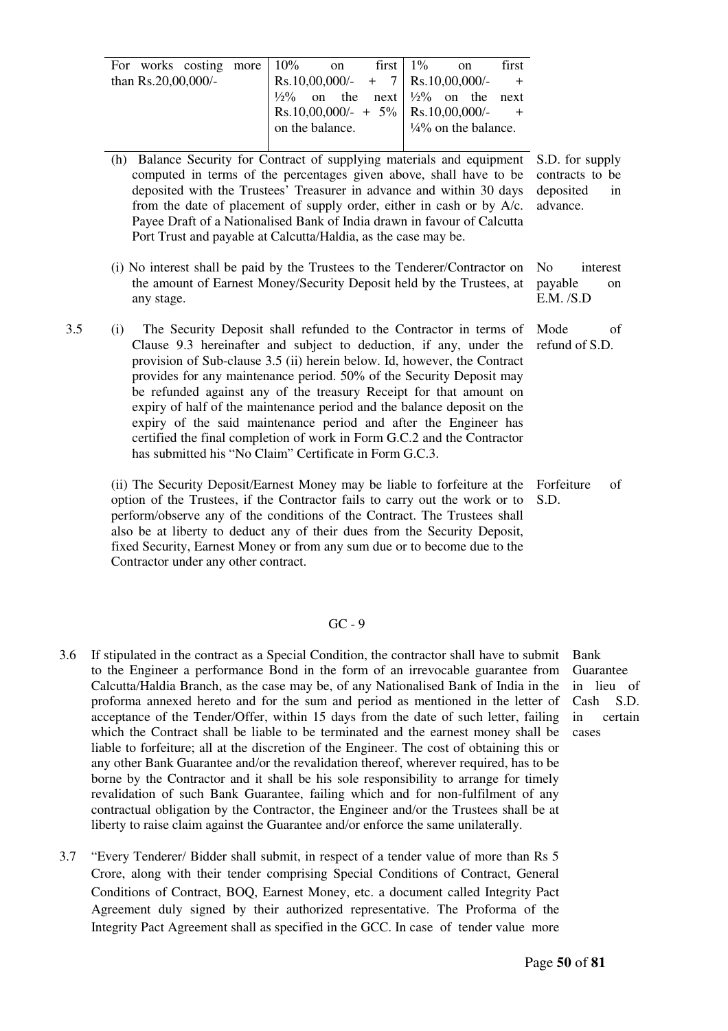| For works costing more than Rs.20,00,000/- | 10% on first Rs.10,00,000/- + 7 ½% on the next Rs.10,00,000/- + 5% on the balance. | 1% on first Rs.10,00,000/- + ½% on the next Rs.10,00,000/- + ¼% on the balance. |
|---|---|---|

(h) Balance Security for Contract of supplying materials and equipment computed in terms of the percentages given above, shall have to be deposited with the Trustees' Treasurer in advance and within 30 days from the date of placement of supply order, either in cash or by A/c. Payee Draft of a Nationalised Bank of India drawn in favour of Calcutta Port Trust and payable at Calcutta/Haldia, as the case may be. *S.D. for supply contracts to be deposited in advance.*

(i) No interest shall be paid by the Trustees to the Tenderer/Contractor on the amount of Earnest Money/Security Deposit held by the Trustees, at any stage. *No interest payable on E.M. /S.D*

3.5 (i) The Security Deposit shall refunded to the Contractor in terms of Clause 9.3 hereinafter and subject to deduction, if any, under the provision of Sub-clause 3.5 (ii) herein below. Id, however, the Contract provides for any maintenance period. 50% of the Security Deposit may be refunded against any of the treasury Receipt for that amount on expiry of half of the maintenance period and the balance deposit on the expiry of the said maintenance period and after the Engineer has certified the final completion of work in Form G.C.2 and the Contractor has submitted his "No Claim" Certificate in Form G.C.3. *Mode of refund of S.D.*

(ii) The Security Deposit/Earnest Money may be liable to forfeiture at the option of the Trustees, if the Contractor fails to carry out the work or to perform/observe any of the conditions of the Contract. The Trustees shall also be at liberty to deduct any of their dues from the Security Deposit, fixed Security, Earnest Money or from any sum due or to become due to the Contractor under any other contract. *Forfeiture of S.D.*

GC - 9

3.6 If stipulated in the contract as a Special Condition, the contractor shall have to submit to the Engineer a performance Bond in the form of an irrevocable guarantee from Calcutta/Haldia Branch, as the case may be, of any Nationalised Bank of India in the proforma annexed hereto and for the sum and period as mentioned in the letter of acceptance of the Tender/Offer, within 15 days from the date of such letter, failing which the Contract shall be liable to be terminated and the earnest money shall be liable to forfeiture; all at the discretion of the Engineer. The cost of obtaining this or any other Bank Guarantee and/or the revalidation thereof, wherever required, has to be borne by the Contractor and it shall be his sole responsibility to arrange for timely revalidation of such Bank Guarantee, failing which and for non-fulfilment of any contractual obligation by the Contractor, the Engineer and/or the Trustees shall be at liberty to raise claim against the Guarantee and/or enforce the same unilaterally. *Bank Guarantee in lieu of Cash S.D. in certain cases*

3.7 "Every Tenderer/ Bidder shall submit, in respect of a tender value of more than Rs 5 Crore, along with their tender comprising Special Conditions of Contract, General Conditions of Contract, BOQ, Earnest Money, etc. a document called Integrity Pact Agreement duly signed by their authorized representative. The Proforma of the Integrity Pact Agreement shall as specified in the GCC. In case of tender value more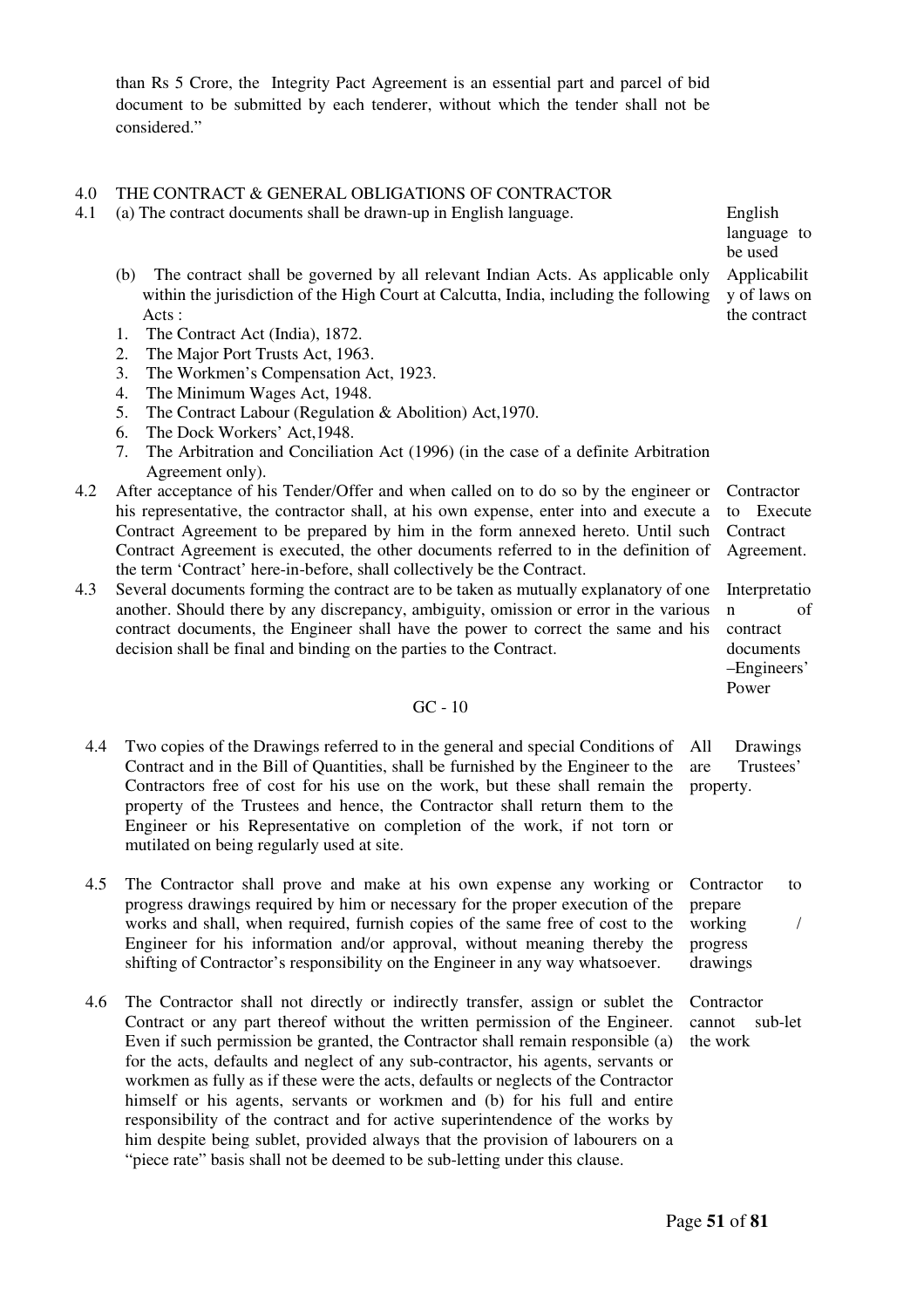than Rs 5 Crore, the Integrity Pact Agreement is an essential part and parcel of bid document to be submitted by each tenderer, without which the tender shall not be considered."

## 4.0 THE CONTRACT & GENERAL OBLIGATIONS OF CONTRACTOR

4.1 (a) The contract documents shall be drawn-up in English language. *English language to be used*

(b) The contract shall be governed by all relevant Indian Acts. As applicable only within the jurisdiction of the High Court at Calcutta, India, including the following Acts : *Applicability of laws on the contract*

1. The Contract Act (India), 1872.
2. The Major Port Trusts Act, 1963.
3. The Workmen's Compensation Act, 1923.
4. The Minimum Wages Act, 1948.
5. The Contract Labour (Regulation & Abolition) Act,1970.
6. The Dock Workers' Act,1948.
7. The Arbitration and Conciliation Act (1996) (in the case of a definite Arbitration Agreement only).

4.2 After acceptance of his Tender/Offer and when called on to do so by the engineer or his representative, the contractor shall, at his own expense, enter into and execute a Contract Agreement to be prepared by him in the form annexed hereto. Until such Contract Agreement is executed, the other documents referred to in the definition of the term 'Contract' here-in-before, shall collectively be the Contract. *Contractor to Execute Contract Agreement.*

4.3 Several documents forming the contract are to be taken as mutually explanatory of one another. Should there by any discrepancy, ambiguity, omission or error in the various contract documents, the Engineer shall have the power to correct the same and his decision shall be final and binding on the parties to the Contract. *Interpretation of contract documents –Engineers' Power*

GC - 10

4.4 Two copies of the Drawings referred to in the general and special Conditions of Contract and in the Bill of Quantities, shall be furnished by the Engineer to the Contractors free of cost for his use on the work, but these shall remain the property of the Trustees and hence, the Contractor shall return them to the Engineer or his Representative on completion of the work, if not torn or mutilated on being regularly used at site. *All Drawings are Trustees' property.*

4.5 The Contractor shall prove and make at his own expense any working or progress drawings required by him or necessary for the proper execution of the works and shall, when required, furnish copies of the same free of cost to the Engineer for his information and/or approval, without meaning thereby the shifting of Contractor's responsibility on the Engineer in any way whatsoever. *Contractor to prepare working / progress drawings*

4.6 The Contractor shall not directly or indirectly transfer, assign or sublet the Contract or any part thereof without the written permission of the Engineer. Even if such permission be granted, the Contractor shall remain responsible (a) for the acts, defaults and neglect of any sub-contractor, his agents, servants or workmen as fully as if these were the acts, defaults or neglects of the Contractor himself or his agents, servants or workmen and (b) for his full and entire responsibility of the contract and for active superintendence of the works by him despite being sublet, provided always that the provision of labourers on a "piece rate" basis shall not be deemed to be sub-letting under this clause. *Contractor cannot sub-let the work*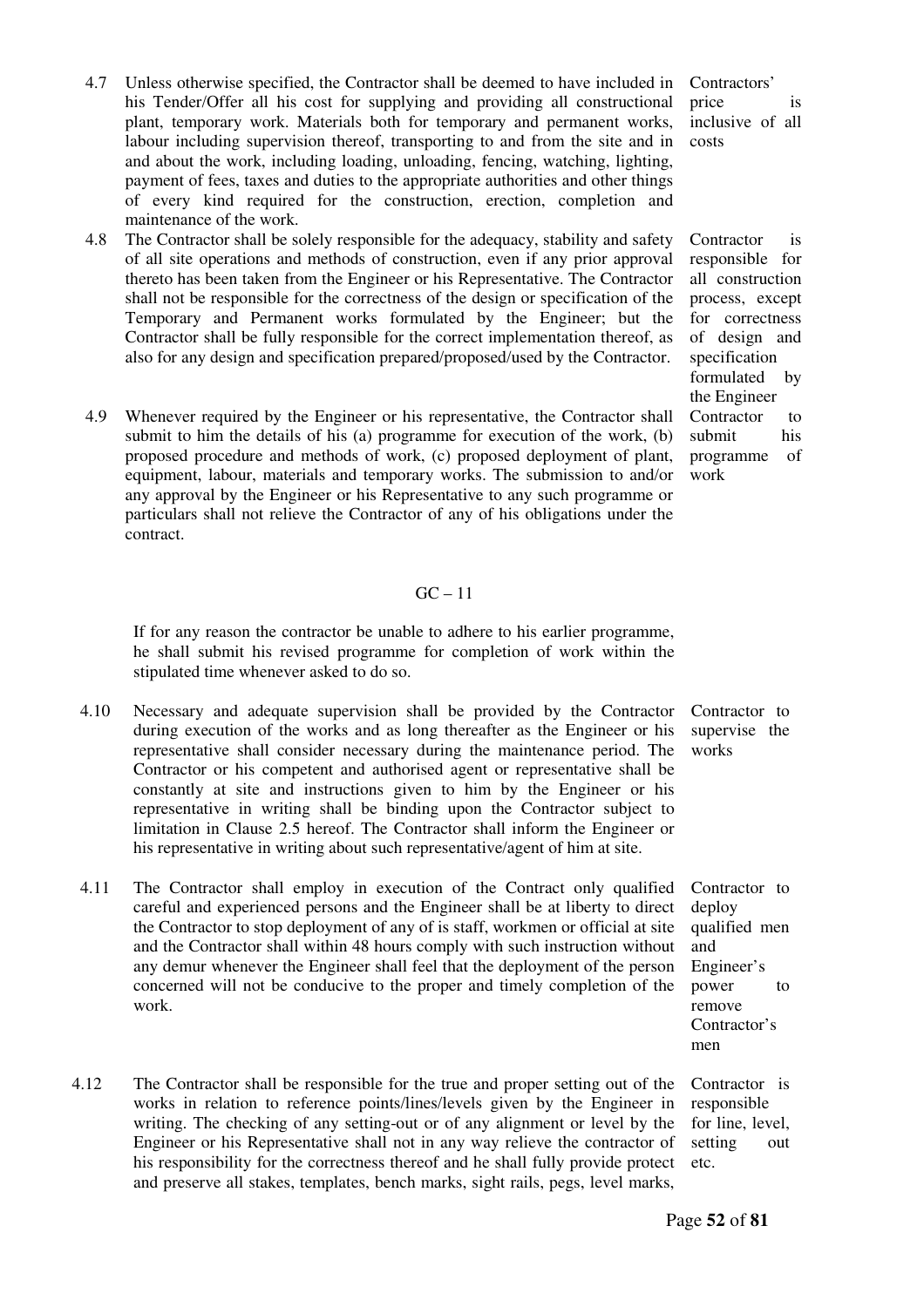4.7 Unless otherwise specified, the Contractor shall be deemed to have included in his Tender/Offer all his cost for supplying and providing all constructional plant, temporary work. Materials both for temporary and permanent works, labour including supervision thereof, transporting to and from the site and in and about the work, including loading, unloading, fencing, watching, lighting, payment of fees, taxes and duties to the appropriate authorities and other things of every kind required for the construction, erection, completion and maintenance of the work.

*Contractors' price is inclusive of all costs*

4.8 The Contractor shall be solely responsible for the adequacy, stability and safety of all site operations and methods of construction, even if any prior approval thereto has been taken from the Engineer or his Representative. The Contractor shall not be responsible for the correctness of the design or specification of the Temporary and Permanent works formulated by the Engineer; but the Contractor shall be fully responsible for the correct implementation thereof, as also for any design and specification prepared/proposed/used by the Contractor.

*Contractor is responsible for all construction process, except for correctness of design and specification formulated by the Engineer*

4.9 Whenever required by the Engineer or his representative, the Contractor shall submit to him the details of his (a) programme for execution of the work, (b) proposed procedure and methods of work, (c) proposed deployment of plant, equipment, labour, materials and temporary works. The submission to and/or any approval by the Engineer or his Representative to any such programme or particulars shall not relieve the Contractor of any of his obligations under the contract.

*Contractor to submit his programme of work*

GC – 11

If for any reason the contractor be unable to adhere to his earlier programme, he shall submit his revised programme for completion of work within the stipulated time whenever asked to do so.

4.10 Necessary and adequate supervision shall be provided by the Contractor during execution of the works and as long thereafter as the Engineer or his representative shall consider necessary during the maintenance period. The Contractor or his competent and authorised agent or representative shall be constantly at site and instructions given to him by the Engineer or his representative in writing shall be binding upon the Contractor subject to limitation in Clause 2.5 hereof. The Contractor shall inform the Engineer or his representative in writing about such representative/agent of him at site.

*Contractor to supervise the works*

4.11 The Contractor shall employ in execution of the Contract only qualified careful and experienced persons and the Engineer shall be at liberty to direct the Contractor to stop deployment of any of is staff, workmen or official at site and the Contractor shall within 48 hours comply with such instruction without any demur whenever the Engineer shall feel that the deployment of the person concerned will not be conducive to the proper and timely completion of the work.

*Contractor to deploy qualified men and Engineer's power to remove Contractor's men*

4.12 The Contractor shall be responsible for the true and proper setting out of the works in relation to reference points/lines/levels given by the Engineer in writing. The checking of any setting-out or of any alignment or level by the Engineer or his Representative shall not in any way relieve the contractor of his responsibility for the correctness thereof and he shall fully provide protect and preserve all stakes, templates, bench marks, sight rails, pegs, level marks,

*Contractor is responsible for line, level, setting out etc.*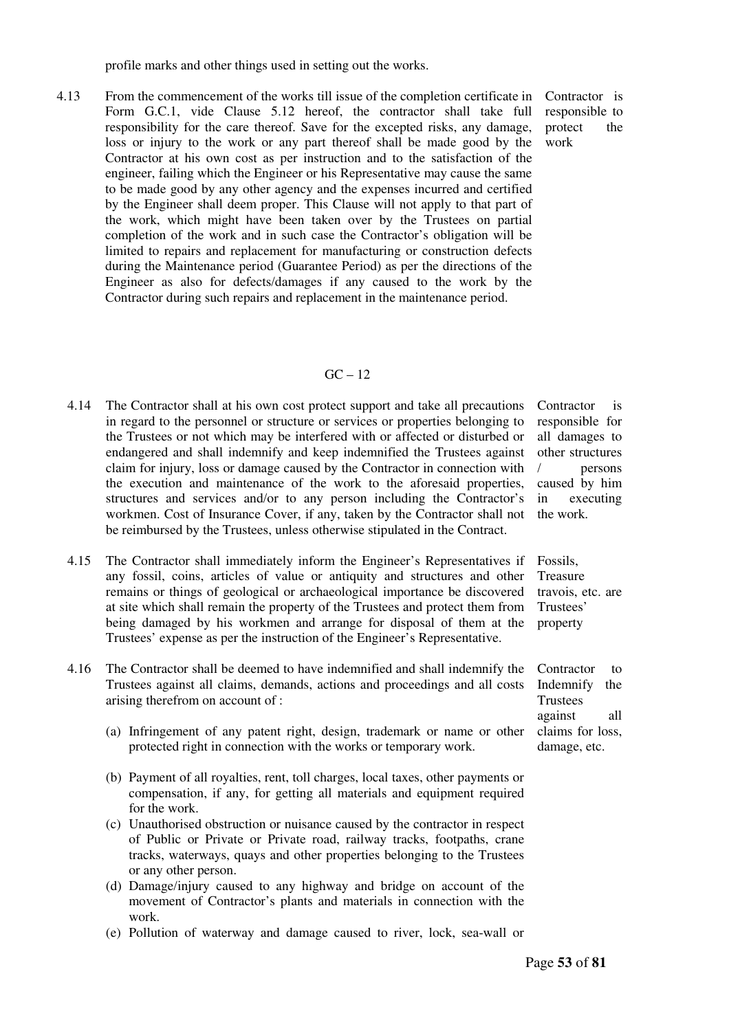profile marks and other things used in setting out the works.

4.13 From the commencement of the works till issue of the completion certificate in Form G.C.1, vide Clause 5.12 hereof, the contractor shall take full responsibility for the care thereof. Save for the excepted risks, any damage, loss or injury to the work or any part thereof shall be made good by the Contractor at his own cost as per instruction and to the satisfaction of the engineer, failing which the Engineer or his Representative may cause the same to be made good by any other agency and the expenses incurred and certified by the Engineer shall deem proper. This Clause will not apply to that part of the work, which might have been taken over by the Trustees on partial completion of the work and in such case the Contractor's obligation will be limited to repairs and replacement for manufacturing or construction defects during the Maintenance period (Guarantee Period) as per the directions of the Engineer as also for defects/damages if any caused to the work by the Contractor during such repairs and replacement in the maintenance period.

*Contractor is responsible to protect the work*

GC – 12

4.14 The Contractor shall at his own cost protect support and take all precautions in regard to the personnel or structure or services or properties belonging to the Trustees or not which may be interfered with or affected or disturbed or endangered and shall indemnify and keep indemnified the Trustees against claim for injury, loss or damage caused by the Contractor in connection with the execution and maintenance of the work to the aforesaid properties, structures and services and/or to any person including the Contractor's workmen. Cost of Insurance Cover, if any, taken by the Contractor shall not be reimbursed by the Trustees, unless otherwise stipulated in the Contract.

*Contractor is responsible for all damages to other structures / persons caused by him in executing the work.*

4.15 The Contractor shall immediately inform the Engineer's Representatives if any fossil, coins, articles of value or antiquity and structures and other remains or things of geological or archaeological importance be discovered at site which shall remain the property of the Trustees and protect them from being damaged by his workmen and arrange for disposal of them at the Trustees' expense as per the instruction of the Engineer's Representative.

*Fossils, Treasure travois, etc. are Trustees' property*

4.16 The Contractor shall be deemed to have indemnified and shall indemnify the Trustees against all claims, demands, actions and proceedings and all costs arising therefrom on account of :

*Contractor to Indemnify the Trustees against all claims for loss, damage, etc.*

(a) Infringement of any patent right, design, trademark or name or other protected right in connection with the works or temporary work.

(b) Payment of all royalties, rent, toll charges, local taxes, other payments or compensation, if any, for getting all materials and equipment required for the work.

(c) Unauthorised obstruction or nuisance caused by the contractor in respect of Public or Private or Private road, railway tracks, footpaths, crane tracks, waterways, quays and other properties belonging to the Trustees or any other person.

(d) Damage/injury caused to any highway and bridge on account of the movement of Contractor's plants and materials in connection with the work.

(e) Pollution of waterway and damage caused to river, lock, sea-wall or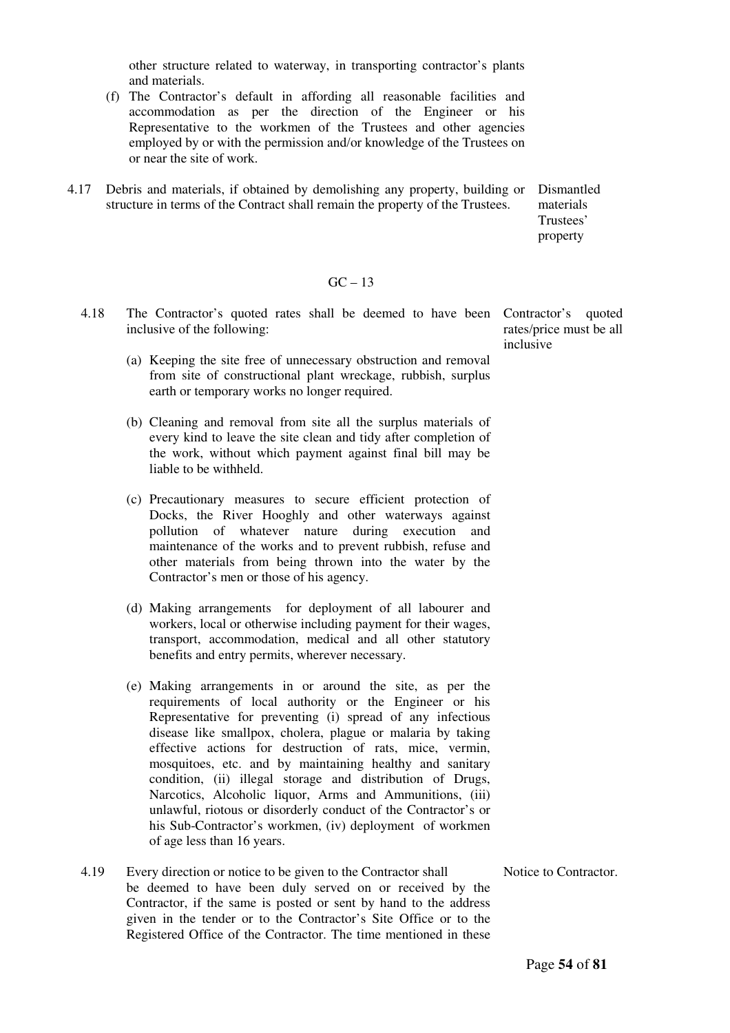other structure related to waterway, in transporting contractor's plants and materials.

(f) The Contractor's default in affording all reasonable facilities and accommodation as per the direction of the Engineer or his Representative to the workmen of the Trustees and other agencies employed by or with the permission and/or knowledge of the Trustees on or near the site of work.

4.17 Debris and materials, if obtained by demolishing any property, building or structure in terms of the Contract shall remain the property of the Trustees. *Dismantled materials Trustees' property*

GC – 13

4.18 The Contractor's quoted rates shall be deemed to have been inclusive of the following: *Contractor's quoted rates/price must be all inclusive*

(a) Keeping the site free of unnecessary obstruction and removal from site of constructional plant wreckage, rubbish, surplus earth or temporary works no longer required.

(b) Cleaning and removal from site all the surplus materials of every kind to leave the site clean and tidy after completion of the work, without which payment against final bill may be liable to be withheld.

(c) Precautionary measures to secure efficient protection of Docks, the River Hooghly and other waterways against pollution of whatever nature during execution and maintenance of the works and to prevent rubbish, refuse and other materials from being thrown into the water by the Contractor's men or those of his agency.

(d) Making arrangements for deployment of all labourer and workers, local or otherwise including payment for their wages, transport, accommodation, medical and all other statutory benefits and entry permits, wherever necessary.

(e) Making arrangements in or around the site, as per the requirements of local authority or the Engineer or his Representative for preventing (i) spread of any infectious disease like smallpox, cholera, plague or malaria by taking effective actions for destruction of rats, mice, vermin, mosquitoes, etc. and by maintaining healthy and sanitary condition, (ii) illegal storage and distribution of Drugs, Narcotics, Alcoholic liquor, Arms and Ammunitions, (iii) unlawful, riotous or disorderly conduct of the Contractor's or his Sub-Contractor's workmen, (iv) deployment of workmen of age less than 16 years.

4.19 Every direction or notice to be given to the Contractor shall be deemed to have been duly served on or received by the Contractor, if the same is posted or sent by hand to the address given in the tender or to the Contractor's Site Office or to the Registered Office of the Contractor. The time mentioned in these *Notice to Contractor.*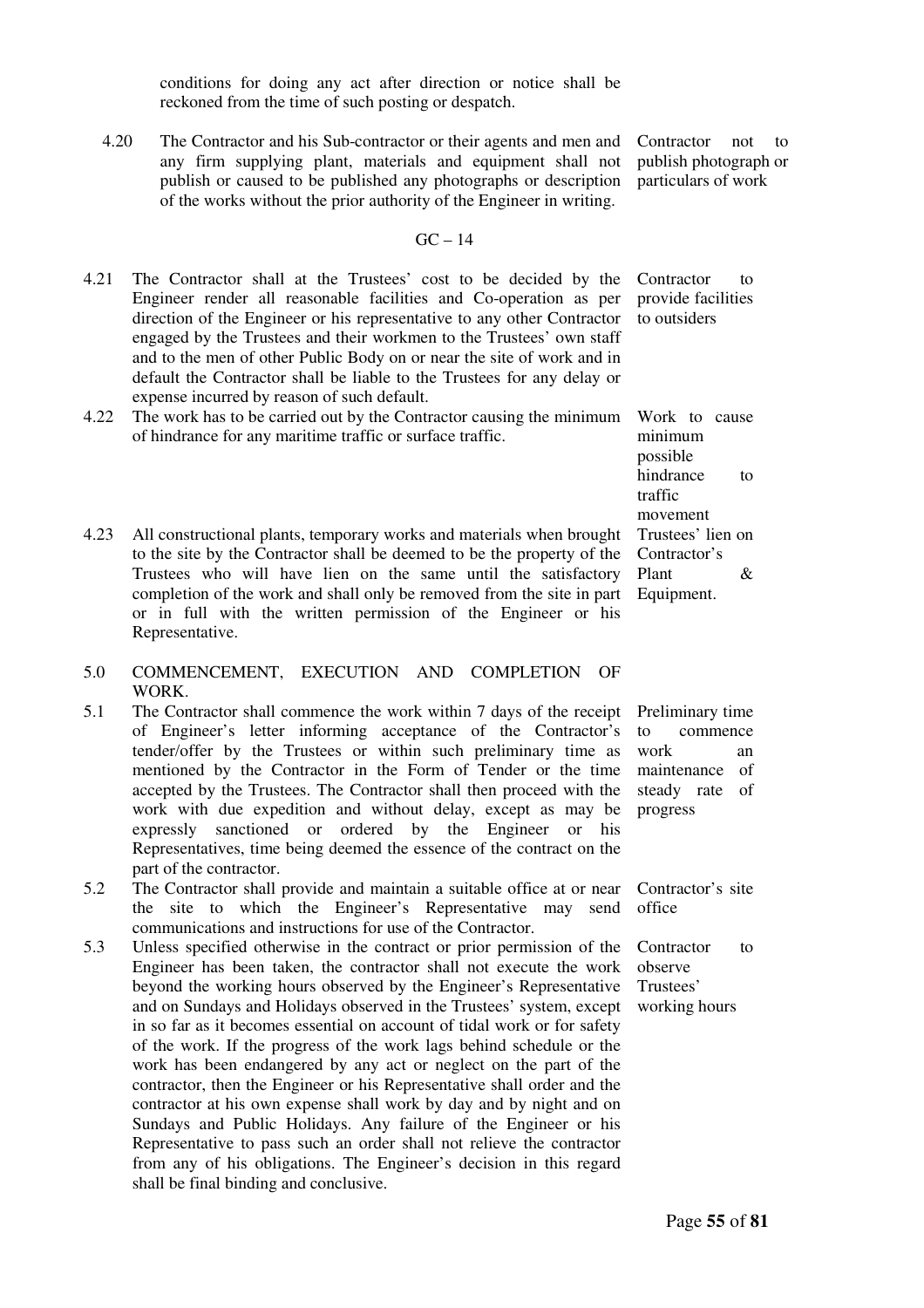conditions for doing any act after direction or notice shall be reckoned from the time of such posting or despatch.

4.20 The Contractor and his Sub-contractor or their agents and men and any firm supplying plant, materials and equipment shall not publish or caused to be published any photographs or description of the works without the prior authority of the Engineer in writing. *Contractor not to publish photograph or particulars of work*

GC – 14

4.21 The Contractor shall at the Trustees' cost to be decided by the Engineer render all reasonable facilities and Co-operation as per direction of the Engineer or his representative to any other Contractor engaged by the Trustees and their workmen to the Trustees' own staff and to the men of other Public Body on or near the site of work and in default the Contractor shall be liable to the Trustees for any delay or expense incurred by reason of such default. *Contractor to provide facilities to outsiders*

4.22 The work has to be carried out by the Contractor causing the minimum of hindrance for any maritime traffic or surface traffic. *Work to cause minimum possible hindrance to traffic movement*

4.23 All constructional plants, temporary works and materials when brought to the site by the Contractor shall be deemed to be the property of the Trustees who will have lien on the same until the satisfactory completion of the work and shall only be removed from the site in part or in full with the written permission of the Engineer or his Representative. *Trustees' lien on Contractor's Plant & Equipment.*

## 5.0 COMMENCEMENT, EXECUTION AND COMPLETION OF WORK.

5.1 The Contractor shall commence the work within 7 days of the receipt of Engineer's letter informing acceptance of the Contractor's tender/offer by the Trustees or within such preliminary time as mentioned by the Contractor in the Form of Tender or the time accepted by the Trustees. The Contractor shall then proceed with the work with due expedition and without delay, except as may be expressly sanctioned or ordered by the Engineer or his Representatives, time being deemed the essence of the contract on the part of the contractor. *Preliminary time to commence work an maintenance of steady rate of progress*

5.2 The Contractor shall provide and maintain a suitable office at or near the site to which the Engineer's Representative may send communications and instructions for use of the Contractor. *Contractor's site office*

5.3 Unless specified otherwise in the contract or prior permission of the Engineer has been taken, the contractor shall not execute the work beyond the working hours observed by the Engineer's Representative and on Sundays and Holidays observed in the Trustees' system, except in so far as it becomes essential on account of tidal work or for safety of the work. If the progress of the work lags behind schedule or the work has been endangered by any act or neglect on the part of the contractor, then the Engineer or his Representative shall order and the contractor at his own expense shall work by day and by night and on Sundays and Public Holidays. Any failure of the Engineer or his Representative to pass such an order shall not relieve the contractor from any of his obligations. The Engineer's decision in this regard shall be final binding and conclusive. *Contractor to observe Trustees' working hours*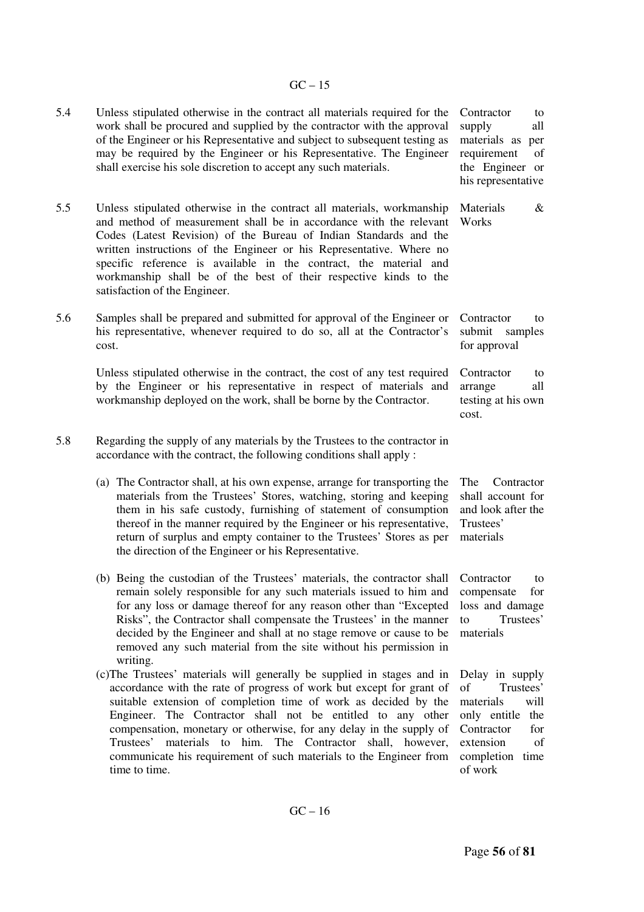5.4 Unless stipulated otherwise in the contract all materials required for the work shall be procured and supplied by the contractor with the approval of the Engineer or his Representative and subject to subsequent testing as may be required by the Engineer or his Representative. The Engineer shall exercise his sole discretion to accept any such materials.

*Contractor to supply all materials as per requirement of the Engineer or his representative*

5.5 Unless stipulated otherwise in the contract all materials, workmanship and method of measurement shall be in accordance with the relevant Codes (Latest Revision) of the Bureau of Indian Standards and the written instructions of the Engineer or his Representative. Where no specific reference is available in the contract, the material and workmanship shall be of the best of their respective kinds to the satisfaction of the Engineer.

*Materials & Works*

5.6 Samples shall be prepared and submitted for approval of the Engineer or his representative, whenever required to do so, all at the Contractor's cost.

*Contractor to submit samples for approval*

Unless stipulated otherwise in the contract, the cost of any test required by the Engineer or his representative in respect of materials and workmanship deployed on the work, shall be borne by the Contractor.

*Contractor to arrange all testing at his own cost.*

5.8 Regarding the supply of any materials by the Trustees to the contractor in accordance with the contract, the following conditions shall apply :

(a) The Contractor shall, at his own expense, arrange for transporting the materials from the Trustees' Stores, watching, storing and keeping them in his safe custody, furnishing of statement of consumption thereof in the manner required by the Engineer or his representative, return of surplus and empty container to the Trustees' Stores as per the direction of the Engineer or his Representative.

*The Contractor shall account for and look after the Trustees' materials*

(b) Being the custodian of the Trustees' materials, the contractor shall remain solely responsible for any such materials issued to him and for any loss or damage thereof for any reason other than "Excepted Risks", the Contractor shall compensate the Trustees' in the manner decided by the Engineer and shall at no stage remove or cause to be removed any such material from the site without his permission in writing.

*Contractor to compensate for loss and damage to Trustees' materials*

(c)The Trustees' materials will generally be supplied in stages and in accordance with the rate of progress of work but except for grant of suitable extension of completion time of work as decided by the Engineer. The Contractor shall not be entitled to any other compensation, monetary or otherwise, for any delay in the supply of Trustees' materials to him. The Contractor shall, however, communicate his requirement of such materials to the Engineer from time to time.

*Delay in supply of Trustees' materials will only entitle the Contractor for extension of completion time of work*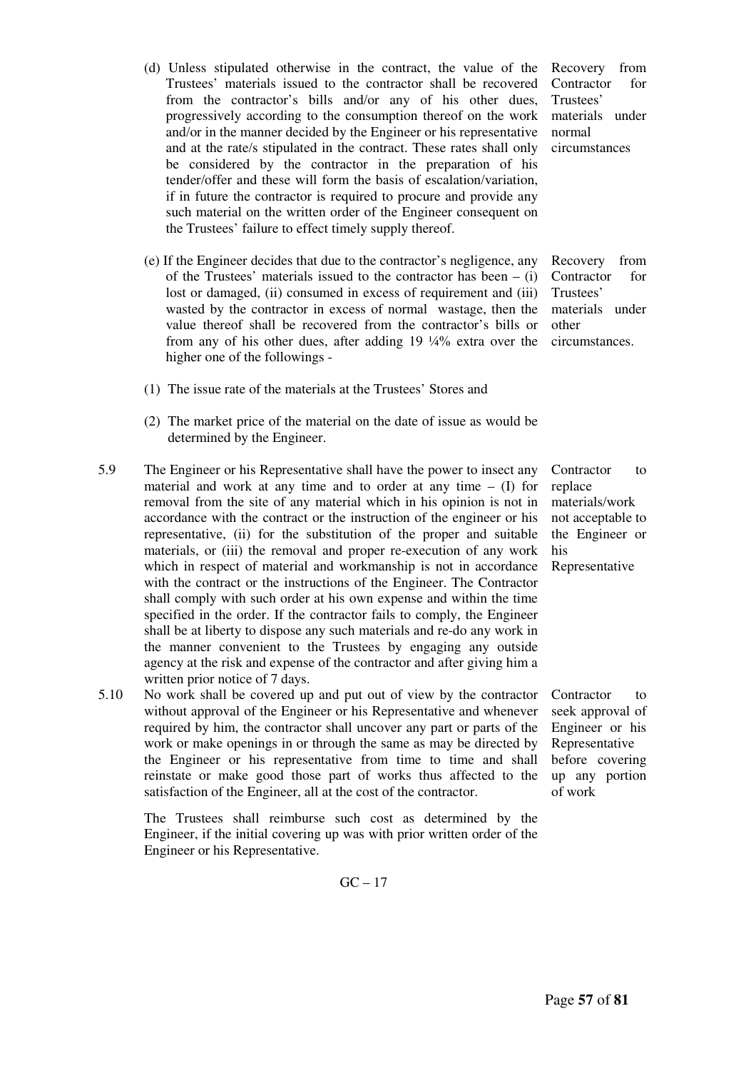(d) Unless stipulated otherwise in the contract, the value of the Trustees' materials issued to the contractor shall be recovered from the contractor's bills and/or any of his other dues, progressively according to the consumption thereof on the work and/or in the manner decided by the Engineer or his representative and at the rate/s stipulated in the contract. These rates shall only be considered by the contractor in the preparation of his tender/offer and these will form the basis of escalation/variation, if in future the contractor is required to procure and provide any such material on the written order of the Engineer consequent on the Trustees' failure to effect timely supply thereof.

*Recovery from Contractor for Trustees' materials under normal circumstances*

(e) If the Engineer decides that due to the contractor's negligence, any of the Trustees' materials issued to the contractor has been – (i) lost or damaged, (ii) consumed in excess of requirement and (iii) wasted by the contractor in excess of normal wastage, then the value thereof shall be recovered from the contractor's bills or from any of his other dues, after adding 19 ¼% extra over the higher one of the followings -

*Recovery from Contractor for Trustees' materials under other circumstances.*

(1) The issue rate of the materials at the Trustees' Stores and

(2) The market price of the material on the date of issue as would be determined by the Engineer.

5.9 The Engineer or his Representative shall have the power to insect any material and work at any time and to order at any time – (I) for removal from the site of any material which in his opinion is not in accordance with the contract or the instruction of the engineer or his representative, (ii) for the substitution of the proper and suitable materials, or (iii) the removal and proper re-execution of any work which in respect of material and workmanship is not in accordance with the contract or the instructions of the Engineer. The Contractor shall comply with such order at his own expense and within the time specified in the order. If the contractor fails to comply, the Engineer shall be at liberty to dispose any such materials and re-do any work in the manner convenient to the Trustees by engaging any outside agency at the risk and expense of the contractor and after giving him a written prior notice of 7 days.

*Contractor to replace materials/work not acceptable to the Engineer or his Representative*

5.10 No work shall be covered up and put out of view by the contractor without approval of the Engineer or his Representative and whenever required by him, the contractor shall uncover any part or parts of the work or make openings in or through the same as may be directed by the Engineer or his representative from time to time and shall reinstate or make good those part of works thus affected to the satisfaction of the Engineer, all at the cost of the contractor.

*Contractor to seek approval of Engineer or his Representative before covering up any portion of work*

The Trustees shall reimburse such cost as determined by the Engineer, if the initial covering up was with prior written order of the Engineer or his Representative.

GC – 17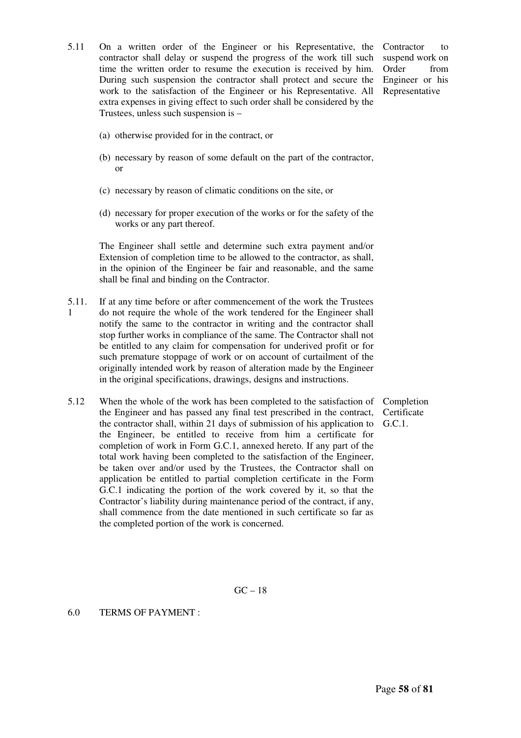5.11 On a written order of the Engineer or his Representative, the contractor shall delay or suspend the progress of the work till such time the written order to resume the execution is received by him. During such suspension the contractor shall protect and secure the work to the satisfaction of the Engineer or his Representative. All extra expenses in giving effect to such order shall be considered by the Trustees, unless such suspension is –

*Contractor to suspend work on Order from Engineer or his Representative*

(a) otherwise provided for in the contract, or

(b) necessary by reason of some default on the part of the contractor, or

(c) necessary by reason of climatic conditions on the site, or

(d) necessary for proper execution of the works or for the safety of the works or any part thereof.

The Engineer shall settle and determine such extra payment and/or Extension of completion time to be allowed to the contractor, as shall, in the opinion of the Engineer be fair and reasonable, and the same shall be final and binding on the Contractor.

5.11.1 If at any time before or after commencement of the work the Trustees do not require the whole of the work tendered for the Engineer shall notify the same to the contractor in writing and the contractor shall stop further works in compliance of the same. The Contractor shall not be entitled to any claim for compensation for underived profit or for such premature stoppage of work or on account of curtailment of the originally intended work by reason of alteration made by the Engineer in the original specifications, drawings, designs and instructions.

5.12 When the whole of the work has been completed to the satisfaction of the Engineer and has passed any final test prescribed in the contract, the contractor shall, within 21 days of submission of his application to the Engineer, be entitled to receive from him a certificate for completion of work in Form G.C.1, annexed hereto. If any part of the total work having been completed to the satisfaction of the Engineer, be taken over and/or used by the Trustees, the Contractor shall on application be entitled to partial completion certificate in the Form G.C.1 indicating the portion of the work covered by it, so that the Contractor's liability during maintenance period of the contract, if any, shall commence from the date mentioned in such certificate so far as the completed portion of the work is concerned.

*Completion Certificate G.C.1.*

GC – 18

6.0 TERMS OF PAYMENT :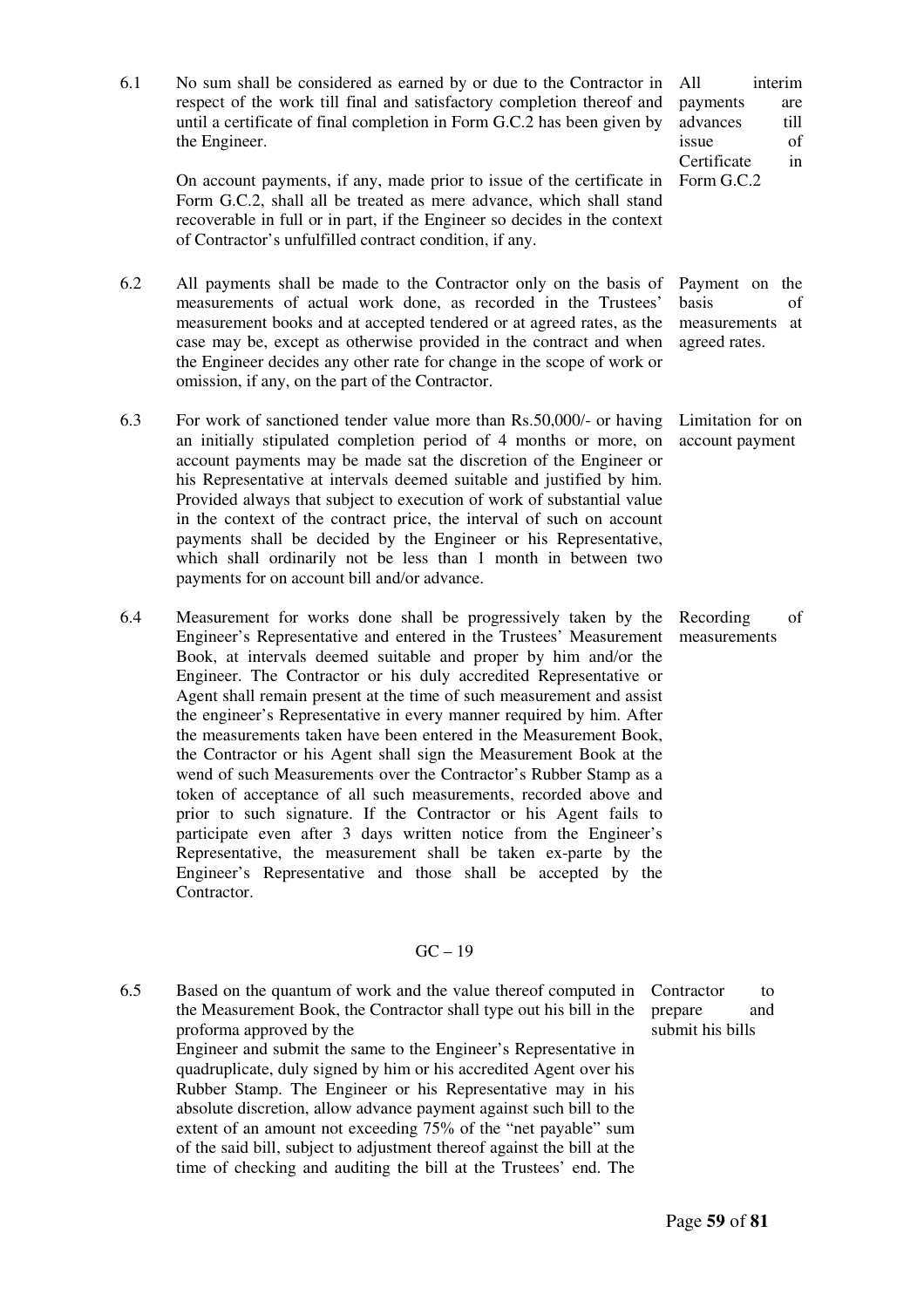6.1 No sum shall be considered as earned by or due to the Contractor in respect of the work till final and satisfactory completion thereof and until a certificate of final completion in Form G.C.2 has been given by the Engineer.

**All interim payments are advances till issue of Certificate in Form G.C.2**

On account payments, if any, made prior to issue of the certificate in Form G.C.2, shall all be treated as mere advance, which shall stand recoverable in full or in part, if the Engineer so decides in the context of Contractor's unfulfilled contract condition, if any.

6.2 All payments shall be made to the Contractor only on the basis of measurements of actual work done, as recorded in the Trustees' measurement books and at accepted tendered or at agreed rates, as the case may be, except as otherwise provided in the contract and when the Engineer decides any other rate for change in the scope of work or omission, if any, on the part of the Contractor.

**Payment on the basis of measurements at agreed rates.**

6.3 For work of sanctioned tender value more than Rs.50,000/- or having an initially stipulated completion period of 4 months or more, on account payments may be made sat the discretion of the Engineer or his Representative at intervals deemed suitable and justified by him. Provided always that subject to execution of work of substantial value in the context of the contract price, the interval of such on account payments shall be decided by the Engineer or his Representative, which shall ordinarily not be less than 1 month in between two payments for on account bill and/or advance.

**Limitation for on account payment**

6.4 Measurement for works done shall be progressively taken by the Engineer's Representative and entered in the Trustees' Measurement Book, at intervals deemed suitable and proper by him and/or the Engineer. The Contractor or his duly accredited Representative or Agent shall remain present at the time of such measurement and assist the engineer's Representative in every manner required by him. After the measurements taken have been entered in the Measurement Book, the Contractor or his Agent shall sign the Measurement Book at the wend of such Measurements over the Contractor's Rubber Stamp as a token of acceptance of all such measurements, recorded above and prior to such signature. If the Contractor or his Agent fails to participate even after 3 days written notice from the Engineer's Representative, the measurement shall be taken ex-parte by the Engineer's Representative and those shall be accepted by the Contractor.

**Recording of measurements**

GC – 19

6.5 Based on the quantum of work and the value thereof computed in the Measurement Book, the Contractor shall type out his bill in the proforma approved by the Engineer and submit the same to the Engineer's Representative in quadruplicate, duly signed by him or his accredited Agent over his Rubber Stamp. The Engineer or his Representative may in his absolute discretion, allow advance payment against such bill to the extent of an amount not exceeding 75% of the "net payable" sum of the said bill, subject to adjustment thereof against the bill at the time of checking and auditing the bill at the Trustees' end. The

**Contractor to prepare and submit his bills**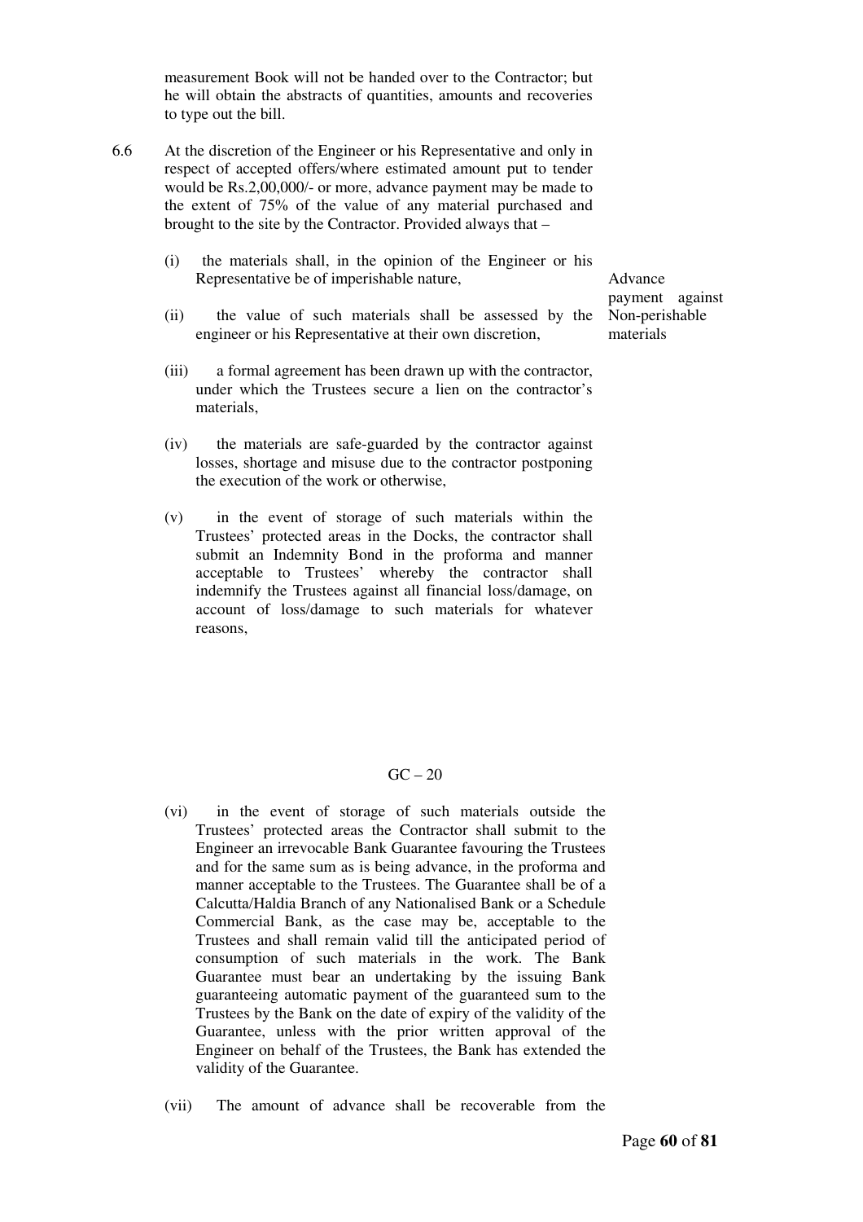measurement Book will not be handed over to the Contractor; but he will obtain the abstracts of quantities, amounts and recoveries to type out the bill.

6.6 At the discretion of the Engineer or his Representative and only in respect of accepted offers/where estimated amount put to tender would be Rs.2,00,000/- or more, advance payment may be made to the extent of 75% of the value of any material purchased and brought to the site by the Contractor. Provided always that –

Advance payment against Non-perishable materials

(i) the materials shall, in the opinion of the Engineer or his Representative be of imperishable nature,

(ii) the value of such materials shall be assessed by the engineer or his Representative at their own discretion,

(iii) a formal agreement has been drawn up with the contractor, under which the Trustees secure a lien on the contractor's materials,

(iv) the materials are safe-guarded by the contractor against losses, shortage and misuse due to the contractor postponing the execution of the work or otherwise,

(v) in the event of storage of such materials within the Trustees' protected areas in the Docks, the contractor shall submit an Indemnity Bond in the proforma and manner acceptable to Trustees' whereby the contractor shall indemnify the Trustees against all financial loss/damage, on account of loss/damage to such materials for whatever reasons,

GC – 20

(vi) in the event of storage of such materials outside the Trustees' protected areas the Contractor shall submit to the Engineer an irrevocable Bank Guarantee favouring the Trustees and for the same sum as is being advance, in the proforma and manner acceptable to the Trustees. The Guarantee shall be of a Calcutta/Haldia Branch of any Nationalised Bank or a Schedule Commercial Bank, as the case may be, acceptable to the Trustees and shall remain valid till the anticipated period of consumption of such materials in the work. The Bank Guarantee must bear an undertaking by the issuing Bank guaranteeing automatic payment of the guaranteed sum to the Trustees by the Bank on the date of expiry of the validity of the Guarantee, unless with the prior written approval of the Engineer on behalf of the Trustees, the Bank has extended the validity of the Guarantee.

(vii) The amount of advance shall be recoverable from the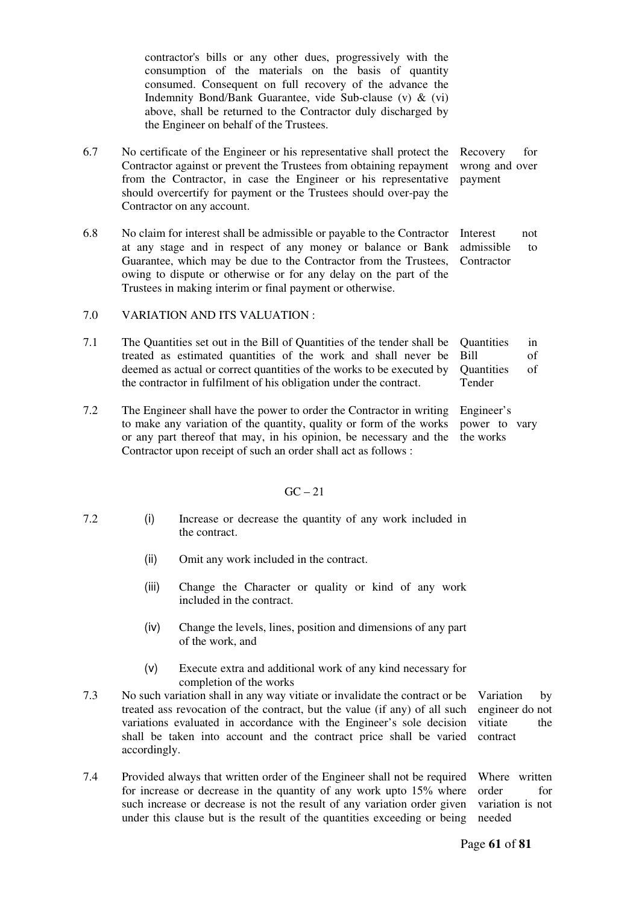contractor's bills or any other dues, progressively with the consumption of the materials on the basis of quantity consumed. Consequent on full recovery of the advance the Indemnity Bond/Bank Guarantee, vide Sub-clause (v) & (vi) above, shall be returned to the Contractor duly discharged by the Engineer on behalf of the Trustees.

6.7 No certificate of the Engineer or his representative shall protect the Contractor against or prevent the Trustees from obtaining repayment from the Contractor, in case the Engineer or his representative should overcertify for payment or the Trustees should over-pay the Contractor on any account. *Recovery for wrong and over payment*

6.8 No claim for interest shall be admissible or payable to the Contractor at any stage and in respect of any money or balance or Bank Guarantee, which may be due to the Contractor from the Trustees, owing to dispute or otherwise or for any delay on the part of the Trustees in making interim or final payment or otherwise. *Interest not admissible to Contractor*

7.0 VARIATION AND ITS VALUATION :

7.1 The Quantities set out in the Bill of Quantities of the tender shall be treated as estimated quantities of the work and shall never be deemed as actual or correct quantities of the works to be executed by the contractor in fulfilment of his obligation under the contract. *Quantities in Bill of Quantities of Tender*

7.2 The Engineer shall have the power to order the Contractor in writing to make any variation of the quantity, quality or form of the works or any part thereof that may, in his opinion, be necessary and the Contractor upon receipt of such an order shall act as follows : *Engineer's power to vary the works*

GC – 21

7.2
- (i) Increase or decrease the quantity of any work included in the contract.
- (ii) Omit any work included in the contract.
- (iii) Change the Character or quality or kind of any work included in the contract.
- (iv) Change the levels, lines, position and dimensions of any part of the work, and
- (v) Execute extra and additional work of any kind necessary for completion of the works

7.3 No such variation shall in any way vitiate or invalidate the contract or be treated ass revocation of the contract, but the value (if any) of all such variations evaluated in accordance with the Engineer's sole decision shall be taken into account and the contract price shall be varied accordingly. *Variation by engineer do not vitiate the contract*

7.4 Provided always that written order of the Engineer shall not be required for increase or decrease in the quantity of any work upto 15% where such increase or decrease is not the result of any variation order given under this clause but is the result of the quantities exceeding or being *Where written order for variation is not needed*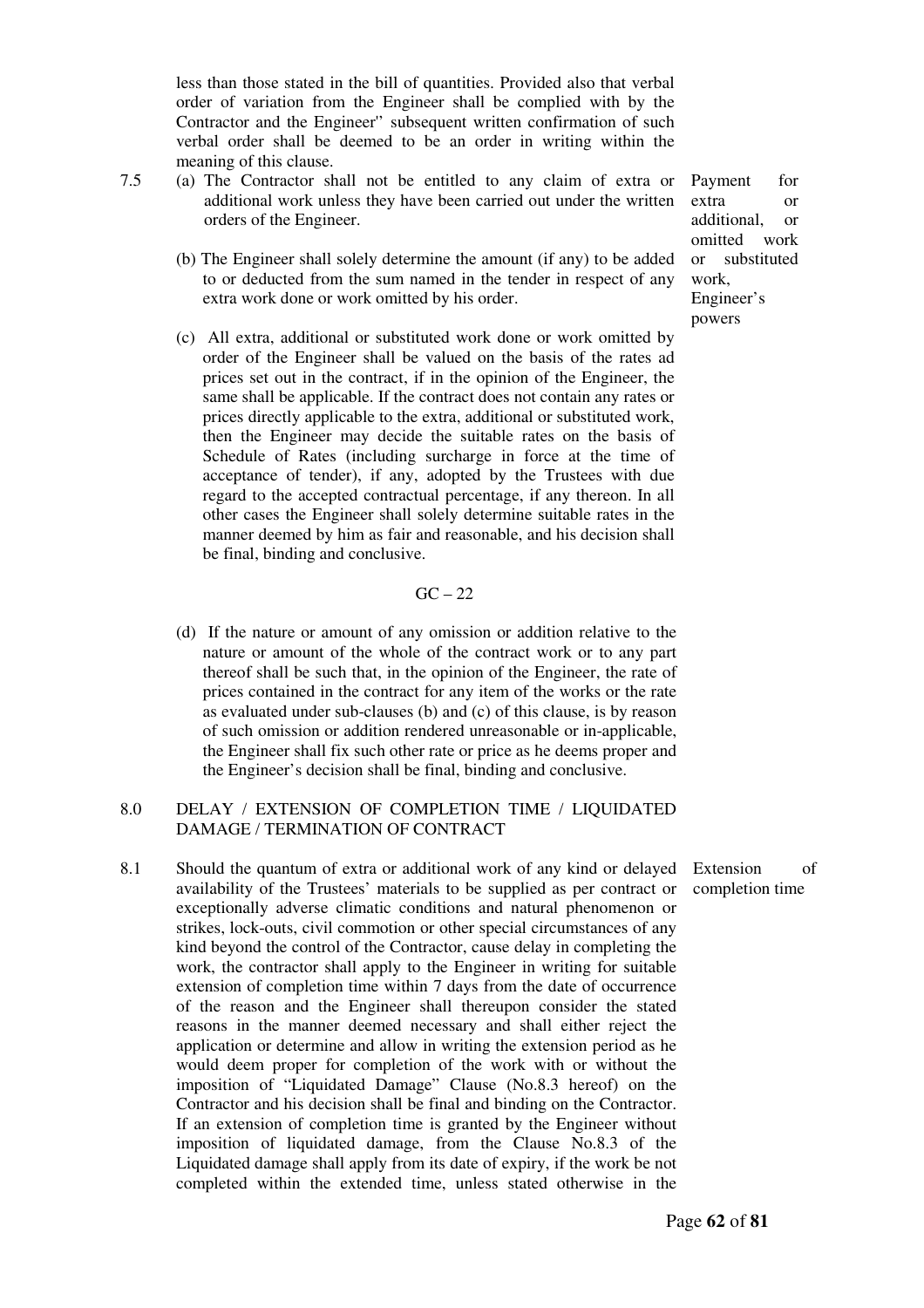less than those stated in the bill of quantities. Provided also that verbal order of variation from the Engineer shall be complied with by the Contractor and the Engineer" subsequent written confirmation of such verbal order shall be deemed to be an order in writing within the meaning of this clause.

7.5 **Payment for extra or additional, or omitted work or substituted work, Engineer's powers**

(a) The Contractor shall not be entitled to any claim of extra or additional work unless they have been carried out under the written orders of the Engineer.

(b) The Engineer shall solely determine the amount (if any) to be added to or deducted from the sum named in the tender in respect of any extra work done or work omitted by his order.

(c) All extra, additional or substituted work done or work omitted by order of the Engineer shall be valued on the basis of the rates ad prices set out in the contract, if in the opinion of the Engineer, the same shall be applicable. If the contract does not contain any rates or prices directly applicable to the extra, additional or substituted work, then the Engineer may decide the suitable rates on the basis of Schedule of Rates (including surcharge in force at the time of acceptance of tender), if any, adopted by the Trustees with due regard to the accepted contractual percentage, if any thereon. In all other cases the Engineer shall solely determine suitable rates in the manner deemed by him as fair and reasonable, and his decision shall be final, binding and conclusive.

GC – 22

(d) If the nature or amount of any omission or addition relative to the nature or amount of the whole of the contract work or to any part thereof shall be such that, in the opinion of the Engineer, the rate of prices contained in the contract for any item of the works or the rate as evaluated under sub-clauses (b) and (c) of this clause, is by reason of such omission or addition rendered unreasonable or in-applicable, the Engineer shall fix such other rate or price as he deems proper and the Engineer's decision shall be final, binding and conclusive.

## 8.0 DELAY / EXTENSION OF COMPLETION TIME / LIQUIDATED DAMAGE / TERMINATION OF CONTRACT

8.1 **Extension of completion time**

Should the quantum of extra or additional work of any kind or delayed availability of the Trustees' materials to be supplied as per contract or exceptionally adverse climatic conditions and natural phenomenon or strikes, lock-outs, civil commotion or other special circumstances of any kind beyond the control of the Contractor, cause delay in completing the work, the contractor shall apply to the Engineer in writing for suitable extension of completion time within 7 days from the date of occurrence of the reason and the Engineer shall thereupon consider the stated reasons in the manner deemed necessary and shall either reject the application or determine and allow in writing the extension period as he would deem proper for completion of the work with or without the imposition of "Liquidated Damage" Clause (No.8.3 hereof) on the Contractor and his decision shall be final and binding on the Contractor. If an extension of completion time is granted by the Engineer without imposition of liquidated damage, from the Clause No.8.3 of the Liquidated damage shall apply from its date of expiry, if the work be not completed within the extended time, unless stated otherwise in the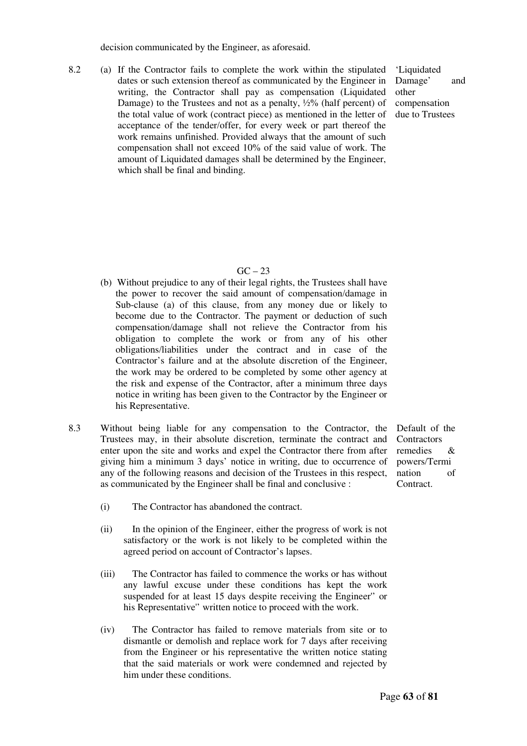decision communicated by the Engineer, as aforesaid.

8.2 (a) If the Contractor fails to complete the work within the stipulated dates or such extension thereof as communicated by the Engineer in writing, the Contractor shall pay as compensation (Liquidated Damage) to the Trustees and not as a penalty, ½% (half percent) of the total value of work (contract piece) as mentioned in the letter of acceptance of the tender/offer, for every week or part thereof the work remains unfinished. Provided always that the amount of such compensation shall not exceed 10% of the said value of work. The amount of Liquidated damages shall be determined by the Engineer, which shall be final and binding.

*'Liquidated Damage' and other compensation due to Trustees*

GC – 23

(b) Without prejudice to any of their legal rights, the Trustees shall have the power to recover the said amount of compensation/damage in Sub-clause (a) of this clause, from any money due or likely to become due to the Contractor. The payment or deduction of such compensation/damage shall not relieve the Contractor from his obligation to complete the work or from any of his other obligations/liabilities under the contract and in case of the Contractor's failure and at the absolute discretion of the Engineer, the work may be ordered to be completed by some other agency at the risk and expense of the Contractor, after a minimum three days notice in writing has been given to the Contractor by the Engineer or his Representative.

8.3 Without being liable for any compensation to the Contractor, the Trustees may, in their absolute discretion, terminate the contract and enter upon the site and works and expel the Contractor there from after giving him a minimum 3 days' notice in writing, due to occurrence of any of the following reasons and decision of the Trustees in this respect, as communicated by the Engineer shall be final and conclusive :

*Default of the Contractors remedies & powers/Termination of Contract.*

(i) The Contractor has abandoned the contract.

(ii) In the opinion of the Engineer, either the progress of work is not satisfactory or the work is not likely to be completed within the agreed period on account of Contractor's lapses.

(iii) The Contractor has failed to commence the works or has without any lawful excuse under these conditions has kept the work suspended for at least 15 days despite receiving the Engineer" or his Representative" written notice to proceed with the work.

(iv) The Contractor has failed to remove materials from site or to dismantle or demolish and replace work for 7 days after receiving from the Engineer or his representative the written notice stating that the said materials or work were condemned and rejected by him under these conditions.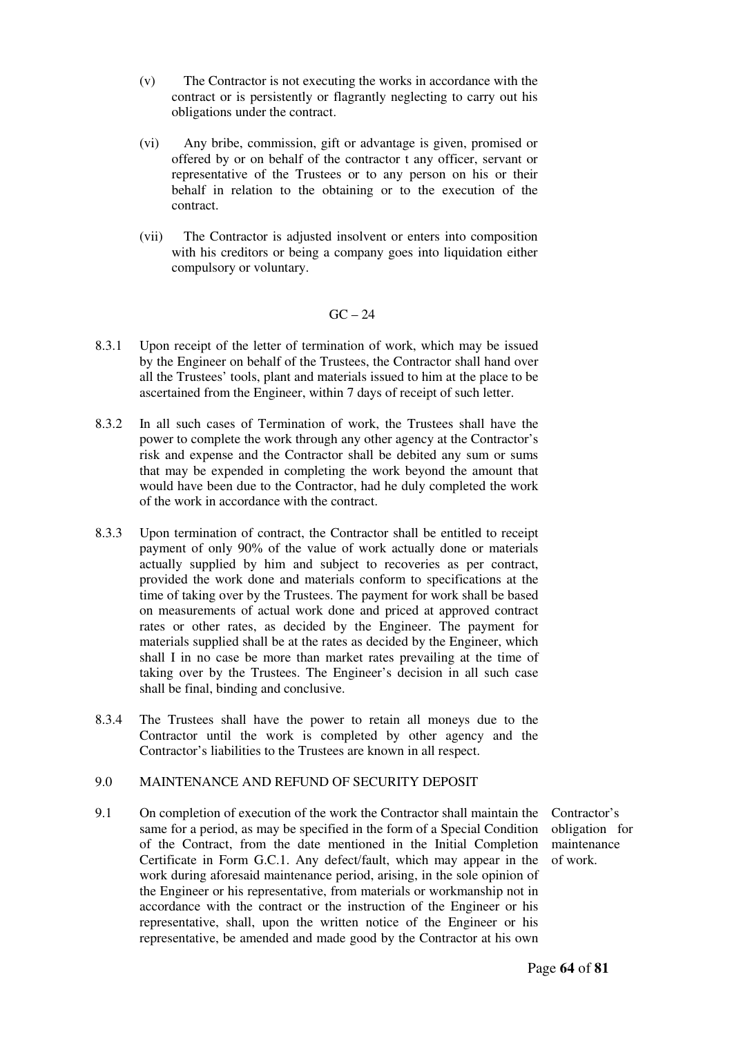(v) The Contractor is not executing the works in accordance with the contract or is persistently or flagrantly neglecting to carry out his obligations under the contract.

(vi) Any bribe, commission, gift or advantage is given, promised or offered by or on behalf of the contractor t any officer, servant or representative of the Trustees or to any person on his or their behalf in relation to the obtaining or to the execution of the contract.

(vii) The Contractor is adjusted insolvent or enters into composition with his creditors or being a company goes into liquidation either compulsory or voluntary.

GC – 24

8.3.1 Upon receipt of the letter of termination of work, which may be issued by the Engineer on behalf of the Trustees, the Contractor shall hand over all the Trustees' tools, plant and materials issued to him at the place to be ascertained from the Engineer, within 7 days of receipt of such letter.

8.3.2 In all such cases of Termination of work, the Trustees shall have the power to complete the work through any other agency at the Contractor's risk and expense and the Contractor shall be debited any sum or sums that may be expended in completing the work beyond the amount that would have been due to the Contractor, had he duly completed the work of the work in accordance with the contract.

8.3.3 Upon termination of contract, the Contractor shall be entitled to receipt payment of only 90% of the value of work actually done or materials actually supplied by him and subject to recoveries as per contract, provided the work done and materials conform to specifications at the time of taking over by the Trustees. The payment for work shall be based on measurements of actual work done and priced at approved contract rates or other rates, as decided by the Engineer. The payment for materials supplied shall be at the rates as decided by the Engineer, which shall I in no case be more than market rates prevailing at the time of taking over by the Trustees. The Engineer's decision in all such case shall be final, binding and conclusive.

8.3.4 The Trustees shall have the power to retain all moneys due to the Contractor until the work is completed by other agency and the Contractor's liabilities to the Trustees are known in all respect.

9.0 MAINTENANCE AND REFUND OF SECURITY DEPOSIT

9.1 On completion of execution of the work the Contractor shall maintain the same for a period, as may be specified in the form of a Special Condition of the Contract, from the date mentioned in the Initial Completion Certificate in Form G.C.1. Any defect/fault, which may appear in the work during aforesaid maintenance period, arising, in the sole opinion of the Engineer or his representative, from materials or workmanship not in accordance with the contract or the instruction of the Engineer or his representative, shall, upon the written notice of the Engineer or his representative, be amended and made good by the Contractor at his own

*Contractor's obligation for maintenance of work.*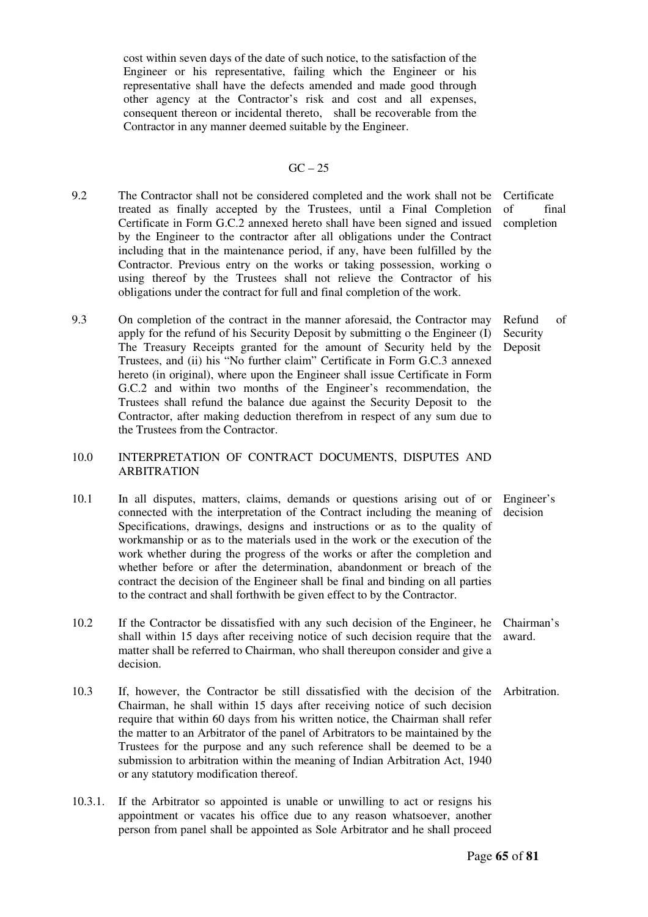cost within seven days of the date of such notice, to the satisfaction of the Engineer or his representative, failing which the Engineer or his representative shall have the defects amended and made good through other agency at the Contractor's risk and cost and all expenses, consequent thereon or incidental thereto, shall be recoverable from the Contractor in any manner deemed suitable by the Engineer.

GC – 25

9.2 **Certificate of final completion** — The Contractor shall not be considered completed and the work shall not be treated as finally accepted by the Trustees, until a Final Completion Certificate in Form G.C.2 annexed hereto shall have been signed and issued by the Engineer to the contractor after all obligations under the Contract including that in the maintenance period, if any, have been fulfilled by the Contractor. Previous entry on the works or taking possession, working o using thereof by the Trustees shall not relieve the Contractor of his obligations under the contract for full and final completion of the work.

9.3 **Refund of Security Deposit** — On completion of the contract in the manner aforesaid, the Contractor may apply for the refund of his Security Deposit by submitting o the Engineer (I) The Treasury Receipts granted for the amount of Security held by the Trustees, and (ii) his "No further claim" Certificate in Form G.C.3 annexed hereto (in original), where upon the Engineer shall issue Certificate in Form G.C.2 and within two months of the Engineer's recommendation, the Trustees shall refund the balance due against the Security Deposit to the Contractor, after making deduction therefrom in respect of any sum due to the Trustees from the Contractor.

## 10.0 INTERPRETATION OF CONTRACT DOCUMENTS, DISPUTES AND ARBITRATION

10.1 **Engineer's decision** — In all disputes, matters, claims, demands or questions arising out of or connected with the interpretation of the Contract including the meaning of Specifications, drawings, designs and instructions or as to the quality of workmanship or as to the materials used in the work or the execution of the work whether during the progress of the works or after the completion and whether before or after the determination, abandonment or breach of the contract the decision of the Engineer shall be final and binding on all parties to the contract and shall forthwith be given effect to by the Contractor.

10.2 **Chairman's award.** — If the Contractor be dissatisfied with any such decision of the Engineer, he shall within 15 days after receiving notice of such decision require that the matter shall be referred to Chairman, who shall thereupon consider and give a decision.

10.3 **Arbitration.** — If, however, the Contractor be still dissatisfied with the decision of the Chairman, he shall within 15 days after receiving notice of such decision require that within 60 days from his written notice, the Chairman shall refer the matter to an Arbitrator of the panel of Arbitrators to be maintained by the Trustees for the purpose and any such reference shall be deemed to be a submission to arbitration within the meaning of Indian Arbitration Act, 1940 or any statutory modification thereof.

10.3.1. If the Arbitrator so appointed is unable or unwilling to act or resigns his appointment or vacates his office due to any reason whatsoever, another person from panel shall be appointed as Sole Arbitrator and he shall proceed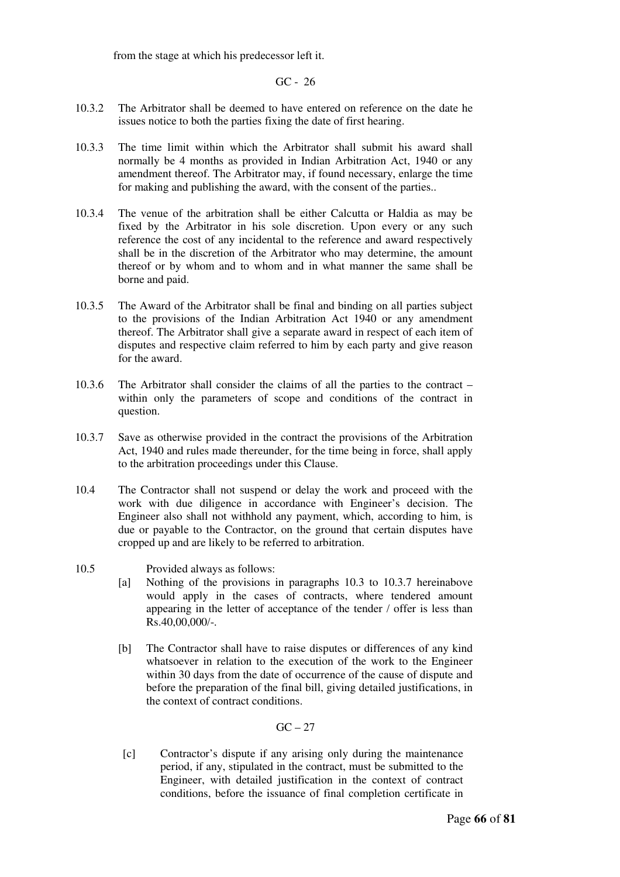from the stage at which his predecessor left it.

GC - 26

10.3.2 The Arbitrator shall be deemed to have entered on reference on the date he issues notice to both the parties fixing the date of first hearing.

10.3.3 The time limit within which the Arbitrator shall submit his award shall normally be 4 months as provided in Indian Arbitration Act, 1940 or any amendment thereof. The Arbitrator may, if found necessary, enlarge the time for making and publishing the award, with the consent of the parties..

10.3.4 The venue of the arbitration shall be either Calcutta or Haldia as may be fixed by the Arbitrator in his sole discretion. Upon every or any such reference the cost of any incidental to the reference and award respectively shall be in the discretion of the Arbitrator who may determine, the amount thereof or by whom and to whom and in what manner the same shall be borne and paid.

10.3.5 The Award of the Arbitrator shall be final and binding on all parties subject to the provisions of the Indian Arbitration Act 1940 or any amendment thereof. The Arbitrator shall give a separate award in respect of each item of disputes and respective claim referred to him by each party and give reason for the award.

10.3.6 The Arbitrator shall consider the claims of all the parties to the contract – within only the parameters of scope and conditions of the contract in question.

10.3.7 Save as otherwise provided in the contract the provisions of the Arbitration Act, 1940 and rules made thereunder, for the time being in force, shall apply to the arbitration proceedings under this Clause.

10.4 The Contractor shall not suspend or delay the work and proceed with the work with due diligence in accordance with Engineer's decision. The Engineer also shall not withhold any payment, which, according to him, is due or payable to the Contractor, on the ground that certain disputes have cropped up and are likely to be referred to arbitration.

10.5 Provided always as follows:

[a] Nothing of the provisions in paragraphs 10.3 to 10.3.7 hereinabove would apply in the cases of contracts, where tendered amount appearing in the letter of acceptance of the tender / offer is less than Rs.40,00,000/-.

[b] The Contractor shall have to raise disputes or differences of any kind whatsoever in relation to the execution of the work to the Engineer within 30 days from the date of occurrence of the cause of dispute and before the preparation of the final bill, giving detailed justifications, in the context of contract conditions.

GC – 27

[c] Contractor's dispute if any arising only during the maintenance period, if any, stipulated in the contract, must be submitted to the Engineer, with detailed justification in the context of contract conditions, before the issuance of final completion certificate in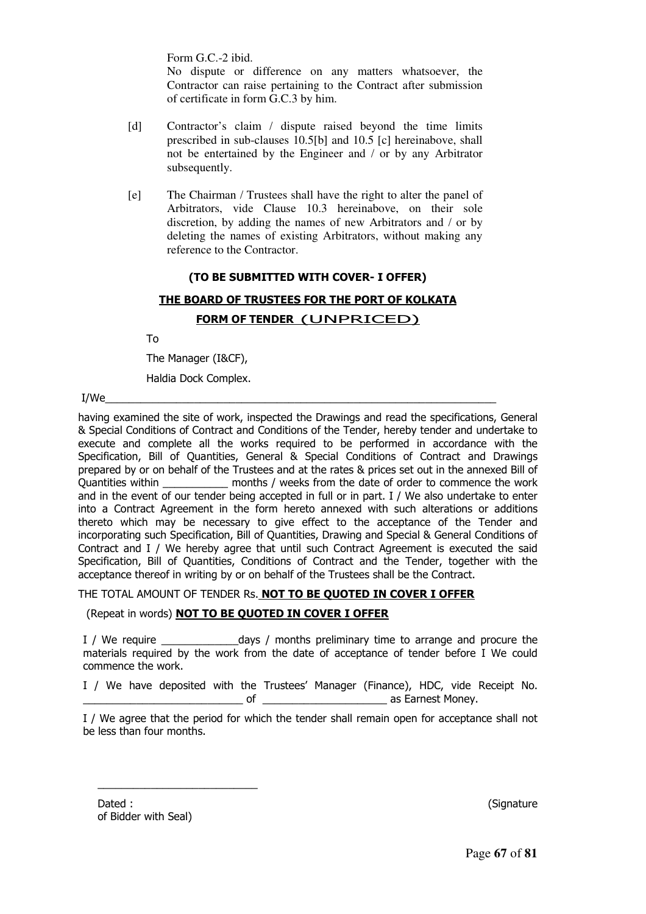Form G.C.-2 ibid.

No dispute or difference on any matters whatsoever, the Contractor can raise pertaining to the Contract after submission of certificate in form G.C.3 by him.

[d] Contractor's claim / dispute raised beyond the time limits prescribed in sub-clauses 10.5[b] and 10.5 [c] hereinabove, shall not be entertained by the Engineer and / or by any Arbitrator subsequently.

[e] The Chairman / Trustees shall have the right to alter the panel of Arbitrators, vide Clause 10.3 hereinabove, on their sole discretion, by adding the names of new Arbitrators and / or by deleting the names of existing Arbitrators, without making any reference to the Contractor.

**(TO BE SUBMITTED WITH COVER- I OFFER)**

**THE BOARD OF TRUSTEES FOR THE PORT OF KOLKATA**

**FORM OF TENDER (UNPRICED)**

To

The Manager (I&CF),

Haldia Dock Complex.

I/We______________________________________________________________________

having examined the site of work, inspected the Drawings and read the specifications, General & Special Conditions of Contract and Conditions of the Tender, hereby tender and undertake to execute and complete all the works required to be performed in accordance with the Specification, Bill of Quantities, General & Special Conditions of Contract and Drawings prepared by or on behalf of the Trustees and at the rates & prices set out in the annexed Bill of Quantities within ___________ months / weeks from the date of order to commence the work and in the event of our tender being accepted in full or in part. I / We also undertake to enter into a Contract Agreement in the form hereto annexed with such alterations or additions thereto which may be necessary to give effect to the acceptance of the Tender and incorporating such Specification, Bill of Quantities, Drawing and Special & General Conditions of Contract and I / We hereby agree that until such Contract Agreement is executed the said Specification, Bill of Quantities, Conditions of Contract and the Tender, together with the acceptance thereof in writing by or on behalf of the Trustees shall be the Contract.

THE TOTAL AMOUNT OF TENDER Rs. **NOT TO BE QUOTED IN COVER I OFFER**

(Repeat in words) **NOT TO BE QUOTED IN COVER I OFFER**

I / We require _____________days / months preliminary time to arrange and procure the materials required by the work from the date of acceptance of tender before I We could commence the work.

I / We have deposited with the Trustees' Manager (Finance), HDC, vide Receipt No. ___________________________ of _____________________ as Earnest Money.

I / We agree that the period for which the tender shall remain open for acceptance shall not be less than four months.

___________________________

Dated : (Signature of Bidder with Seal)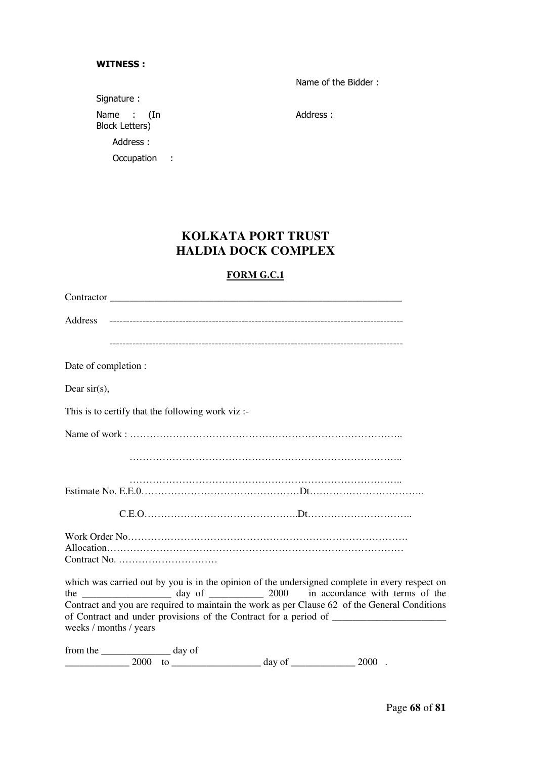**WITNESS :**

Name of the Bidder :

Signature :

Name : (In Block Letters)

Address :

Address :

Occupation :

# KOLKATA PORT TRUST
# HALDIA DOCK COMPLEX

**FORM G.C.1**

Contractor ___________________________________________________________

Address ----------------------------------------------------------------------------------------

----------------------------------------------------------------------------------------

Date of completion :

Dear sir(s),

This is to certify that the following work viz :-

Name of work : …………………………………………………………………………..

…………………………………………………………………………..

…………………………………………………………………………..

Estimate No. E.E.0…………………………………………Dt……………………………..

C.E.O………………………………………..Dt…………………………..

Work Order No………………………………………………………………………….
Allocation……………………………………………………………………………
Contract No. …………………………

which was carried out by you is in the opinion of the undersigned complete in every respect on the _________________ day of __________ 2000 in accordance with terms of the Contract and you are required to maintain the work as per Clause 62 of the General Conditions of Contract and under provisions of the Contract for a period of ______________________ weeks / months / years

from the ______________ day of _____________ 2000 to _________________ day of _____________ 2000 .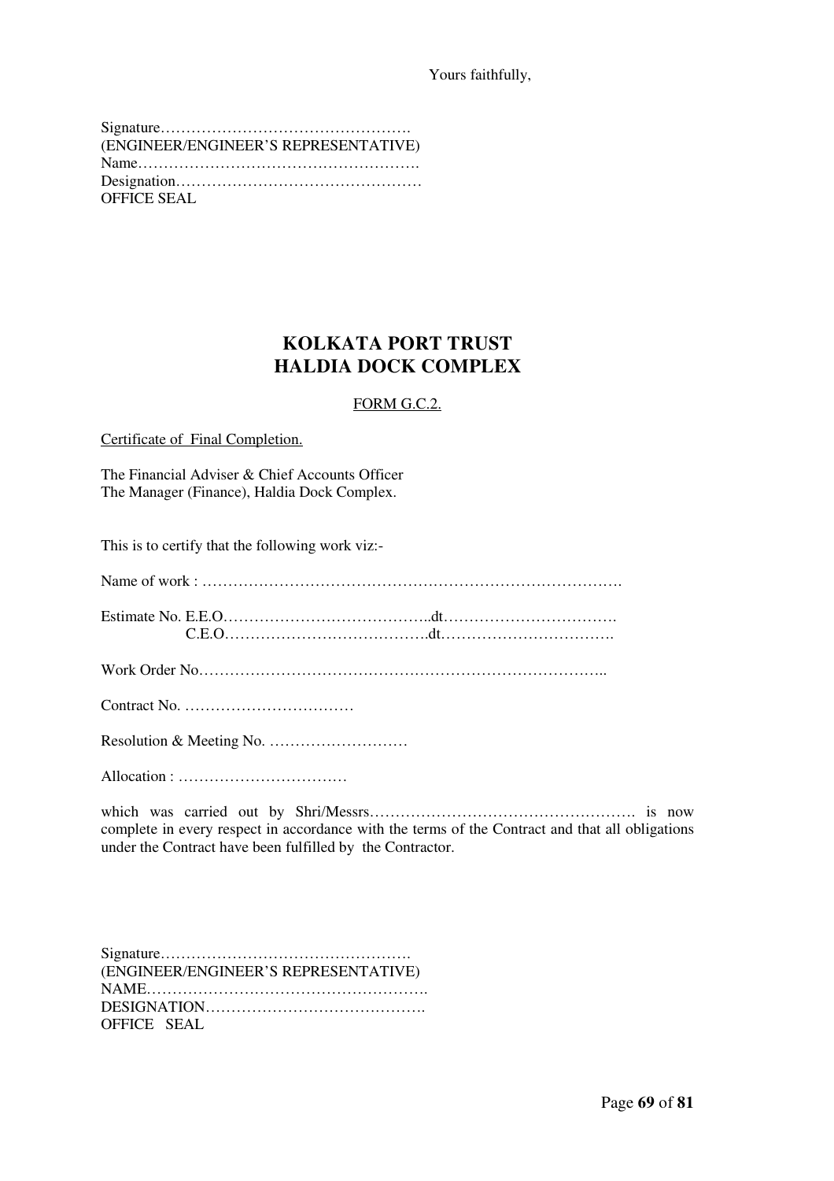Yours faithfully,

Signature………………………………………….
(ENGINEER/ENGINEER'S REPRESENTATIVE)
Name……………………………………………….
Designation…………………………………………
OFFICE SEAL

# KOLKATA PORT TRUST
# HALDIA DOCK COMPLEX

FORM G.C.2.

Certificate of Final Completion.

The Financial Adviser & Chief Accounts Officer
The Manager (Finance), Haldia Dock Complex.

This is to certify that the following work viz:-

Name of work : ……………………………………………………………………….

Estimate No. E.E.O…………………………………..dt…………………………….
C.E.O………………………………….dt…………………………….

Work Order No……………………………………………………………………..

Contract No. ……………………………

Resolution & Meeting No. ………………………

Allocation : ……………………………

which was carried out by Shri/Messrs……………………………………………. is now complete in every respect in accordance with the terms of the Contract and that all obligations under the Contract have been fulfilled by the Contractor.

Signature………………………………………….
(ENGINEER/ENGINEER'S REPRESENTATIVE)
NAME……………………………………………….
DESIGNATION…………………………………….
OFFICE SEAL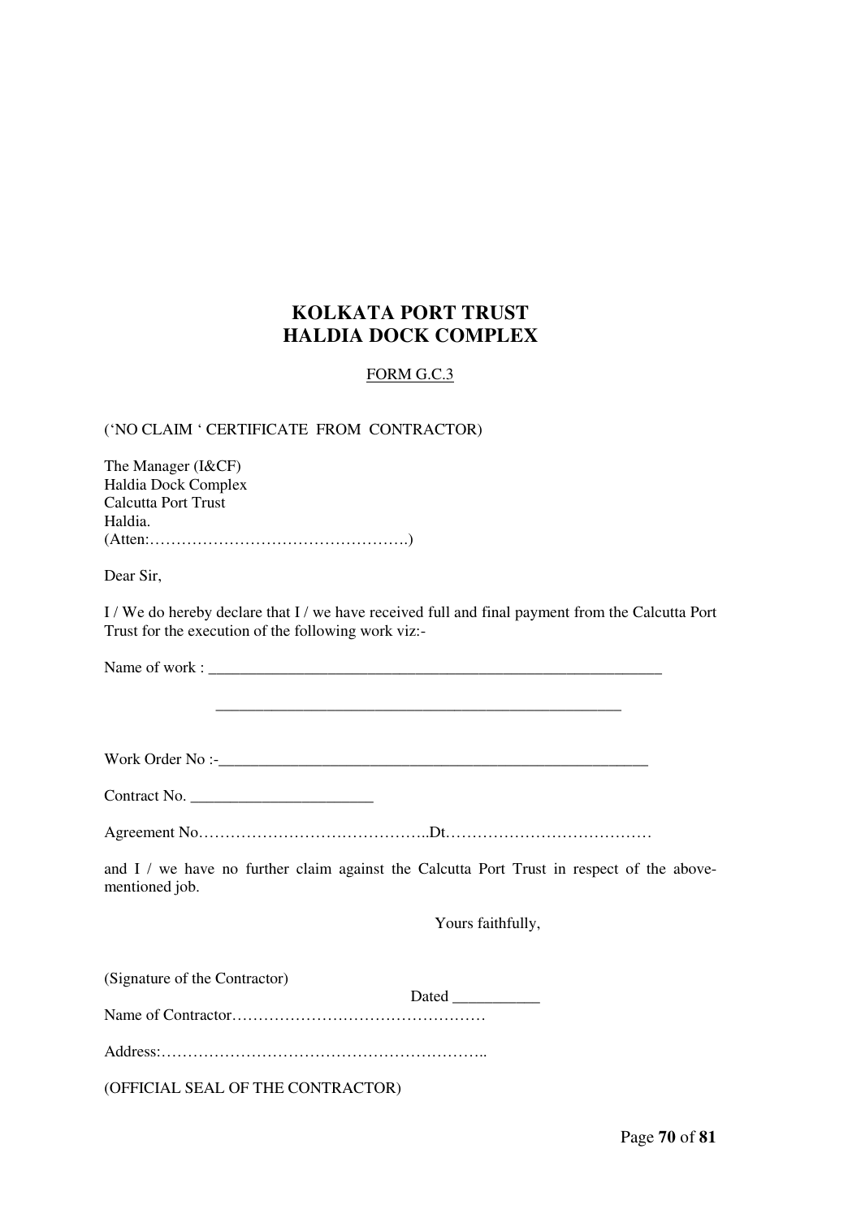# KOLKATA PORT TRUST
# HALDIA DOCK COMPLEX

FORM G.C.3

('NO CLAIM ' CERTIFICATE FROM CONTRACTOR)

The Manager (I&CF)
Haldia Dock Complex
Calcutta Port Trust
Haldia.
(Atten:………………………………………….)

Dear Sir,

I / We do hereby declare that I / we have received full and final payment from the Calcutta Port Trust for the execution of the following work viz:-

Name of work : ___________________________________________________________

___________________________________________________

Work Order No :-______________________________________________________

Contract No. _______________________

Agreement No……………………………………..Dt…………………………………

and I / we have no further claim against the Calcutta Port Trust in respect of the above-mentioned job.

Yours faithfully,

(Signature of the Contractor)

Dated ___________

Name of Contractor…………………………………………

Address:……………………………………………………..

(OFFICIAL SEAL OF THE CONTRACTOR)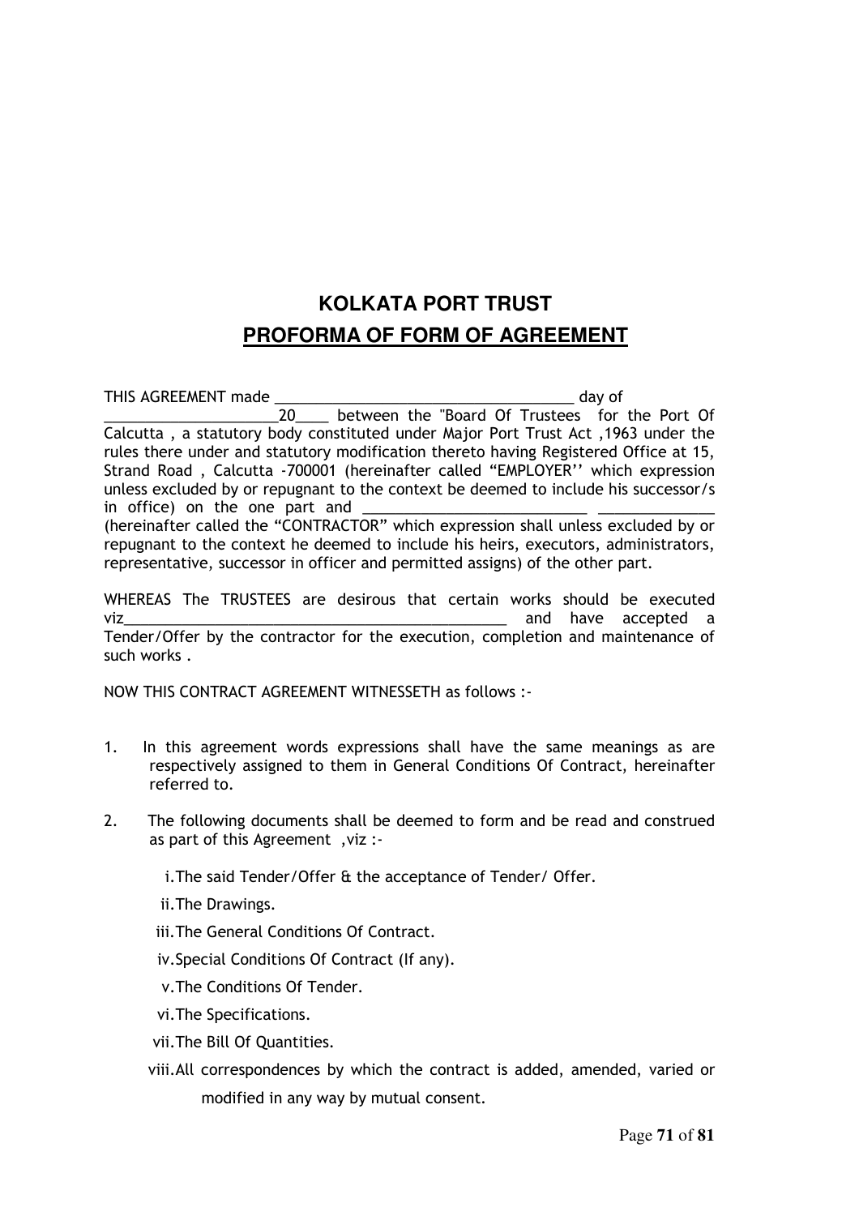## KOLKATA PORT TRUST

## PROFORMA OF FORM OF AGREEMENT

THIS AGREEMENT made ____________________________________ day of ____________________20____ between the "Board Of Trustees for the Port Of Calcutta , a statutory body constituted under Major Port Trust Act ,1963 under the rules there under and statutory modification thereto having Registered Office at 15, Strand Road , Calcutta -700001 (hereinafter called "EMPLOYER'' which expression unless excluded by or repugnant to the context be deemed to include his successor/s in office) on the one part and ___________________________ ______________ (hereinafter called the "CONTRACTOR" which expression shall unless excluded by or repugnant to the context he deemed to include his heirs, executors, administrators, representative, successor in officer and permitted assigns) of the other part.

WHEREAS The TRUSTEES are desirous that certain works should be executed viz______________________________________________ and have accepted a Tender/Offer by the contractor for the execution, completion and maintenance of such works .

NOW THIS CONTRACT AGREEMENT WITNESSETH as follows :-

1. In this agreement words expressions shall have the same meanings as are respectively assigned to them in General Conditions Of Contract, hereinafter referred to.

2. The following documents shall be deemed to form and be read and construed as part of this Agreement ,viz :-

   i. The said Tender/Offer & the acceptance of Tender/ Offer.

   ii. The Drawings.

   iii. The General Conditions Of Contract.

   iv. Special Conditions Of Contract (If any).

   v. The Conditions Of Tender.

   vi. The Specifications.

   vii. The Bill Of Quantities.

   viii. All correspondences by which the contract is added, amended, varied or modified in any way by mutual consent.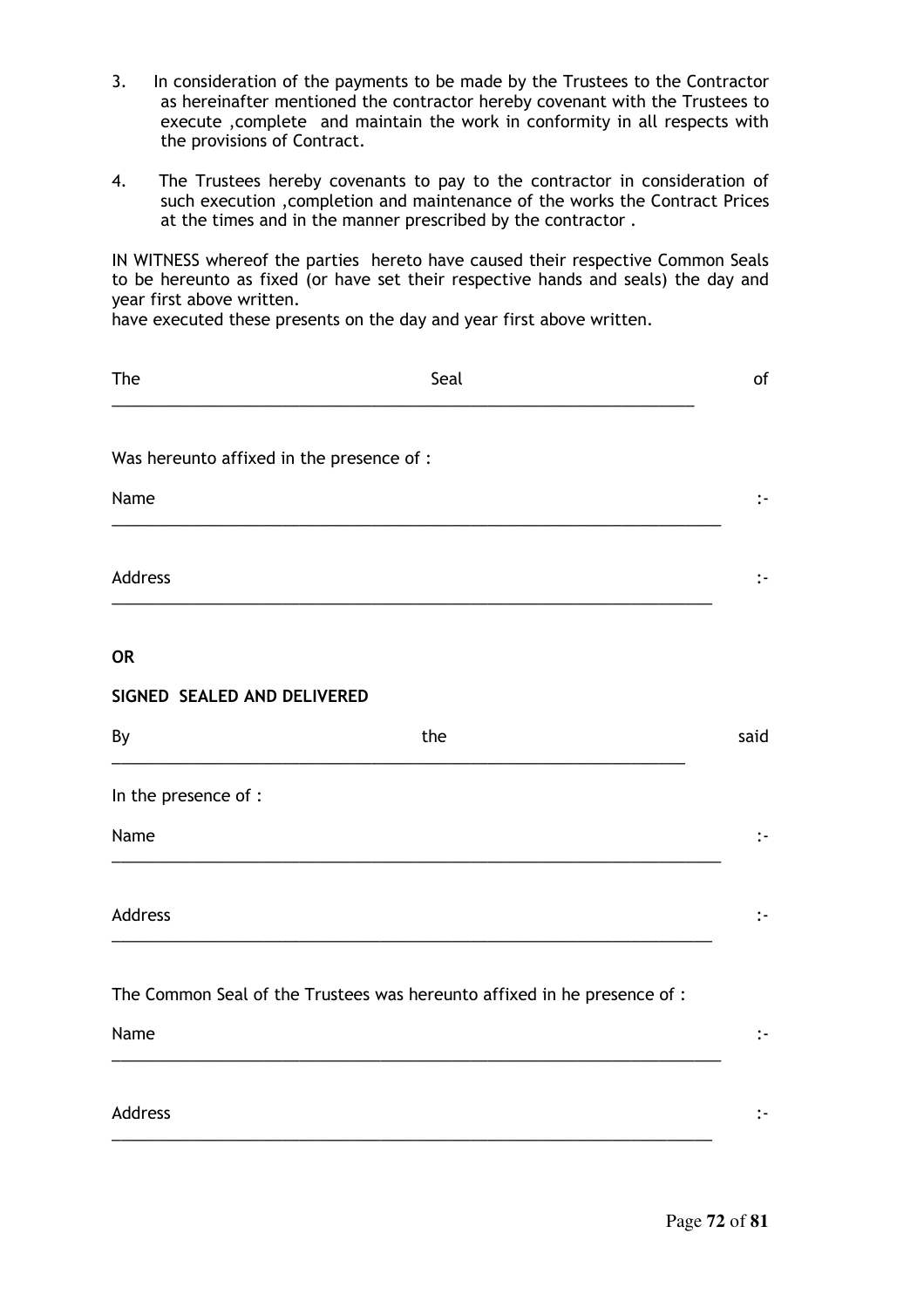3. In consideration of the payments to be made by the Trustees to the Contractor as hereinafter mentioned the contractor hereby covenant with the Trustees to execute ,complete and maintain the work in conformity in all respects with the provisions of Contract.

4. The Trustees hereby covenants to pay to the contractor in consideration of such execution ,completion and maintenance of the works the Contract Prices at the times and in the manner prescribed by the contractor .

IN WITNESS whereof the parties hereto have caused their respective Common Seals to be hereunto as fixed (or have set their respective hands and seals) the day and year first above written.
have executed these presents on the day and year first above written.

The Seal of
___________________________________________________________________

Was hereunto affixed in the presence of :

Name :-
___________________________________________________________________

Address :-
___________________________________________________________________

**OR**

**SIGNED SEALED AND DELIVERED**

By the said
___________________________________________________________________

In the presence of :

Name :-
___________________________________________________________________

Address :-
___________________________________________________________________

The Common Seal of the Trustees was hereunto affixed in he presence of :

Name :-
___________________________________________________________________

Address :-
___________________________________________________________________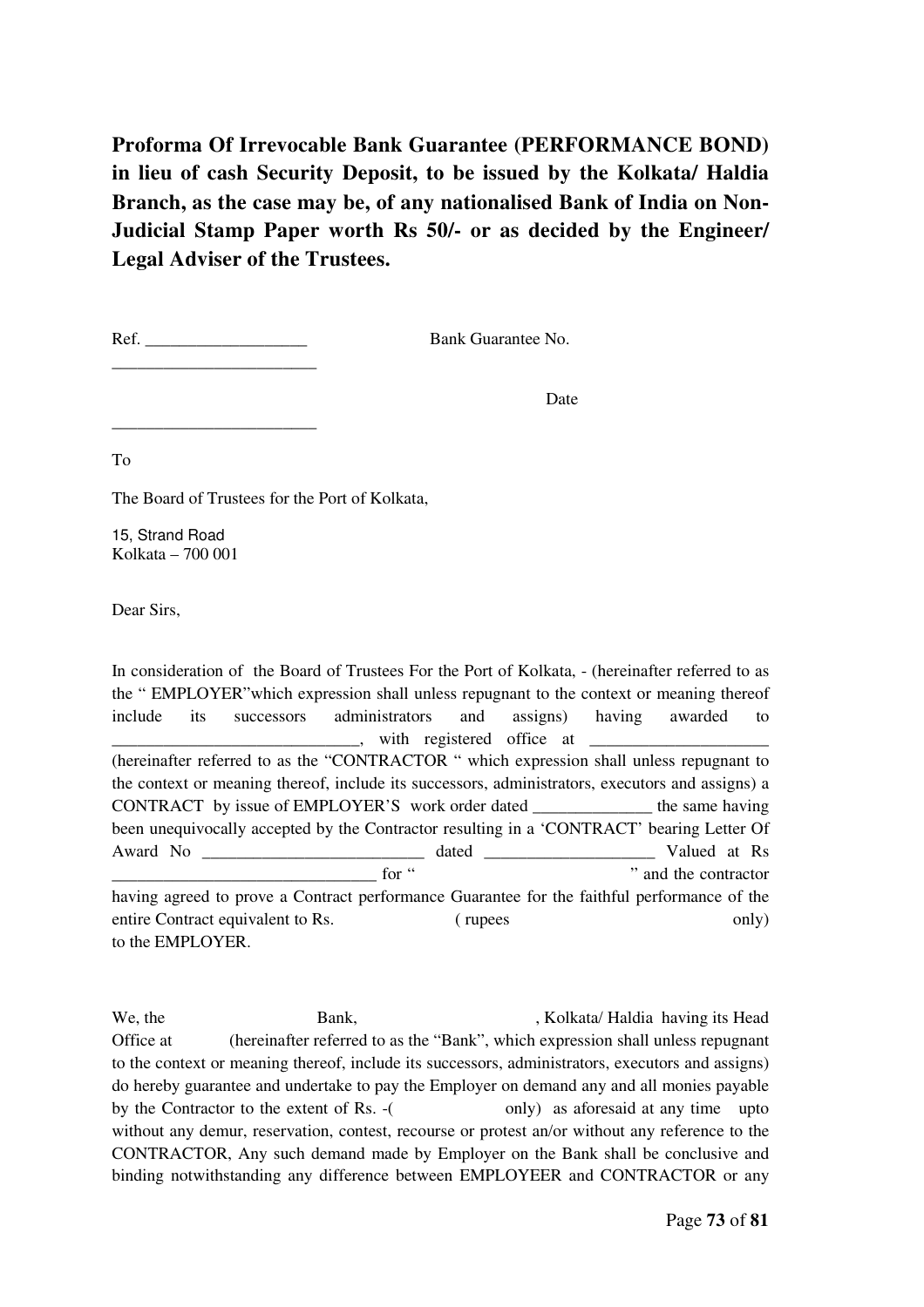**Proforma Of Irrevocable Bank Guarantee (PERFORMANCE BOND) in lieu of cash Security Deposit, to be issued by the Kolkata/ Haldia Branch, as the case may be, of any nationalised Bank of India on Non-Judicial Stamp Paper worth Rs 50/- or as decided by the Engineer/ Legal Adviser of the Trustees.**

Ref. ___________________ Bank Guarantee No. ________________________

Date ________________________

To

The Board of Trustees for the Port of Kolkata,

15, Strand Road
Kolkata – 700 001

Dear Sirs,

In consideration of the Board of Trustees For the Port of Kolkata, - (hereinafter referred to as the " EMPLOYER"which expression shall unless repugnant to the context or meaning thereof include its successors administrators and assigns) having awarded to ______________________________, with registered office at _____________________ (hereinafter referred to as the "CONTRACTOR " which expression shall unless repugnant to the context or meaning thereof, include its successors, administrators, executors and assigns) a CONTRACT by issue of EMPLOYER'S work order dated ______________ the same having been unequivocally accepted by the Contractor resulting in a 'CONTRACT' bearing Letter Of Award No __________________________ dated ____________________ Valued at Rs _______________________________ for " " and the contractor having agreed to prove a Contract performance Guarantee for the faithful performance of the entire Contract equivalent to Rs. ( rupees only) to the EMPLOYER.

We, the Bank, , Kolkata/ Haldia having its Head Office at (hereinafter referred to as the "Bank", which expression shall unless repugnant to the context or meaning thereof, include its successors, administrators, executors and assigns) do hereby guarantee and undertake to pay the Employer on demand any and all monies payable by the Contractor to the extent of Rs. -( only) as aforesaid at any time upto without any demur, reservation, contest, recourse or protest an/or without any reference to the CONTRACTOR, Any such demand made by Employer on the Bank shall be conclusive and binding notwithstanding any difference between EMPLOYEER and CONTRACTOR or any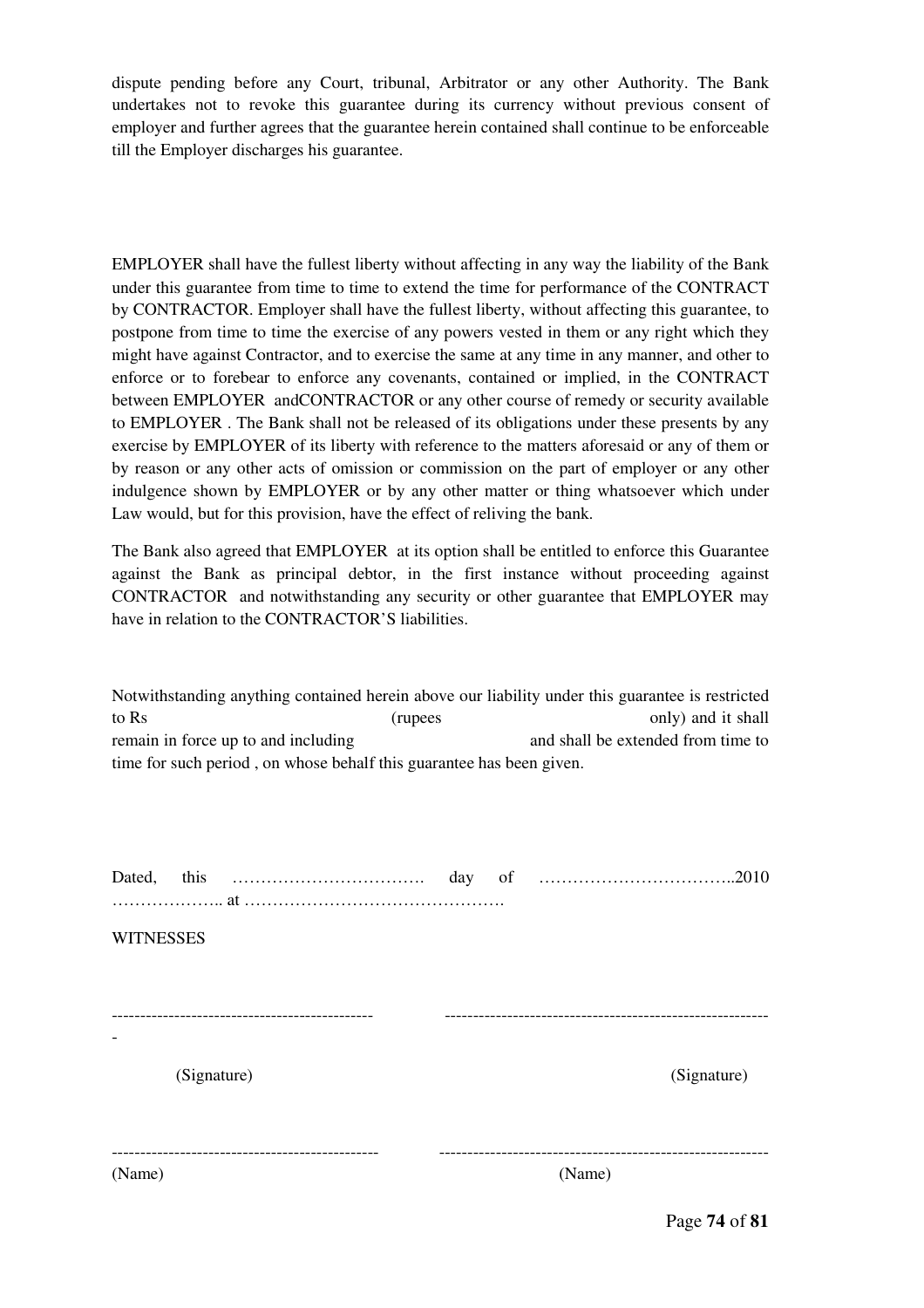dispute pending before any Court, tribunal, Arbitrator or any other Authority. The Bank undertakes not to revoke this guarantee during its currency without previous consent of employer and further agrees that the guarantee herein contained shall continue to be enforceable till the Employer discharges his guarantee.

EMPLOYER shall have the fullest liberty without affecting in any way the liability of the Bank under this guarantee from time to time to extend the time for performance of the CONTRACT by CONTRACTOR. Employer shall have the fullest liberty, without affecting this guarantee, to postpone from time to time the exercise of any powers vested in them or any right which they might have against Contractor, and to exercise the same at any time in any manner, and other to enforce or to forebear to enforce any covenants, contained or implied, in the CONTRACT between EMPLOYER andCONTRACTOR or any other course of remedy or security available to EMPLOYER . The Bank shall not be released of its obligations under these presents by any exercise by EMPLOYER of its liberty with reference to the matters aforesaid or any of them or by reason or any other acts of omission or commission on the part of employer or any other indulgence shown by EMPLOYER or by any other matter or thing whatsoever which under Law would, but for this provision, have the effect of reliving the bank.

The Bank also agreed that EMPLOYER at its option shall be entitled to enforce this Guarantee against the Bank as principal debtor, in the first instance without proceeding against CONTRACTOR and notwithstanding any security or other guarantee that EMPLOYER may have in relation to the CONTRACTOR'S liabilities.

Notwithstanding anything contained herein above our liability under this guarantee is restricted to Rs (rupees only) and it shall remain in force up to and including and shall be extended from time to time for such period , on whose behalf this guarantee has been given.

Dated, this ……………………………. day of ……………………………..2010 ……………….. at ……………………………………….

WITNESSES

---------------------------------------------- --------------------------------------------------------

(Signature) (Signature)

---------------------------------------------- --------------------------------------------------------

(Name) (Name)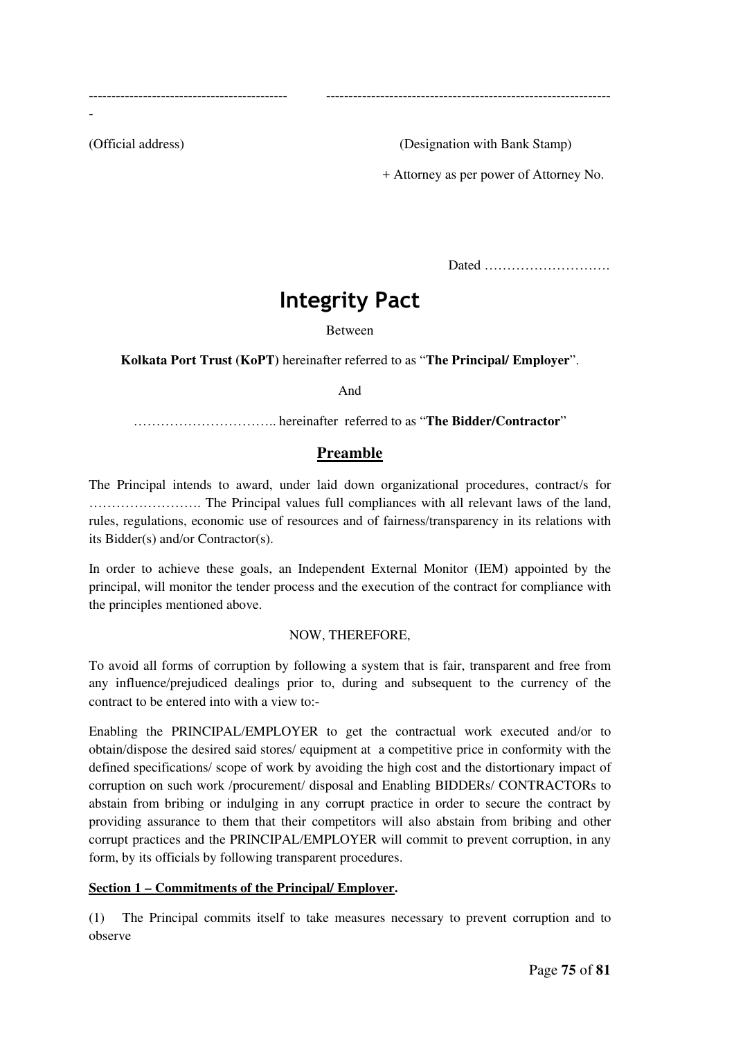-------------------------------------------- ---------------------------------------------------------------

-

(Official address) (Designation with Bank Stamp)

+ Attorney as per power of Attorney No.

Dated ……………………….

# Integrity Pact

Between

**Kolkata Port Trust (KoPT)** hereinafter referred to as "**The Principal/ Employer**".

And

………………………….. hereinafter referred to as "**The Bidder/Contractor**"

## Preamble

The Principal intends to award, under laid down organizational procedures, contract/s for ……………………. The Principal values full compliances with all relevant laws of the land, rules, regulations, economic use of resources and of fairness/transparency in its relations with its Bidder(s) and/or Contractor(s).

In order to achieve these goals, an Independent External Monitor (IEM) appointed by the principal, will monitor the tender process and the execution of the contract for compliance with the principles mentioned above.

NOW, THEREFORE,

To avoid all forms of corruption by following a system that is fair, transparent and free from any influence/prejudiced dealings prior to, during and subsequent to the currency of the contract to be entered into with a view to:-

Enabling the PRINCIPAL/EMPLOYER to get the contractual work executed and/or to obtain/dispose the desired said stores/ equipment at a competitive price in conformity with the defined specifications/ scope of work by avoiding the high cost and the distortionary impact of corruption on such work /procurement/ disposal and Enabling BIDDERs/ CONTRACTORs to abstain from bribing or indulging in any corrupt practice in order to secure the contract by providing assurance to them that their competitors will also abstain from bribing and other corrupt practices and the PRINCIPAL/EMPLOYER will commit to prevent corruption, in any form, by its officials by following transparent procedures.

**Section 1 – Commitments of the Principal/ Employer.**

(1) The Principal commits itself to take measures necessary to prevent corruption and to observe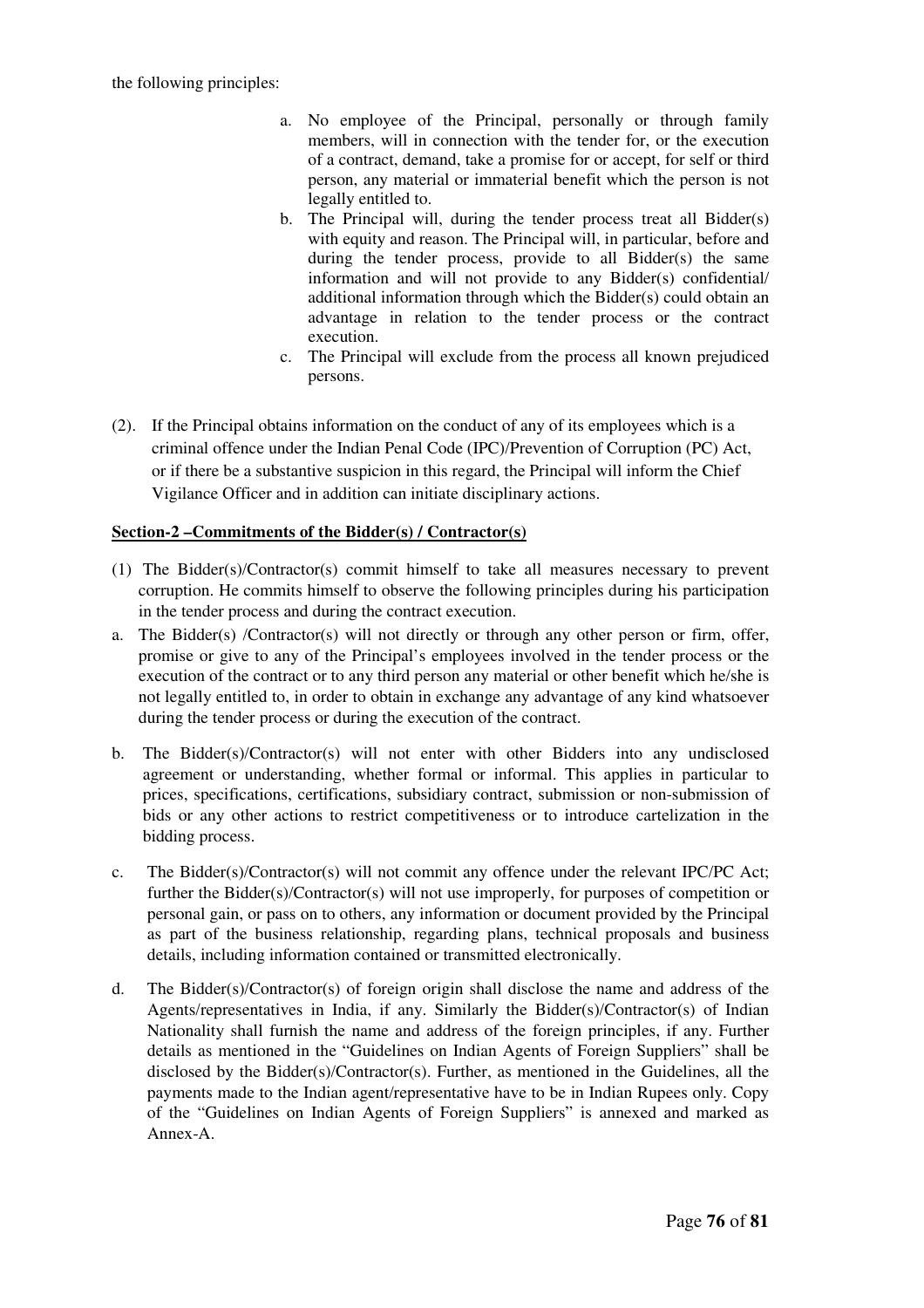the following principles:

a. No employee of the Principal, personally or through family members, will in connection with the tender for, or the execution of a contract, demand, take a promise for or accept, for self or third person, any material or immaterial benefit which the person is not legally entitled to.
b. The Principal will, during the tender process treat all Bidder(s) with equity and reason. The Principal will, in particular, before and during the tender process, provide to all Bidder(s) the same information and will not provide to any Bidder(s) confidential/ additional information through which the Bidder(s) could obtain an advantage in relation to the tender process or the contract execution.
c. The Principal will exclude from the process all known prejudiced persons.

(2). If the Principal obtains information on the conduct of any of its employees which is a criminal offence under the Indian Penal Code (IPC)/Prevention of Corruption (PC) Act, or if there be a substantive suspicion in this regard, the Principal will inform the Chief Vigilance Officer and in addition can initiate disciplinary actions.

**Section-2 –Commitments of the Bidder(s) / Contractor(s)**

(1) The Bidder(s)/Contractor(s) commit himself to take all measures necessary to prevent corruption. He commits himself to observe the following principles during his participation in the tender process and during the contract execution.

a. The Bidder(s) /Contractor(s) will not directly or through any other person or firm, offer, promise or give to any of the Principal's employees involved in the tender process or the execution of the contract or to any third person any material or other benefit which he/she is not legally entitled to, in order to obtain in exchange any advantage of any kind whatsoever during the tender process or during the execution of the contract.

b. The Bidder(s)/Contractor(s) will not enter with other Bidders into any undisclosed agreement or understanding, whether formal or informal. This applies in particular to prices, specifications, certifications, subsidiary contract, submission or non-submission of bids or any other actions to restrict competitiveness or to introduce cartelization in the bidding process.

c. The Bidder(s)/Contractor(s) will not commit any offence under the relevant IPC/PC Act; further the Bidder(s)/Contractor(s) will not use improperly, for purposes of competition or personal gain, or pass on to others, any information or document provided by the Principal as part of the business relationship, regarding plans, technical proposals and business details, including information contained or transmitted electronically.

d. The Bidder(s)/Contractor(s) of foreign origin shall disclose the name and address of the Agents/representatives in India, if any. Similarly the Bidder(s)/Contractor(s) of Indian Nationality shall furnish the name and address of the foreign principles, if any. Further details as mentioned in the "Guidelines on Indian Agents of Foreign Suppliers" shall be disclosed by the Bidder(s)/Contractor(s). Further, as mentioned in the Guidelines, all the payments made to the Indian agent/representative have to be in Indian Rupees only. Copy of the "Guidelines on Indian Agents of Foreign Suppliers" is annexed and marked as Annex-A.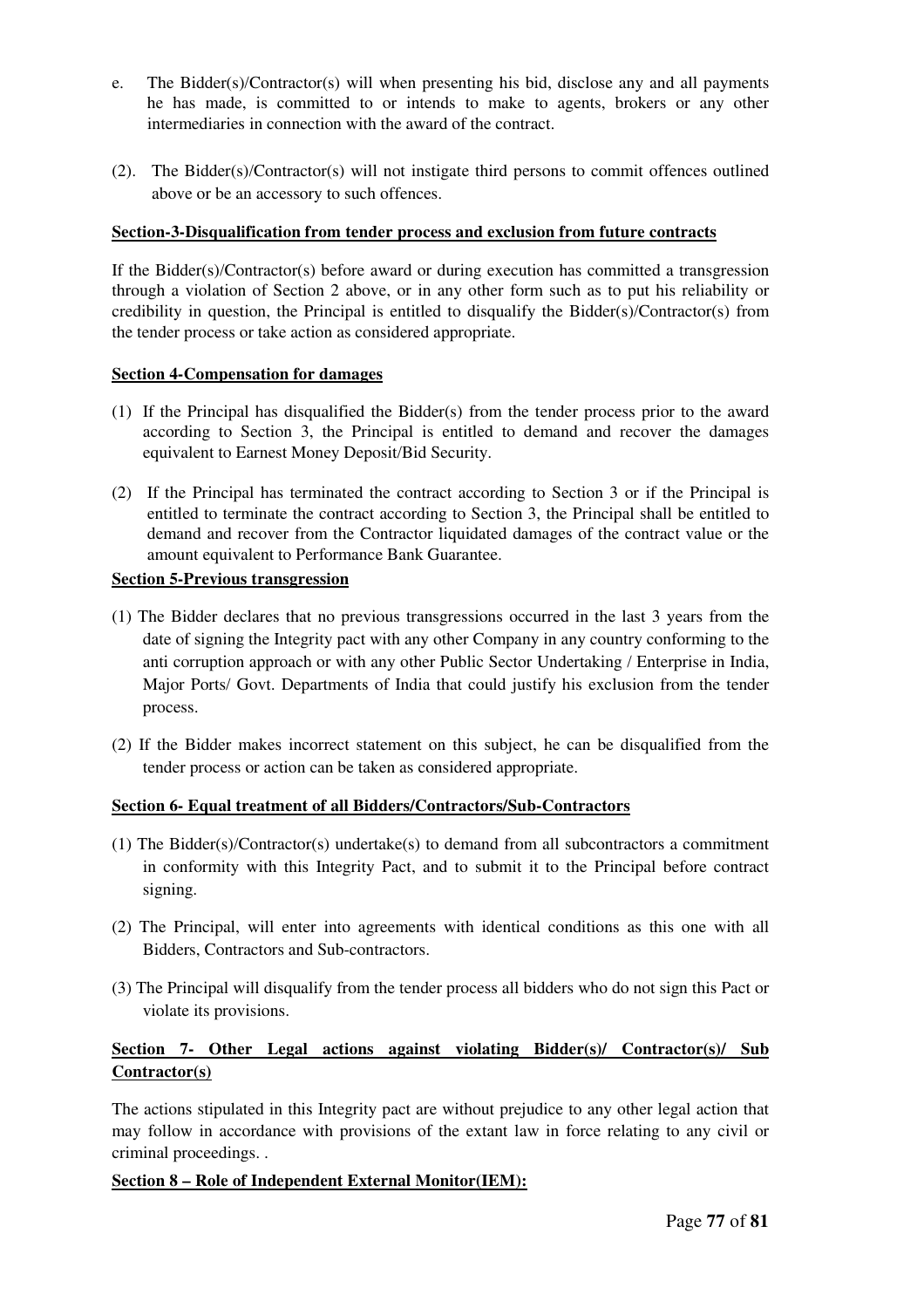e. The Bidder(s)/Contractor(s) will when presenting his bid, disclose any and all payments he has made, is committed to or intends to make to agents, brokers or any other intermediaries in connection with the award of the contract.

(2). The Bidder(s)/Contractor(s) will not instigate third persons to commit offences outlined above or be an accessory to such offences.

**Section-3-Disqualification from tender process and exclusion from future contracts**

If the Bidder(s)/Contractor(s) before award or during execution has committed a transgression through a violation of Section 2 above, or in any other form such as to put his reliability or credibility in question, the Principal is entitled to disqualify the Bidder(s)/Contractor(s) from the tender process or take action as considered appropriate.

**Section 4-Compensation for damages**

(1) If the Principal has disqualified the Bidder(s) from the tender process prior to the award according to Section 3, the Principal is entitled to demand and recover the damages equivalent to Earnest Money Deposit/Bid Security.

(2) If the Principal has terminated the contract according to Section 3 or if the Principal is entitled to terminate the contract according to Section 3, the Principal shall be entitled to demand and recover from the Contractor liquidated damages of the contract value or the amount equivalent to Performance Bank Guarantee.

**Section 5-Previous transgression**

(1) The Bidder declares that no previous transgressions occurred in the last 3 years from the date of signing the Integrity pact with any other Company in any country conforming to the anti corruption approach or with any other Public Sector Undertaking / Enterprise in India, Major Ports/ Govt. Departments of India that could justify his exclusion from the tender process.

(2) If the Bidder makes incorrect statement on this subject, he can be disqualified from the tender process or action can be taken as considered appropriate.

**Section 6- Equal treatment of all Bidders/Contractors/Sub-Contractors**

(1) The Bidder(s)/Contractor(s) undertake(s) to demand from all subcontractors a commitment in conformity with this Integrity Pact, and to submit it to the Principal before contract signing.

(2) The Principal, will enter into agreements with identical conditions as this one with all Bidders, Contractors and Sub-contractors.

(3) The Principal will disqualify from the tender process all bidders who do not sign this Pact or violate its provisions.

**Section 7- Other Legal actions against violating Bidder(s)/ Contractor(s)/ Sub Contractor(s)**

The actions stipulated in this Integrity pact are without prejudice to any other legal action that may follow in accordance with provisions of the extant law in force relating to any civil or criminal proceedings. .

**Section 8 – Role of Independent External Monitor(IEM):**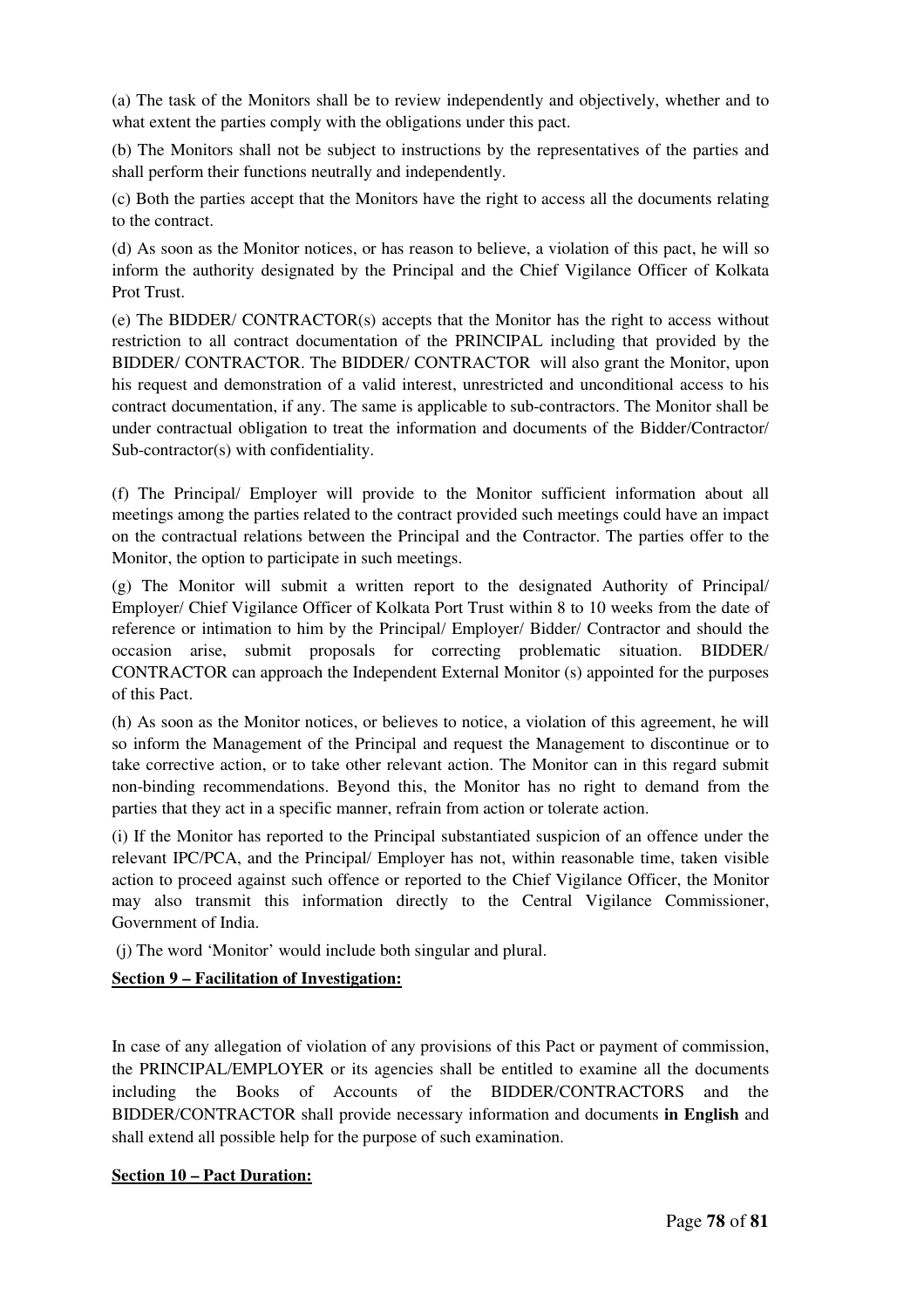(a) The task of the Monitors shall be to review independently and objectively, whether and to what extent the parties comply with the obligations under this pact.

(b) The Monitors shall not be subject to instructions by the representatives of the parties and shall perform their functions neutrally and independently.

(c) Both the parties accept that the Monitors have the right to access all the documents relating to the contract.

(d) As soon as the Monitor notices, or has reason to believe, a violation of this pact, he will so inform the authority designated by the Principal and the Chief Vigilance Officer of Kolkata Prot Trust.

(e) The BIDDER/ CONTRACTOR(s) accepts that the Monitor has the right to access without restriction to all contract documentation of the PRINCIPAL including that provided by the BIDDER/ CONTRACTOR. The BIDDER/ CONTRACTOR will also grant the Monitor, upon his request and demonstration of a valid interest, unrestricted and unconditional access to his contract documentation, if any. The same is applicable to sub-contractors. The Monitor shall be under contractual obligation to treat the information and documents of the Bidder/Contractor/ Sub-contractor(s) with confidentiality.

(f) The Principal/ Employer will provide to the Monitor sufficient information about all meetings among the parties related to the contract provided such meetings could have an impact on the contractual relations between the Principal and the Contractor. The parties offer to the Monitor, the option to participate in such meetings.

(g) The Monitor will submit a written report to the designated Authority of Principal/ Employer/ Chief Vigilance Officer of Kolkata Port Trust within 8 to 10 weeks from the date of reference or intimation to him by the Principal/ Employer/ Bidder/ Contractor and should the occasion arise, submit proposals for correcting problematic situation. BIDDER/ CONTRACTOR can approach the Independent External Monitor (s) appointed for the purposes of this Pact.

(h) As soon as the Monitor notices, or believes to notice, a violation of this agreement, he will so inform the Management of the Principal and request the Management to discontinue or to take corrective action, or to take other relevant action. The Monitor can in this regard submit non-binding recommendations. Beyond this, the Monitor has no right to demand from the parties that they act in a specific manner, refrain from action or tolerate action.

(i) If the Monitor has reported to the Principal substantiated suspicion of an offence under the relevant IPC/PCA, and the Principal/ Employer has not, within reasonable time, taken visible action to proceed against such offence or reported to the Chief Vigilance Officer, the Monitor may also transmit this information directly to the Central Vigilance Commissioner, Government of India.

(j) The word 'Monitor' would include both singular and plural.

**Section 9 – Facilitation of Investigation:**

In case of any allegation of violation of any provisions of this Pact or payment of commission, the PRINCIPAL/EMPLOYER or its agencies shall be entitled to examine all the documents including the Books of Accounts of the BIDDER/CONTRACTORS and the BIDDER/CONTRACTOR shall provide necessary information and documents **in English** and shall extend all possible help for the purpose of such examination.

**Section 10 – Pact Duration:**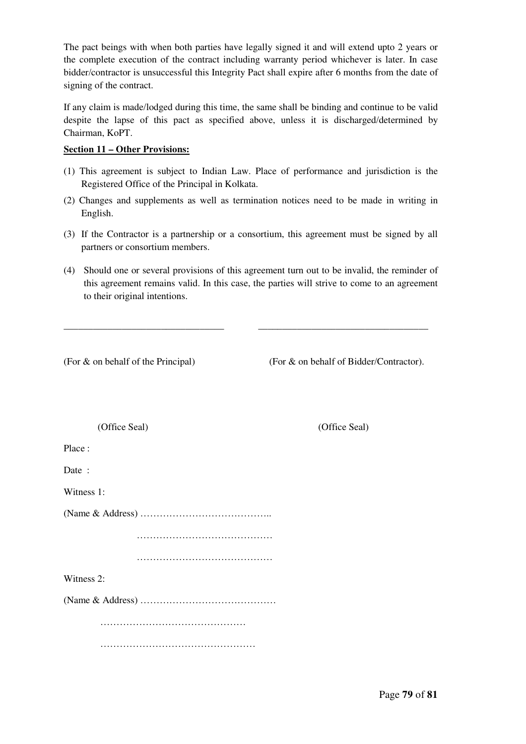The pact beings with when both parties have legally signed it and will extend upto 2 years or the complete execution of the contract including warranty period whichever is later. In case bidder/contractor is unsuccessful this Integrity Pact shall expire after 6 months from the date of signing of the contract.

If any claim is made/lodged during this time, the same shall be binding and continue to be valid despite the lapse of this pact as specified above, unless it is discharged/determined by Chairman, KoPT.

**Section 11 – Other Provisions:**

(1) This agreement is subject to Indian Law. Place of performance and jurisdiction is the Registered Office of the Principal in Kolkata.

(2) Changes and supplements as well as termination notices need to be made in writing in English.

(3) If the Contractor is a partnership or a consortium, this agreement must be signed by all partners or consortium members.

(4) Should one or several provisions of this agreement turn out to be invalid, the reminder of this agreement remains valid. In this case, the parties will strive to come to an agreement to their original intentions.

________________________________ ________________________________

(For & on behalf of the Principal) (For & on behalf of Bidder/Contractor).

(Office Seal) (Office Seal)

Place :

Date :

Witness 1:

(Name & Address) …………………………………..

……………………………………

……………………………………

Witness 2:

(Name & Address) ……………………………………

………………………………………

…………………………………………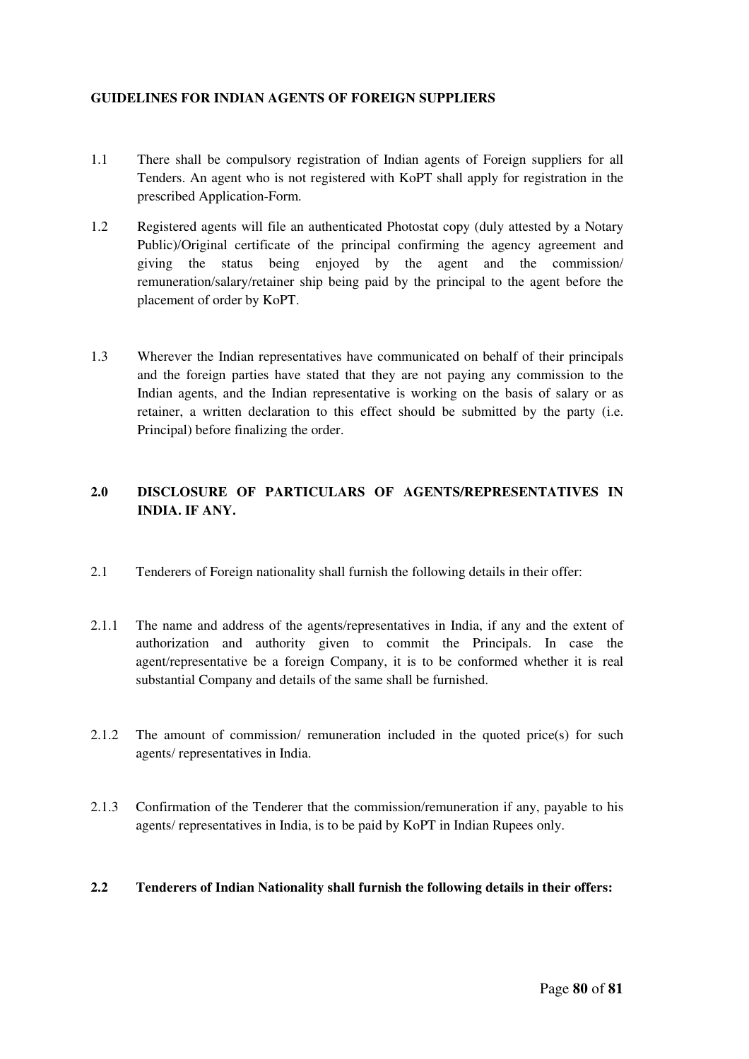**GUIDELINES FOR INDIAN AGENTS OF FOREIGN SUPPLIERS**

1.1 There shall be compulsory registration of Indian agents of Foreign suppliers for all Tenders. An agent who is not registered with KoPT shall apply for registration in the prescribed Application-Form.

1.2 Registered agents will file an authenticated Photostat copy (duly attested by a Notary Public)/Original certificate of the principal confirming the agency agreement and giving the status being enjoyed by the agent and the commission/ remuneration/salary/retainer ship being paid by the principal to the agent before the placement of order by KoPT.

1.3 Wherever the Indian representatives have communicated on behalf of their principals and the foreign parties have stated that they are not paying any commission to the Indian agents, and the Indian representative is working on the basis of salary or as retainer, a written declaration to this effect should be submitted by the party (i.e. Principal) before finalizing the order.

**2.0 DISCLOSURE OF PARTICULARS OF AGENTS/REPRESENTATIVES IN INDIA. IF ANY.**

2.1 Tenderers of Foreign nationality shall furnish the following details in their offer:

2.1.1 The name and address of the agents/representatives in India, if any and the extent of authorization and authority given to commit the Principals. In case the agent/representative be a foreign Company, it is to be conformed whether it is real substantial Company and details of the same shall be furnished.

2.1.2 The amount of commission/ remuneration included in the quoted price(s) for such agents/ representatives in India.

2.1.3 Confirmation of the Tenderer that the commission/remuneration if any, payable to his agents/ representatives in India, is to be paid by KoPT in Indian Rupees only.

**2.2 Tenderers of Indian Nationality shall furnish the following details in their offers:**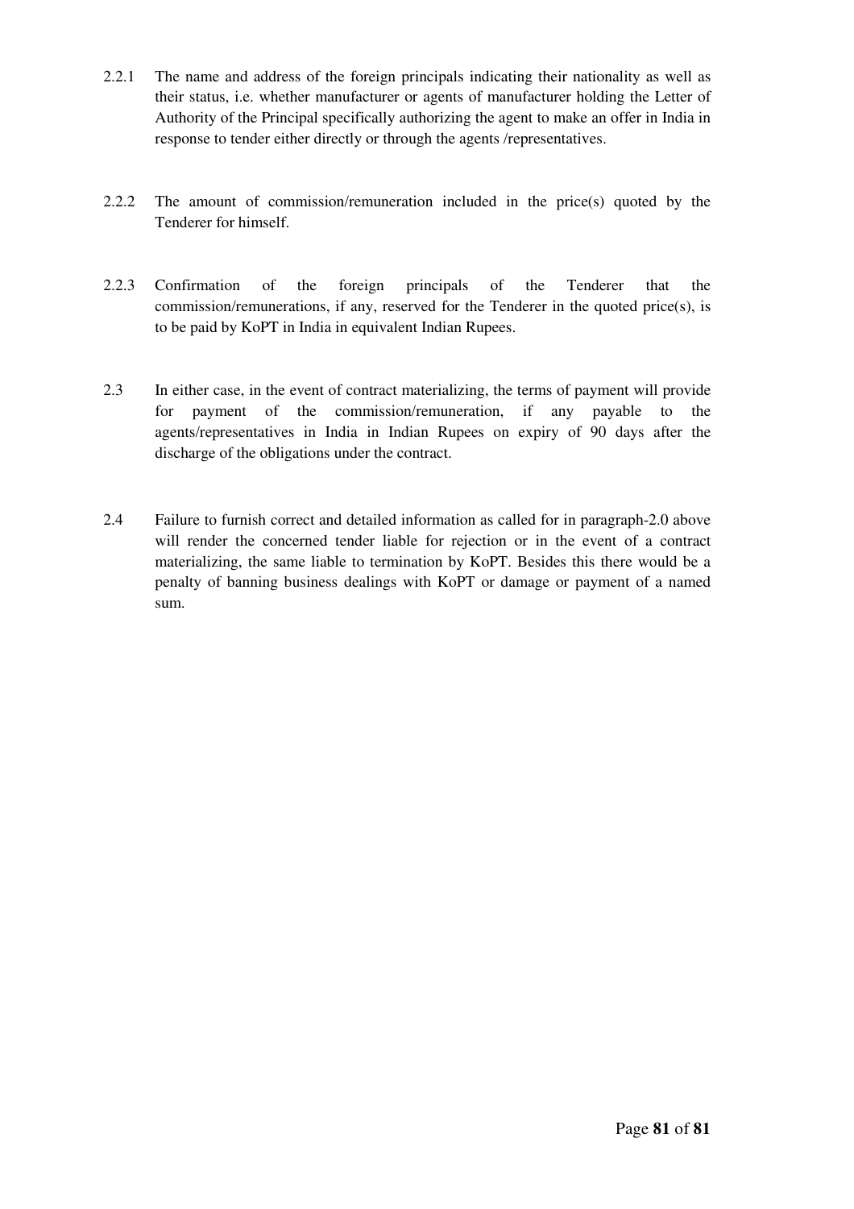2.2.1 The name and address of the foreign principals indicating their nationality as well as their status, i.e. whether manufacturer or agents of manufacturer holding the Letter of Authority of the Principal specifically authorizing the agent to make an offer in India in response to tender either directly or through the agents /representatives.

2.2.2 The amount of commission/remuneration included in the price(s) quoted by the Tenderer for himself.

2.2.3 Confirmation of the foreign principals of the Tenderer that the commission/remunerations, if any, reserved for the Tenderer in the quoted price(s), is to be paid by KoPT in India in equivalent Indian Rupees.

2.3 In either case, in the event of contract materializing, the terms of payment will provide for payment of the commission/remuneration, if any payable to the agents/representatives in India in Indian Rupees on expiry of 90 days after the discharge of the obligations under the contract.

2.4 Failure to furnish correct and detailed information as called for in paragraph-2.0 above will render the concerned tender liable for rejection or in the event of a contract materializing, the same liable to termination by KoPT. Besides this there would be a penalty of banning business dealings with KoPT or damage or payment of a named sum.